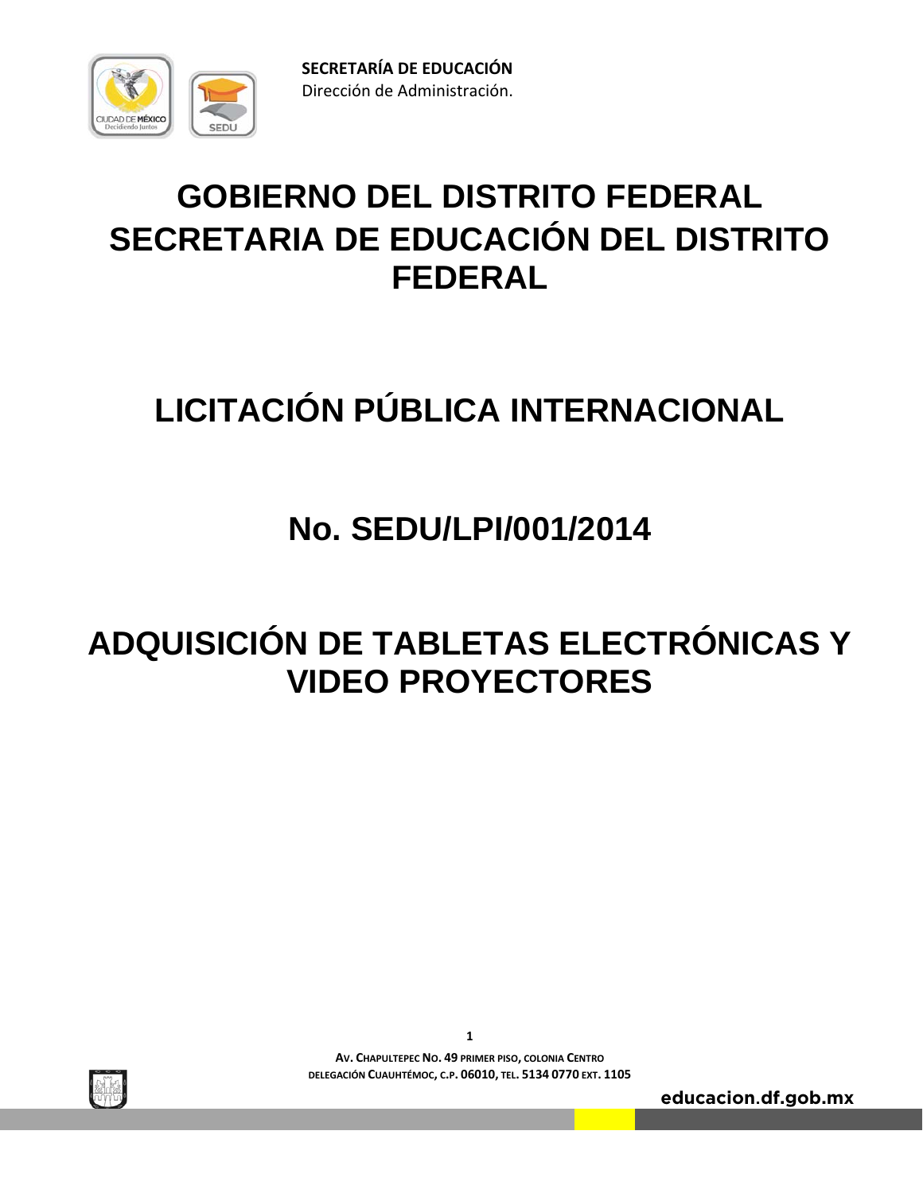**SECRETARÍA DE EDUCACIÓN**
Dirección de Administración.

# GOBIERNO DEL DISTRITO FEDERAL
# SECRETARIA DE EDUCACIÓN DEL DISTRITO FEDERAL

# LICITACIÓN PÚBLICA INTERNACIONAL

# No. SEDU/LPI/001/2014

# ADQUISICIÓN DE TABLETAS ELECTRÓNICAS Y VIDEO PROYECTORES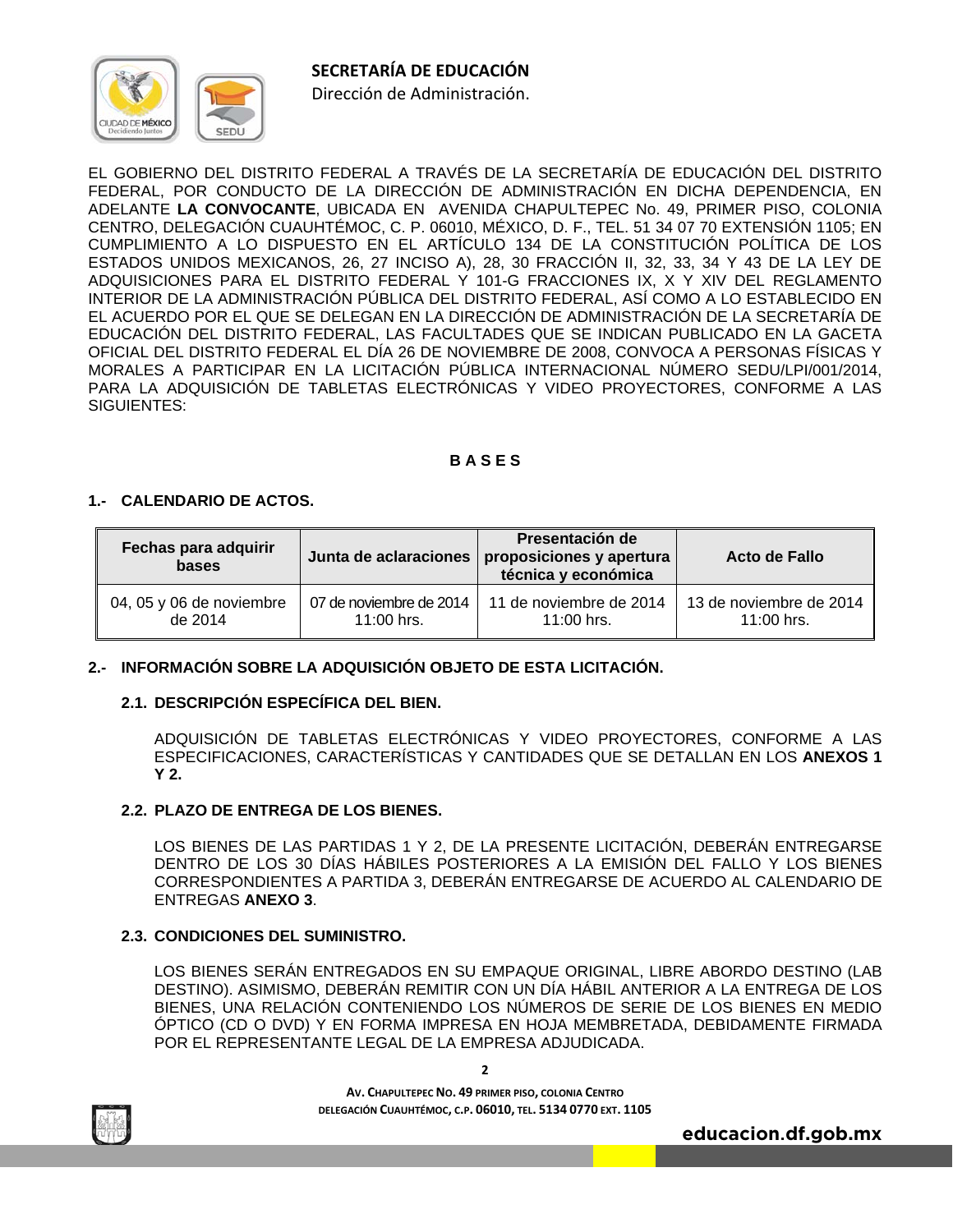**SECRETARÍA DE EDUCACIÓN**
Dirección de Administración.

EL GOBIERNO DEL DISTRITO FEDERAL A TRAVÉS DE LA SECRETARÍA DE EDUCACIÓN DEL DISTRITO FEDERAL, POR CONDUCTO DE LA DIRECCIÓN DE ADMINISTRACIÓN EN DICHA DEPENDENCIA, EN ADELANTE **LA CONVOCANTE**, UBICADA EN AVENIDA CHAPULTEPEC No. 49, PRIMER PISO, COLONIA CENTRO, DELEGACIÓN CUAUHTÉMOC, C. P. 06010, MÉXICO, D. F., TEL. 51 34 07 70 EXTENSIÓN 1105; EN CUMPLIMIENTO A LO DISPUESTO EN EL ARTÍCULO 134 DE LA CONSTITUCIÓN POLÍTICA DE LOS ESTADOS UNIDOS MEXICANOS, 26, 27 INCISO A), 28, 30 FRACCIÓN II, 32, 33, 34 Y 43 DE LA LEY DE ADQUISICIONES PARA EL DISTRITO FEDERAL Y 101-G FRACCIONES IX, X Y XIV DEL REGLAMENTO INTERIOR DE LA ADMINISTRACIÓN PÚBLICA DEL DISTRITO FEDERAL, ASÍ COMO A LO ESTABLECIDO EN EL ACUERDO POR EL QUE SE DELEGAN EN LA DIRECCIÓN DE ADMINISTRACIÓN DE LA SECRETARÍA DE EDUCACIÓN DEL DISTRITO FEDERAL, LAS FACULTADES QUE SE INDICAN PUBLICADO EN LA GACETA OFICIAL DEL DISTRITO FEDERAL EL DÍA 26 DE NOVIEMBRE DE 2008, CONVOCA A PERSONAS FÍSICAS Y MORALES A PARTICIPAR EN LA LICITACIÓN PÚBLICA INTERNACIONAL NÚMERO SEDU/LPI/001/2014, PARA LA ADQUISICIÓN DE TABLETAS ELECTRÓNICAS Y VIDEO PROYECTORES, CONFORME A LAS SIGUIENTES:

## B A S E S

### 1.- CALENDARIO DE ACTOS.

| Fechas para adquirir bases | Junta de aclaraciones | Presentación de proposiciones y apertura técnica y económica | Acto de Fallo |
|---|---|---|---|
| 04, 05 y 06 de noviembre de 2014 | 07 de noviembre de 2014 11:00 hrs. | 11 de noviembre de 2014 11:00 hrs. | 13 de noviembre de 2014 11:00 hrs. |

### 2.- INFORMACIÓN SOBRE LA ADQUISICIÓN OBJETO DE ESTA LICITACIÓN.

#### 2.1. DESCRIPCIÓN ESPECÍFICA DEL BIEN.

ADQUISICIÓN DE TABLETAS ELECTRÓNICAS Y VIDEO PROYECTORES, CONFORME A LAS ESPECIFICACIONES, CARACTERÍSTICAS Y CANTIDADES QUE SE DETALLAN EN LOS **ANEXOS 1 Y 2.**

#### 2.2. PLAZO DE ENTREGA DE LOS BIENES.

LOS BIENES DE LAS PARTIDAS 1 Y 2, DE LA PRESENTE LICITACIÓN, DEBERÁN ENTREGARSE DENTRO DE LOS 30 DÍAS HÁBILES POSTERIORES A LA EMISIÓN DEL FALLO Y LOS BIENES CORRESPONDIENTES A PARTIDA 3, DEBERÁN ENTREGARSE DE ACUERDO AL CALENDARIO DE ENTREGAS **ANEXO 3**.

#### 2.3. CONDICIONES DEL SUMINISTRO.

LOS BIENES SERÁN ENTREGADOS EN SU EMPAQUE ORIGINAL, LIBRE ABORDO DESTINO (LAB DESTINO). ASIMISMO, DEBERÁN REMITIR CON UN DÍA HÁBIL ANTERIOR A LA ENTREGA DE LOS BIENES, UNA RELACIÓN CONTENIENDO LOS NÚMEROS DE SERIE DE LOS BIENES EN MEDIO ÓPTICO (CD O DVD) Y EN FORMA IMPRESA EN HOJA MEMBRETADA, DEBIDAMENTE FIRMADA POR EL REPRESENTANTE LEGAL DE LA EMPRESA ADJUDICADA.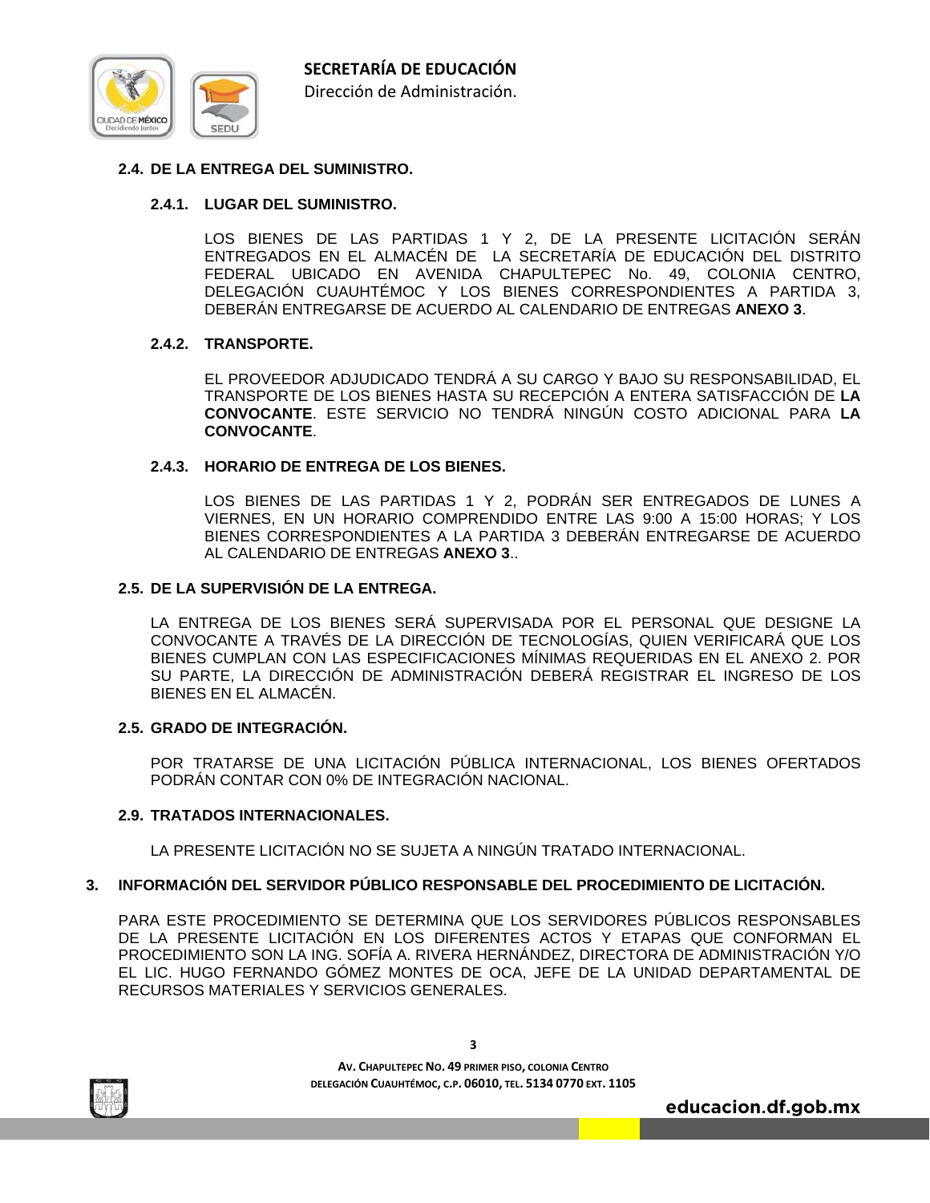#### 2.4. DE LA ENTREGA DEL SUMINISTRO.

##### 2.4.1. LUGAR DEL SUMINISTRO.

LOS BIENES DE LAS PARTIDAS 1 Y 2, DE LA PRESENTE LICITACIÓN SERÁN ENTREGADOS EN EL ALMACÉN DE LA SECRETARÍA DE EDUCACIÓN DEL DISTRITO FEDERAL UBICADO EN AVENIDA CHAPULTEPEC No. 49, COLONIA CENTRO, DELEGACIÓN CUAUHTÉMOC Y LOS BIENES CORRESPONDIENTES A PARTIDA 3, DEBERÁN ENTREGARSE DE ACUERDO AL CALENDARIO DE ENTREGAS **ANEXO 3**.

##### 2.4.2. TRANSPORTE.

EL PROVEEDOR ADJUDICADO TENDRÁ A SU CARGO Y BAJO SU RESPONSABILIDAD, EL TRANSPORTE DE LOS BIENES HASTA SU RECEPCIÓN A ENTERA SATISFACCIÓN DE **LA CONVOCANTE**. ESTE SERVICIO NO TENDRÁ NINGÚN COSTO ADICIONAL PARA **LA CONVOCANTE**.

##### 2.4.3. HORARIO DE ENTREGA DE LOS BIENES.

LOS BIENES DE LAS PARTIDAS 1 Y 2, PODRÁN SER ENTREGADOS DE LUNES A VIERNES, EN UN HORARIO COMPRENDIDO ENTRE LAS 9:00 A 15:00 HORAS; Y LOS BIENES CORRESPONDIENTES A LA PARTIDA 3 DEBERÁN ENTREGARSE DE ACUERDO AL CALENDARIO DE ENTREGAS **ANEXO 3**..

#### 2.5. DE LA SUPERVISIÓN DE LA ENTREGA.

LA ENTREGA DE LOS BIENES SERÁ SUPERVISADA POR EL PERSONAL QUE DESIGNE LA CONVOCANTE A TRAVÉS DE LA DIRECCIÓN DE TECNOLOGÍAS, QUIEN VERIFICARÁ QUE LOS BIENES CUMPLAN CON LAS ESPECIFICACIONES MÍNIMAS REQUERIDAS EN EL ANEXO 2. POR SU PARTE, LA DIRECCIÓN DE ADMINISTRACIÓN DEBERÁ REGISTRAR EL INGRESO DE LOS BIENES EN EL ALMACÉN.

#### 2.5. GRADO DE INTEGRACIÓN.

POR TRATARSE DE UNA LICITACIÓN PÚBLICA INTERNACIONAL, LOS BIENES OFERTADOS PODRÁN CONTAR CON 0% DE INTEGRACIÓN NACIONAL.

#### 2.9. TRATADOS INTERNACIONALES.

LA PRESENTE LICITACIÓN NO SE SUJETA A NINGÚN TRATADO INTERNACIONAL.

### 3. INFORMACIÓN DEL SERVIDOR PÚBLICO RESPONSABLE DEL PROCEDIMIENTO DE LICITACIÓN.

PARA ESTE PROCEDIMIENTO SE DETERMINA QUE LOS SERVIDORES PÚBLICOS RESPONSABLES DE LA PRESENTE LICITACIÓN EN LOS DIFERENTES ACTOS Y ETAPAS QUE CONFORMAN EL PROCEDIMIENTO SON LA ING. SOFÍA A. RIVERA HERNÁNDEZ, DIRECTORA DE ADMINISTRACIÓN Y/O EL LIC. HUGO FERNANDO GÓMEZ MONTES DE OCA, JEFE DE LA UNIDAD DEPARTAMENTAL DE RECURSOS MATERIALES Y SERVICIOS GENERALES.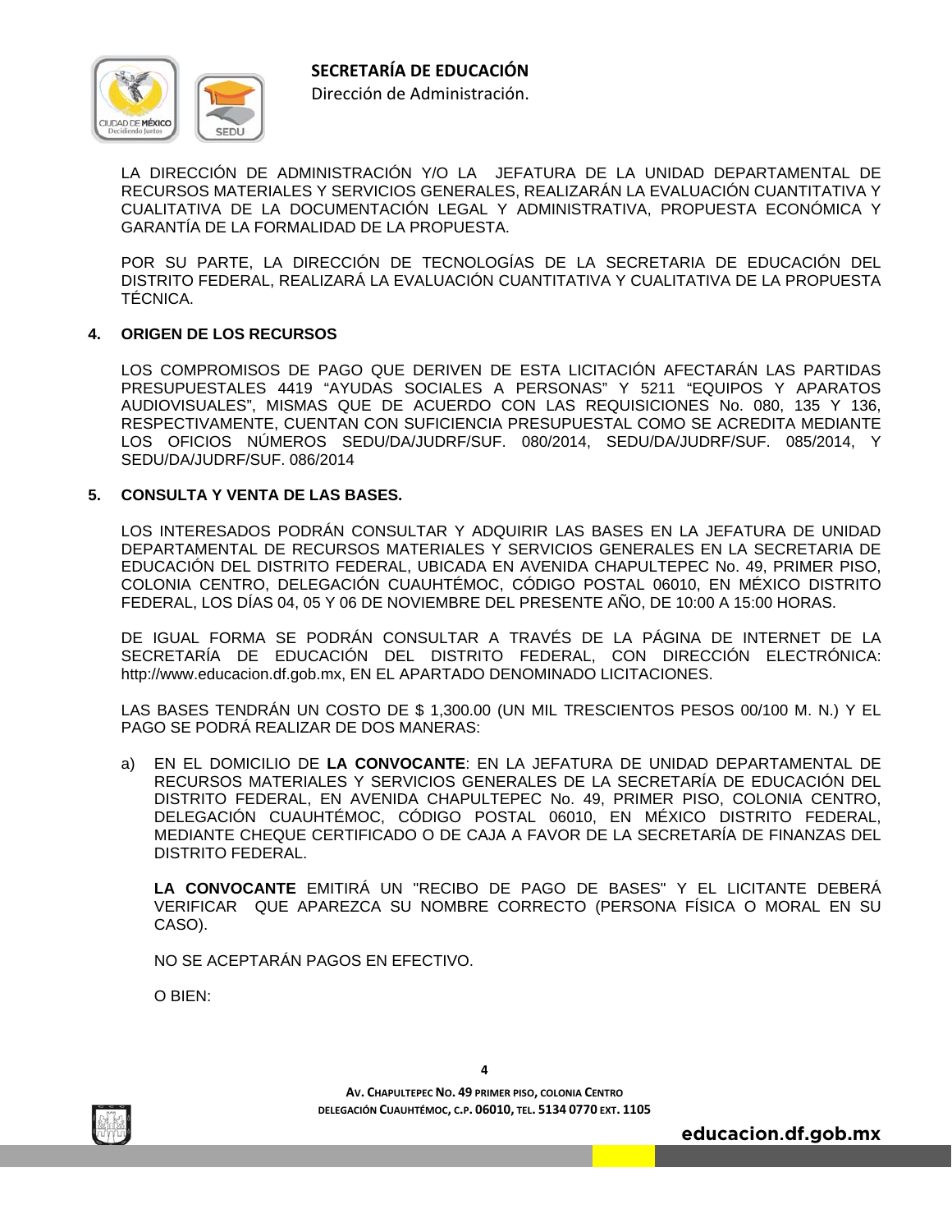LA DIRECCIÓN DE ADMINISTRACIÓN Y/O LA JEFATURA DE LA UNIDAD DEPARTAMENTAL DE RECURSOS MATERIALES Y SERVICIOS GENERALES, REALIZARÁN LA EVALUACIÓN CUANTITATIVA Y CUALITATIVA DE LA DOCUMENTACIÓN LEGAL Y ADMINISTRATIVA, PROPUESTA ECONÓMICA Y GARANTÍA DE LA FORMALIDAD DE LA PROPUESTA.

POR SU PARTE, LA DIRECCIÓN DE TECNOLOGÍAS DE LA SECRETARIA DE EDUCACIÓN DEL DISTRITO FEDERAL, REALIZARÁ LA EVALUACIÓN CUANTITATIVA Y CUALITATIVA DE LA PROPUESTA TÉCNICA.

## 4. ORIGEN DE LOS RECURSOS

LOS COMPROMISOS DE PAGO QUE DERIVEN DE ESTA LICITACIÓN AFECTARÁN LAS PARTIDAS PRESUPUESTALES 4419 "AYUDAS SOCIALES A PERSONAS" Y 5211 "EQUIPOS Y APARATOS AUDIOVISUALES", MISMAS QUE DE ACUERDO CON LAS REQUISICIONES No. 080, 135 Y 136, RESPECTIVAMENTE, CUENTAN CON SUFICIENCIA PRESUPUESTAL COMO SE ACREDITA MEDIANTE LOS OFICIOS NÚMEROS SEDU/DA/JUDRF/SUF. 080/2014, SEDU/DA/JUDRF/SUF. 085/2014, Y SEDU/DA/JUDRF/SUF. 086/2014

## 5. CONSULTA Y VENTA DE LAS BASES.

LOS INTERESADOS PODRÁN CONSULTAR Y ADQUIRIR LAS BASES EN LA JEFATURA DE UNIDAD DEPARTAMENTAL DE RECURSOS MATERIALES Y SERVICIOS GENERALES EN LA SECRETARIA DE EDUCACIÓN DEL DISTRITO FEDERAL, UBICADA EN AVENIDA CHAPULTEPEC No. 49, PRIMER PISO, COLONIA CENTRO, DELEGACIÓN CUAUHTÉMOC, CÓDIGO POSTAL 06010, EN MÉXICO DISTRITO FEDERAL, LOS DÍAS 04, 05 Y 06 DE NOVIEMBRE DEL PRESENTE AÑO, DE 10:00 A 15:00 HORAS.

DE IGUAL FORMA SE PODRÁN CONSULTAR A TRAVÉS DE LA PÁGINA DE INTERNET DE LA SECRETARÍA DE EDUCACIÓN DEL DISTRITO FEDERAL, CON DIRECCIÓN ELECTRÓNICA: http://www.educacion.df.gob.mx, EN EL APARTADO DENOMINADO LICITACIONES.

LAS BASES TENDRÁN UN COSTO DE $ 1,300.00 (UN MIL TRESCIENTOS PESOS 00/100 M. N.) Y EL PAGO SE PODRÁ REALIZAR DE DOS MANERAS:

a) EN EL DOMICILIO DE **LA CONVOCANTE**: EN LA JEFATURA DE UNIDAD DEPARTAMENTAL DE RECURSOS MATERIALES Y SERVICIOS GENERALES DE LA SECRETARÍA DE EDUCACIÓN DEL DISTRITO FEDERAL, EN AVENIDA CHAPULTEPEC No. 49, PRIMER PISO, COLONIA CENTRO, DELEGACIÓN CUAUHTÉMOC, CÓDIGO POSTAL 06010, EN MÉXICO DISTRITO FEDERAL, MEDIANTE CHEQUE CERTIFICADO O DE CAJA A FAVOR DE LA SECRETARÍA DE FINANZAS DEL DISTRITO FEDERAL.

   **LA CONVOCANTE** EMITIRÁ UN "RECIBO DE PAGO DE BASES" Y EL LICITANTE DEBERÁ VERIFICAR QUE APAREZCA SU NOMBRE CORRECTO (PERSONA FÍSICA O MORAL EN SU CASO).

   NO SE ACEPTARÁN PAGOS EN EFECTIVO.

   O BIEN: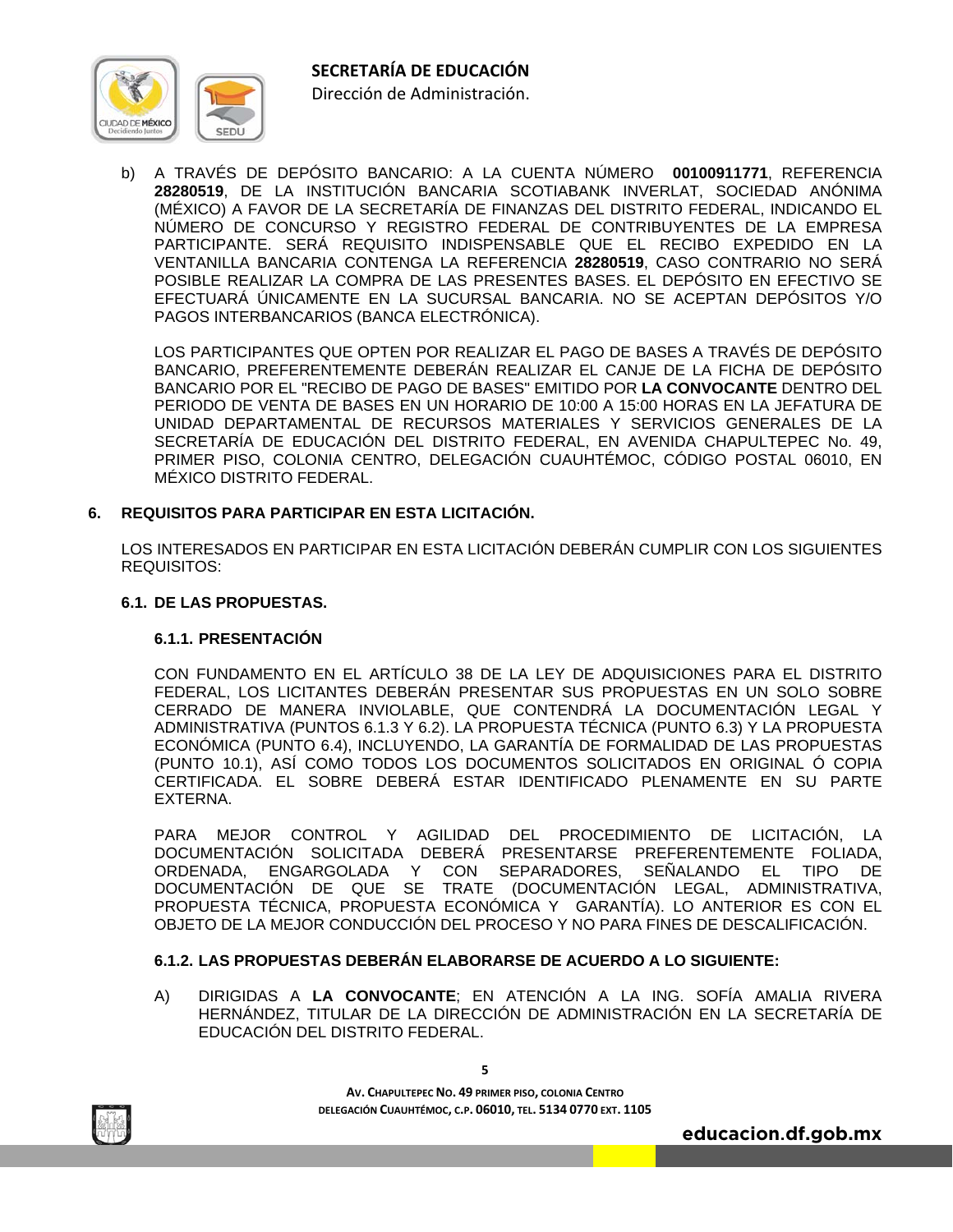b) A TRAVÉS DE DEPÓSITO BANCARIO: A LA CUENTA NÚMERO **00100911771**, REFERENCIA **28280519**, DE LA INSTITUCIÓN BANCARIA SCOTIABANK INVERLAT, SOCIEDAD ANÓNIMA (MÉXICO) A FAVOR DE LA SECRETARÍA DE FINANZAS DEL DISTRITO FEDERAL, INDICANDO EL NÚMERO DE CONCURSO Y REGISTRO FEDERAL DE CONTRIBUYENTES DE LA EMPRESA PARTICIPANTE. SERÁ REQUISITO INDISPENSABLE QUE EL RECIBO EXPEDIDO EN LA VENTANILLA BANCARIA CONTENGA LA REFERENCIA **28280519**, CASO CONTRARIO NO SERÁ POSIBLE REALIZAR LA COMPRA DE LAS PRESENTES BASES. EL DEPÓSITO EN EFECTIVO SE EFECTUARÁ ÚNICAMENTE EN LA SUCURSAL BANCARIA. NO SE ACEPTAN DEPÓSITOS Y/O PAGOS INTERBANCARIOS (BANCA ELECTRÓNICA).

LOS PARTICIPANTES QUE OPTEN POR REALIZAR EL PAGO DE BASES A TRAVÉS DE DEPÓSITO BANCARIO, PREFERENTEMENTE DEBERÁN REALIZAR EL CANJE DE LA FICHA DE DEPÓSITO BANCARIO POR EL "RECIBO DE PAGO DE BASES" EMITIDO POR **LA CONVOCANTE** DENTRO DEL PERIODO DE VENTA DE BASES EN UN HORARIO DE 10:00 A 15:00 HORAS EN LA JEFATURA DE UNIDAD DEPARTAMENTAL DE RECURSOS MATERIALES Y SERVICIOS GENERALES DE LA SECRETARÍA DE EDUCACIÓN DEL DISTRITO FEDERAL, EN AVENIDA CHAPULTEPEC No. 49, PRIMER PISO, COLONIA CENTRO, DELEGACIÓN CUAUHTÉMOC, CÓDIGO POSTAL 06010, EN MÉXICO DISTRITO FEDERAL.

## 6. REQUISITOS PARA PARTICIPAR EN ESTA LICITACIÓN.

LOS INTERESADOS EN PARTICIPAR EN ESTA LICITACIÓN DEBERÁN CUMPLIR CON LOS SIGUIENTES REQUISITOS:

### 6.1. DE LAS PROPUESTAS.

#### 6.1.1. PRESENTACIÓN

CON FUNDAMENTO EN EL ARTÍCULO 38 DE LA LEY DE ADQUISICIONES PARA EL DISTRITO FEDERAL, LOS LICITANTES DEBERÁN PRESENTAR SUS PROPUESTAS EN UN SOLO SOBRE CERRADO DE MANERA INVIOLABLE, QUE CONTENDRÁ LA DOCUMENTACIÓN LEGAL Y ADMINISTRATIVA (PUNTOS 6.1.3 Y 6.2). LA PROPUESTA TÉCNICA (PUNTO 6.3) Y LA PROPUESTA ECONÓMICA (PUNTO 6.4), INCLUYENDO, LA GARANTÍA DE FORMALIDAD DE LAS PROPUESTAS (PUNTO 10.1), ASÍ COMO TODOS LOS DOCUMENTOS SOLICITADOS EN ORIGINAL Ó COPIA CERTIFICADA. EL SOBRE DEBERÁ ESTAR IDENTIFICADO PLENAMENTE EN SU PARTE EXTERNA.

PARA MEJOR CONTROL Y AGILIDAD DEL PROCEDIMIENTO DE LICITACIÓN, LA DOCUMENTACIÓN SOLICITADA DEBERÁ PRESENTARSE PREFERENTEMENTE FOLIADA, ORDENADA, ENGARGOLADA Y CON SEPARADORES, SEÑALANDO EL TIPO DE DOCUMENTACIÓN DE QUE SE TRATE (DOCUMENTACIÓN LEGAL, ADMINISTRATIVA, PROPUESTA TÉCNICA, PROPUESTA ECONÓMICA Y GARANTÍA). LO ANTERIOR ES CON EL OBJETO DE LA MEJOR CONDUCCIÓN DEL PROCESO Y NO PARA FINES DE DESCALIFICACIÓN.

#### 6.1.2. LAS PROPUESTAS DEBERÁN ELABORARSE DE ACUERDO A LO SIGUIENTE:

A) DIRIGIDAS A **LA CONVOCANTE**; EN ATENCIÓN A LA ING. SOFÍA AMALIA RIVERA HERNÁNDEZ, TITULAR DE LA DIRECCIÓN DE ADMINISTRACIÓN EN LA SECRETARÍA DE EDUCACIÓN DEL DISTRITO FEDERAL.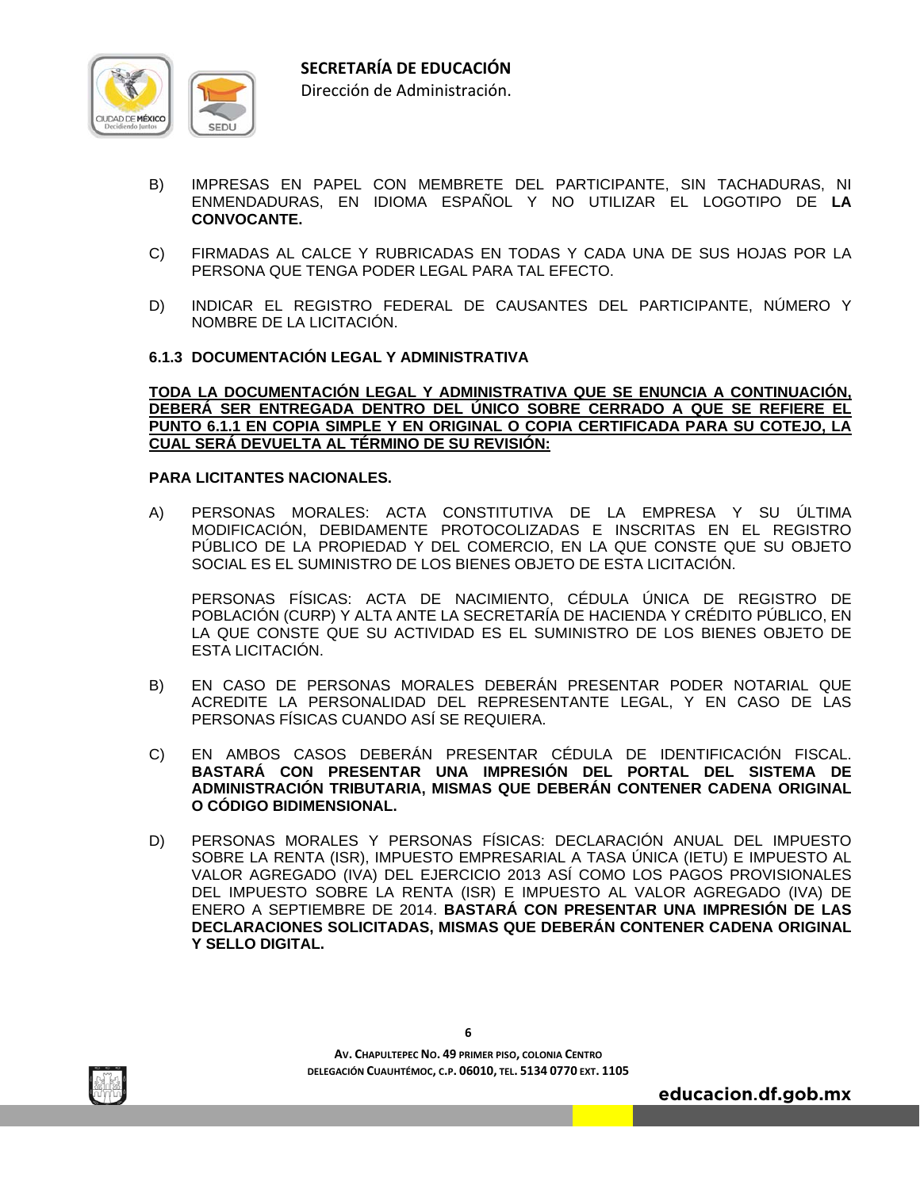B) IMPRESAS EN PAPEL CON MEMBRETE DEL PARTICIPANTE, SIN TACHADURAS, NI ENMENDADURAS, EN IDIOMA ESPAÑOL Y NO UTILIZAR EL LOGOTIPO DE **LA CONVOCANTE.**

C) FIRMADAS AL CALCE Y RUBRICADAS EN TODAS Y CADA UNA DE SUS HOJAS POR LA PERSONA QUE TENGA PODER LEGAL PARA TAL EFECTO.

D) INDICAR EL REGISTRO FEDERAL DE CAUSANTES DEL PARTICIPANTE, NÚMERO Y NOMBRE DE LA LICITACIÓN.

### 6.1.3 DOCUMENTACIÓN LEGAL Y ADMINISTRATIVA

**TODA LA DOCUMENTACIÓN LEGAL Y ADMINISTRATIVA QUE SE ENUNCIA A CONTINUACIÓN, DEBERÁ SER ENTREGADA DENTRO DEL ÚNICO SOBRE CERRADO A QUE SE REFIERE EL PUNTO 6.1.1 EN COPIA SIMPLE Y EN ORIGINAL O COPIA CERTIFICADA PARA SU COTEJO, LA CUAL SERÁ DEVUELTA AL TÉRMINO DE SU REVISIÓN:**

**PARA LICITANTES NACIONALES.**

A) PERSONAS MORALES: ACTA CONSTITUTIVA DE LA EMPRESA Y SU ÚLTIMA MODIFICACIÓN, DEBIDAMENTE PROTOCOLIZADAS E INSCRITAS EN EL REGISTRO PÚBLICO DE LA PROPIEDAD Y DEL COMERCIO, EN LA QUE CONSTE QUE SU OBJETO SOCIAL ES EL SUMINISTRO DE LOS BIENES OBJETO DE ESTA LICITACIÓN.

PERSONAS FÍSICAS: ACTA DE NACIMIENTO, CÉDULA ÚNICA DE REGISTRO DE POBLACIÓN (CURP) Y ALTA ANTE LA SECRETARÍA DE HACIENDA Y CRÉDITO PÚBLICO, EN LA QUE CONSTE QUE SU ACTIVIDAD ES EL SUMINISTRO DE LOS BIENES OBJETO DE ESTA LICITACIÓN.

B) EN CASO DE PERSONAS MORALES DEBERÁN PRESENTAR PODER NOTARIAL QUE ACREDITE LA PERSONALIDAD DEL REPRESENTANTE LEGAL, Y EN CASO DE LAS PERSONAS FÍSICAS CUANDO ASÍ SE REQUIERA.

C) EN AMBOS CASOS DEBERÁN PRESENTAR CÉDULA DE IDENTIFICACIÓN FISCAL. **BASTARÁ CON PRESENTAR UNA IMPRESIÓN DEL PORTAL DEL SISTEMA DE ADMINISTRACIÓN TRIBUTARIA, MISMAS QUE DEBERÁN CONTENER CADENA ORIGINAL O CÓDIGO BIDIMENSIONAL.**

D) PERSONAS MORALES Y PERSONAS FÍSICAS: DECLARACIÓN ANUAL DEL IMPUESTO SOBRE LA RENTA (ISR), IMPUESTO EMPRESARIAL A TASA ÚNICA (IETU) E IMPUESTO AL VALOR AGREGADO (IVA) DEL EJERCICIO 2013 ASÍ COMO LOS PAGOS PROVISIONALES DEL IMPUESTO SOBRE LA RENTA (ISR) E IMPUESTO AL VALOR AGREGADO (IVA) DE ENERO A SEPTIEMBRE DE 2014. **BASTARÁ CON PRESENTAR UNA IMPRESIÓN DE LAS DECLARACIONES SOLICITADAS, MISMAS QUE DEBERÁN CONTENER CADENA ORIGINAL Y SELLO DIGITAL.**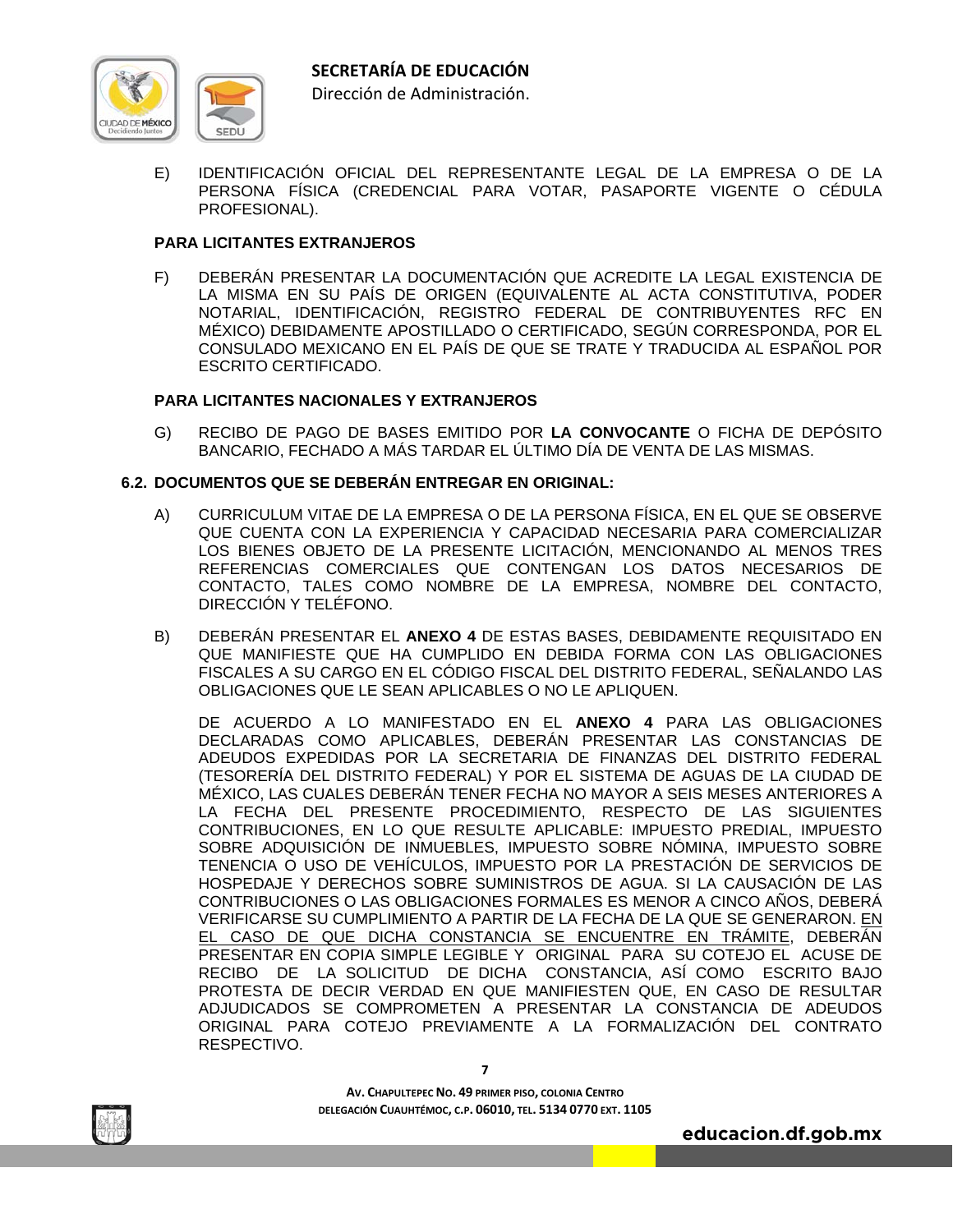E) IDENTIFICACIÓN OFICIAL DEL REPRESENTANTE LEGAL DE LA EMPRESA O DE LA PERSONA FÍSICA (CREDENCIAL PARA VOTAR, PASAPORTE VIGENTE O CÉDULA PROFESIONAL).

**PARA LICITANTES EXTRANJEROS**

F) DEBERÁN PRESENTAR LA DOCUMENTACIÓN QUE ACREDITE LA LEGAL EXISTENCIA DE LA MISMA EN SU PAÍS DE ORIGEN (EQUIVALENTE AL ACTA CONSTITUTIVA, PODER NOTARIAL, IDENTIFICACIÓN, REGISTRO FEDERAL DE CONTRIBUYENTES RFC EN MÉXICO) DEBIDAMENTE APOSTILLADO O CERTIFICADO, SEGÚN CORRESPONDA, POR EL CONSULADO MEXICANO EN EL PAÍS DE QUE SE TRATE Y TRADUCIDA AL ESPAÑOL POR ESCRITO CERTIFICADO.

**PARA LICITANTES NACIONALES Y EXTRANJEROS**

G) RECIBO DE PAGO DE BASES EMITIDO POR **LA CONVOCANTE** O FICHA DE DEPÓSITO BANCARIO, FECHADO A MÁS TARDAR EL ÚLTIMO DÍA DE VENTA DE LAS MISMAS.

**6.2. DOCUMENTOS QUE SE DEBERÁN ENTREGAR EN ORIGINAL:**

A) CURRICULUM VITAE DE LA EMPRESA O DE LA PERSONA FÍSICA, EN EL QUE SE OBSERVE QUE CUENTA CON LA EXPERIENCIA Y CAPACIDAD NECESARIA PARA COMERCIALIZAR LOS BIENES OBJETO DE LA PRESENTE LICITACIÓN, MENCIONANDO AL MENOS TRES REFERENCIAS COMERCIALES QUE CONTENGAN LOS DATOS NECESARIOS DE CONTACTO, TALES COMO NOMBRE DE LA EMPRESA, NOMBRE DEL CONTACTO, DIRECCIÓN Y TELÉFONO.

B) DEBERÁN PRESENTAR EL **ANEXO 4** DE ESTAS BASES, DEBIDAMENTE REQUISITADO EN QUE MANIFIESTE QUE HA CUMPLIDO EN DEBIDA FORMA CON LAS OBLIGACIONES FISCALES A SU CARGO EN EL CÓDIGO FISCAL DEL DISTRITO FEDERAL, SEÑALANDO LAS OBLIGACIONES QUE LE SEAN APLICABLES O NO LE APLIQUEN.

DE ACUERDO A LO MANIFESTADO EN EL **ANEXO 4** PARA LAS OBLIGACIONES DECLARADAS COMO APLICABLES, DEBERÁN PRESENTAR LAS CONSTANCIAS DE ADEUDOS EXPEDIDAS POR LA SECRETARIA DE FINANZAS DEL DISTRITO FEDERAL (TESORERÍA DEL DISTRITO FEDERAL) Y POR EL SISTEMA DE AGUAS DE LA CIUDAD DE MÉXICO, LAS CUALES DEBERÁN TENER FECHA NO MAYOR A SEIS MESES ANTERIORES A LA FECHA DEL PRESENTE PROCEDIMIENTO, RESPECTO DE LAS SIGUIENTES CONTRIBUCIONES, EN LO QUE RESULTE APLICABLE: IMPUESTO PREDIAL, IMPUESTO SOBRE ADQUISICIÓN DE INMUEBLES, IMPUESTO SOBRE NÓMINA, IMPUESTO SOBRE TENENCIA O USO DE VEHÍCULOS, IMPUESTO POR LA PRESTACIÓN DE SERVICIOS DE HOSPEDAJE Y DERECHOS SOBRE SUMINISTROS DE AGUA. SI LA CAUSACIÓN DE LAS CONTRIBUCIONES O LAS OBLIGACIONES FORMALES ES MENOR A CINCO AÑOS, DEBERÁ VERIFICARSE SU CUMPLIMIENTO A PARTIR DE LA FECHA DE LA QUE SE GENERARON. <u>EN EL CASO DE QUE DICHA CONSTANCIA SE ENCUENTRE EN TRÁMITE</u>, DEBERÁN PRESENTAR EN COPIA SIMPLE LEGIBLE Y ORIGINAL PARA SU COTEJO EL ACUSE DE RECIBO DE LA SOLICITUD DE DICHA CONSTANCIA, ASÍ COMO ESCRITO BAJO PROTESTA DE DECIR VERDAD EN QUE MANIFIESTEN QUE, EN CASO DE RESULTAR ADJUDICADOS SE COMPROMETEN A PRESENTAR LA CONSTANCIA DE ADEUDOS ORIGINAL PARA COTEJO PREVIAMENTE A LA FORMALIZACIÓN DEL CONTRATO RESPECTIVO.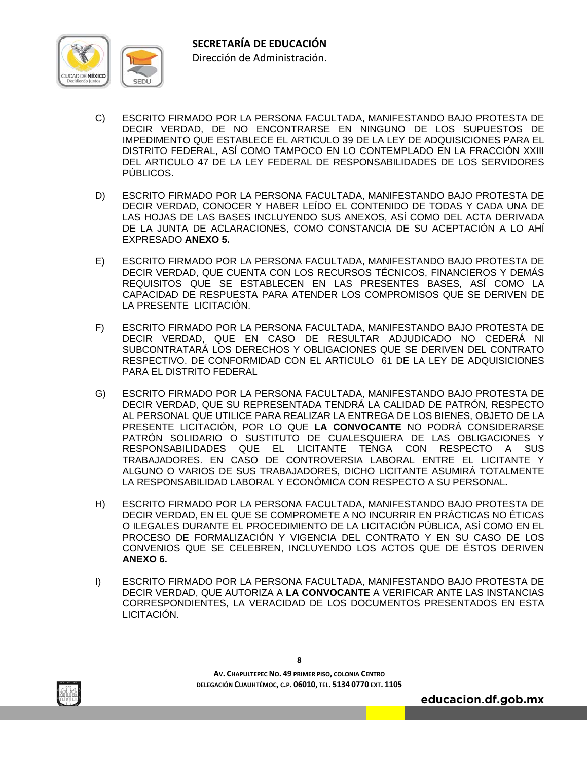C) ESCRITO FIRMADO POR LA PERSONA FACULTADA, MANIFESTANDO BAJO PROTESTA DE DECIR VERDAD, DE NO ENCONTRARSE EN NINGUNO DE LOS SUPUESTOS DE IMPEDIMENTO QUE ESTABLECE EL ARTICULO 39 DE LA LEY DE ADQUISICIONES PARA EL DISTRITO FEDERAL, ASÍ COMO TAMPOCO EN LO CONTEMPLADO EN LA FRACCIÓN XXIII DEL ARTICULO 47 DE LA LEY FEDERAL DE RESPONSABILIDADES DE LOS SERVIDORES PÚBLICOS.

D) ESCRITO FIRMADO POR LA PERSONA FACULTADA, MANIFESTANDO BAJO PROTESTA DE DECIR VERDAD, CONOCER Y HABER LEÍDO EL CONTENIDO DE TODAS Y CADA UNA DE LAS HOJAS DE LAS BASES INCLUYENDO SUS ANEXOS, ASÍ COMO DEL ACTA DERIVADA DE LA JUNTA DE ACLARACIONES, COMO CONSTANCIA DE SU ACEPTACIÓN A LO AHÍ EXPRESADO **ANEXO 5.**

E) ESCRITO FIRMADO POR LA PERSONA FACULTADA, MANIFESTANDO BAJO PROTESTA DE DECIR VERDAD, QUE CUENTA CON LOS RECURSOS TÉCNICOS, FINANCIEROS Y DEMÁS REQUISITOS QUE SE ESTABLECEN EN LAS PRESENTES BASES, ASÍ COMO LA CAPACIDAD DE RESPUESTA PARA ATENDER LOS COMPROMISOS QUE SE DERIVEN DE LA PRESENTE LICITACIÓN.

F) ESCRITO FIRMADO POR LA PERSONA FACULTADA, MANIFESTANDO BAJO PROTESTA DE DECIR VERDAD, QUE EN CASO DE RESULTAR ADJUDICADO NO CEDERÁ NI SUBCONTRATARÁ LOS DERECHOS Y OBLIGACIONES QUE SE DERIVEN DEL CONTRATO RESPECTIVO. DE CONFORMIDAD CON EL ARTICULO 61 DE LA LEY DE ADQUISICIONES PARA EL DISTRITO FEDERAL

G) ESCRITO FIRMADO POR LA PERSONA FACULTADA, MANIFESTANDO BAJO PROTESTA DE DECIR VERDAD, QUE SU REPRESENTADA TENDRÁ LA CALIDAD DE PATRÓN, RESPECTO AL PERSONAL QUE UTILICE PARA REALIZAR LA ENTREGA DE LOS BIENES, OBJETO DE LA PRESENTE LICITACIÓN, POR LO QUE **LA CONVOCANTE** NO PODRÁ CONSIDERARSE PATRÓN SOLIDARIO O SUSTITUTO DE CUALESQUIERA DE LAS OBLIGACIONES Y RESPONSABILIDADES QUE EL LICITANTE TENGA CON RESPECTO A SUS TRABAJADORES. EN CASO DE CONTROVERSIA LABORAL ENTRE EL LICITANTE Y ALGUNO O VARIOS DE SUS TRABAJADORES, DICHO LICITANTE ASUMIRÁ TOTALMENTE LA RESPONSABILIDAD LABORAL Y ECONÓMICA CON RESPECTO A SU PERSONAL**.**

H) ESCRITO FIRMADO POR LA PERSONA FACULTADA, MANIFESTANDO BAJO PROTESTA DE DECIR VERDAD, EN EL QUE SE COMPROMETE A NO INCURRIR EN PRÁCTICAS NO ÉTICAS O ILEGALES DURANTE EL PROCEDIMIENTO DE LA LICITACIÓN PÚBLICA, ASÍ COMO EN EL PROCESO DE FORMALIZACIÓN Y VIGENCIA DEL CONTRATO Y EN SU CASO DE LOS CONVENIOS QUE SE CELEBREN, INCLUYENDO LOS ACTOS QUE DE ÉSTOS DERIVEN **ANEXO 6.**

I) ESCRITO FIRMADO POR LA PERSONA FACULTADA, MANIFESTANDO BAJO PROTESTA DE DECIR VERDAD, QUE AUTORIZA A **LA CONVOCANTE** A VERIFICAR ANTE LAS INSTANCIAS CORRESPONDIENTES, LA VERACIDAD DE LOS DOCUMENTOS PRESENTADOS EN ESTA LICITACIÓN.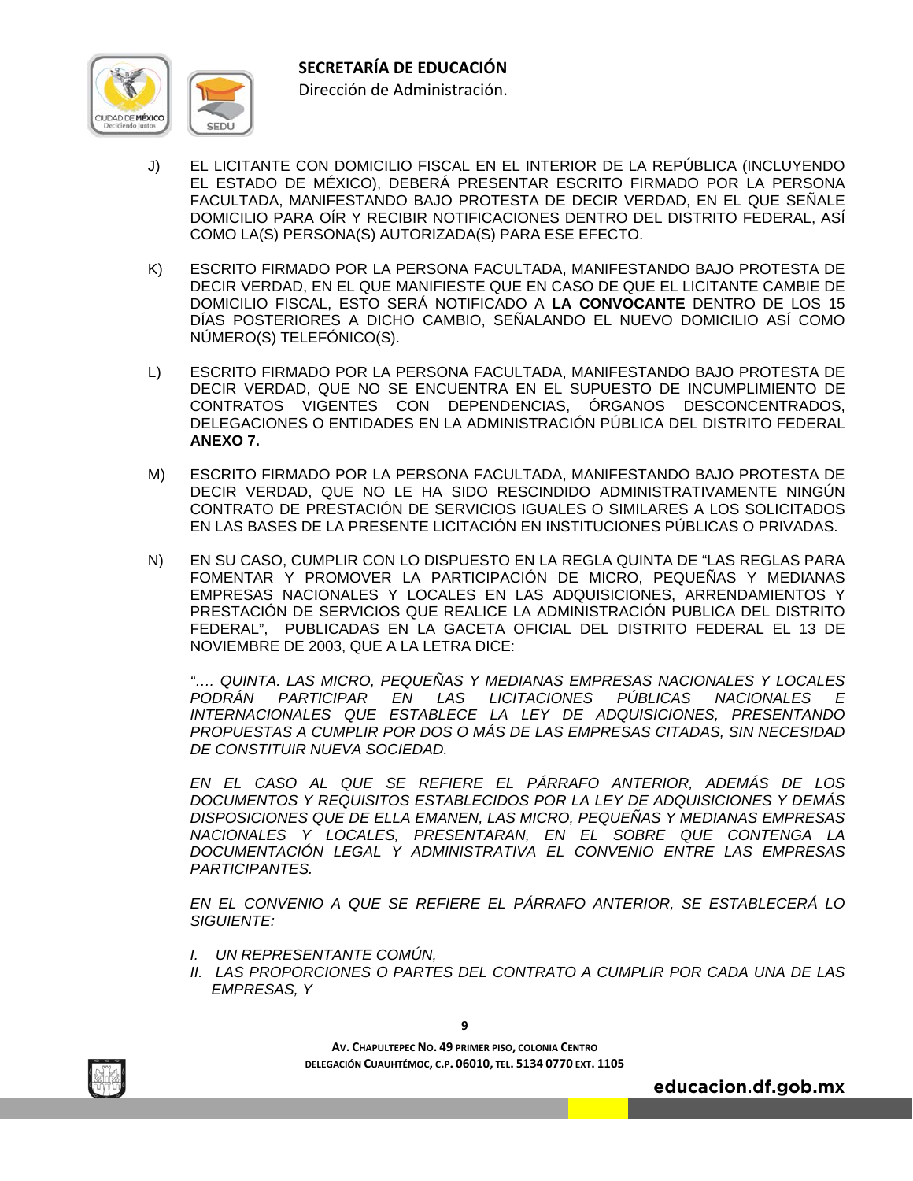J) EL LICITANTE CON DOMICILIO FISCAL EN EL INTERIOR DE LA REPÚBLICA (INCLUYENDO EL ESTADO DE MÉXICO), DEBERÁ PRESENTAR ESCRITO FIRMADO POR LA PERSONA FACULTADA, MANIFESTANDO BAJO PROTESTA DE DECIR VERDAD, EN EL QUE SEÑALE DOMICILIO PARA OÍR Y RECIBIR NOTIFICACIONES DENTRO DEL DISTRITO FEDERAL, ASÍ COMO LA(S) PERSONA(S) AUTORIZADA(S) PARA ESE EFECTO.

K) ESCRITO FIRMADO POR LA PERSONA FACULTADA, MANIFESTANDO BAJO PROTESTA DE DECIR VERDAD, EN EL QUE MANIFIESTE QUE EN CASO DE QUE EL LICITANTE CAMBIE DE DOMICILIO FISCAL, ESTO SERÁ NOTIFICADO A **LA CONVOCANTE** DENTRO DE LOS 15 DÍAS POSTERIORES A DICHO CAMBIO, SEÑALANDO EL NUEVO DOMICILIO ASÍ COMO NÚMERO(S) TELEFÓNICO(S).

L) ESCRITO FIRMADO POR LA PERSONA FACULTADA, MANIFESTANDO BAJO PROTESTA DE DECIR VERDAD, QUE NO SE ENCUENTRA EN EL SUPUESTO DE INCUMPLIMIENTO DE CONTRATOS VIGENTES CON DEPENDENCIAS, ÓRGANOS DESCONCENTRADOS, DELEGACIONES O ENTIDADES EN LA ADMINISTRACIÓN PÚBLICA DEL DISTRITO FEDERAL **ANEXO 7.**

M) ESCRITO FIRMADO POR LA PERSONA FACULTADA, MANIFESTANDO BAJO PROTESTA DE DECIR VERDAD, QUE NO LE HA SIDO RESCINDIDO ADMINISTRATIVAMENTE NINGÚN CONTRATO DE PRESTACIÓN DE SERVICIOS IGUALES O SIMILARES A LOS SOLICITADOS EN LAS BASES DE LA PRESENTE LICITACIÓN EN INSTITUCIONES PÚBLICAS O PRIVADAS.

N) EN SU CASO, CUMPLIR CON LO DISPUESTO EN LA REGLA QUINTA DE "LAS REGLAS PARA FOMENTAR Y PROMOVER LA PARTICIPACIÓN DE MICRO, PEQUEÑAS Y MEDIANAS EMPRESAS NACIONALES Y LOCALES EN LAS ADQUISICIONES, ARRENDAMIENTOS Y PRESTACIÓN DE SERVICIOS QUE REALICE LA ADMINISTRACIÓN PUBLICA DEL DISTRITO FEDERAL", PUBLICADAS EN LA GACETA OFICIAL DEL DISTRITO FEDERAL EL 13 DE NOVIEMBRE DE 2003, QUE A LA LETRA DICE:

*"…. QUINTA. LAS MICRO, PEQUEÑAS Y MEDIANAS EMPRESAS NACIONALES Y LOCALES PODRÁN PARTICIPAR EN LAS LICITACIONES PÚBLICAS NACIONALES E INTERNACIONALES QUE ESTABLECE LA LEY DE ADQUISICIONES, PRESENTANDO PROPUESTAS A CUMPLIR POR DOS O MÁS DE LAS EMPRESAS CITADAS, SIN NECESIDAD DE CONSTITUIR NUEVA SOCIEDAD.*

*EN EL CASO AL QUE SE REFIERE EL PÁRRAFO ANTERIOR, ADEMÁS DE LOS DOCUMENTOS Y REQUISITOS ESTABLECIDOS POR LA LEY DE ADQUISICIONES Y DEMÁS DISPOSICIONES QUE DE ELLA EMANEN, LAS MICRO, PEQUEÑAS Y MEDIANAS EMPRESAS NACIONALES Y LOCALES, PRESENTARAN, EN EL SOBRE QUE CONTENGA LA DOCUMENTACIÓN LEGAL Y ADMINISTRATIVA EL CONVENIO ENTRE LAS EMPRESAS PARTICIPANTES.*

*EN EL CONVENIO A QUE SE REFIERE EL PÁRRAFO ANTERIOR, SE ESTABLECERÁ LO SIGUIENTE:*

*I. UN REPRESENTANTE COMÚN,*
*II. LAS PROPORCIONES O PARTES DEL CONTRATO A CUMPLIR POR CADA UNA DE LAS EMPRESAS, Y*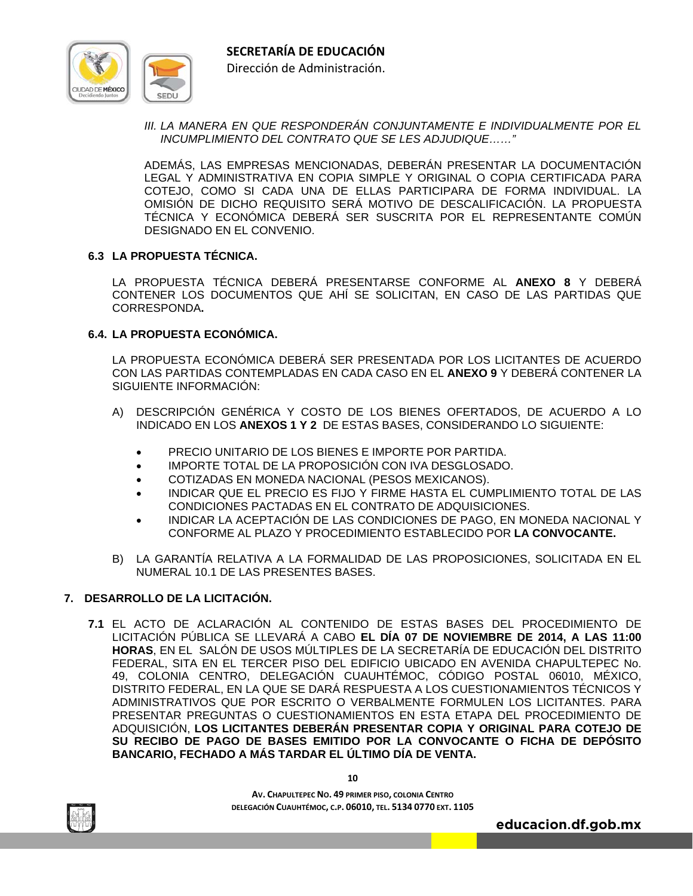*III. LA MANERA EN QUE RESPONDERÁN CONJUNTAMENTE E INDIVIDUALMENTE POR EL INCUMPLIMIENTO DEL CONTRATO QUE SE LES ADJUDIQUE……"*

ADEMÁS, LAS EMPRESAS MENCIONADAS, DEBERÁN PRESENTAR LA DOCUMENTACIÓN LEGAL Y ADMINISTRATIVA EN COPIA SIMPLE Y ORIGINAL O COPIA CERTIFICADA PARA COTEJO, COMO SI CADA UNA DE ELLAS PARTICIPARA DE FORMA INDIVIDUAL. LA OMISIÓN DE DICHO REQUISITO SERÁ MOTIVO DE DESCALIFICACIÓN. LA PROPUESTA TÉCNICA Y ECONÓMICA DEBERÁ SER SUSCRITA POR EL REPRESENTANTE COMÚN DESIGNADO EN EL CONVENIO.

### 6.3 LA PROPUESTA TÉCNICA.

LA PROPUESTA TÉCNICA DEBERÁ PRESENTARSE CONFORME AL **ANEXO 8** Y DEBERÁ CONTENER LOS DOCUMENTOS QUE AHÍ SE SOLICITAN, EN CASO DE LAS PARTIDAS QUE CORRESPONDA**.**

### 6.4. LA PROPUESTA ECONÓMICA.

LA PROPUESTA ECONÓMICA DEBERÁ SER PRESENTADA POR LOS LICITANTES DE ACUERDO CON LAS PARTIDAS CONTEMPLADAS EN CADA CASO EN EL **ANEXO 9** Y DEBERÁ CONTENER LA SIGUIENTE INFORMACIÓN:

A) DESCRIPCIÓN GENÉRICA Y COSTO DE LOS BIENES OFERTADOS, DE ACUERDO A LO INDICADO EN LOS **ANEXOS 1 Y 2** DE ESTAS BASES, CONSIDERANDO LO SIGUIENTE:

- PRECIO UNITARIO DE LOS BIENES E IMPORTE POR PARTIDA.
- IMPORTE TOTAL DE LA PROPOSICIÓN CON IVA DESGLOSADO.
- COTIZADAS EN MONEDA NACIONAL (PESOS MEXICANOS).
- INDICAR QUE EL PRECIO ES FIJO Y FIRME HASTA EL CUMPLIMIENTO TOTAL DE LAS CONDICIONES PACTADAS EN EL CONTRATO DE ADQUISICIONES.
- INDICAR LA ACEPTACIÓN DE LAS CONDICIONES DE PAGO, EN MONEDA NACIONAL Y CONFORME AL PLAZO Y PROCEDIMIENTO ESTABLECIDO POR **LA CONVOCANTE.**

B) LA GARANTÍA RELATIVA A LA FORMALIDAD DE LAS PROPOSICIONES, SOLICITADA EN EL NUMERAL 10.1 DE LAS PRESENTES BASES.

## 7. DESARROLLO DE LA LICITACIÓN.

**7.1** EL ACTO DE ACLARACIÓN AL CONTENIDO DE ESTAS BASES DEL PROCEDIMIENTO DE LICITACIÓN PÚBLICA SE LLEVARÁ A CABO **EL DÍA 07 DE NOVIEMBRE DE 2014, A LAS 11:00 HORAS**, EN EL SALÓN DE USOS MÚLTIPLES DE LA SECRETARÍA DE EDUCACIÓN DEL DISTRITO FEDERAL, SITA EN EL TERCER PISO DEL EDIFICIO UBICADO EN AVENIDA CHAPULTEPEC No. 49, COLONIA CENTRO, DELEGACIÓN CUAUHTÉMOC, CÓDIGO POSTAL 06010, MÉXICO, DISTRITO FEDERAL, EN LA QUE SE DARÁ RESPUESTA A LOS CUESTIONAMIENTOS TÉCNICOS Y ADMINISTRATIVOS QUE POR ESCRITO O VERBALMENTE FORMULEN LOS LICITANTES. PARA PRESENTAR PREGUNTAS O CUESTIONAMIENTOS EN ESTA ETAPA DEL PROCEDIMIENTO DE ADQUISICIÓN, **LOS LICITANTES DEBERÁN PRESENTAR COPIA Y ORIGINAL PARA COTEJO DE SU RECIBO DE PAGO DE BASES EMITIDO POR LA CONVOCANTE O FICHA DE DEPÓSITO BANCARIO, FECHADO A MÁS TARDAR EL ÚLTIMO DÍA DE VENTA.**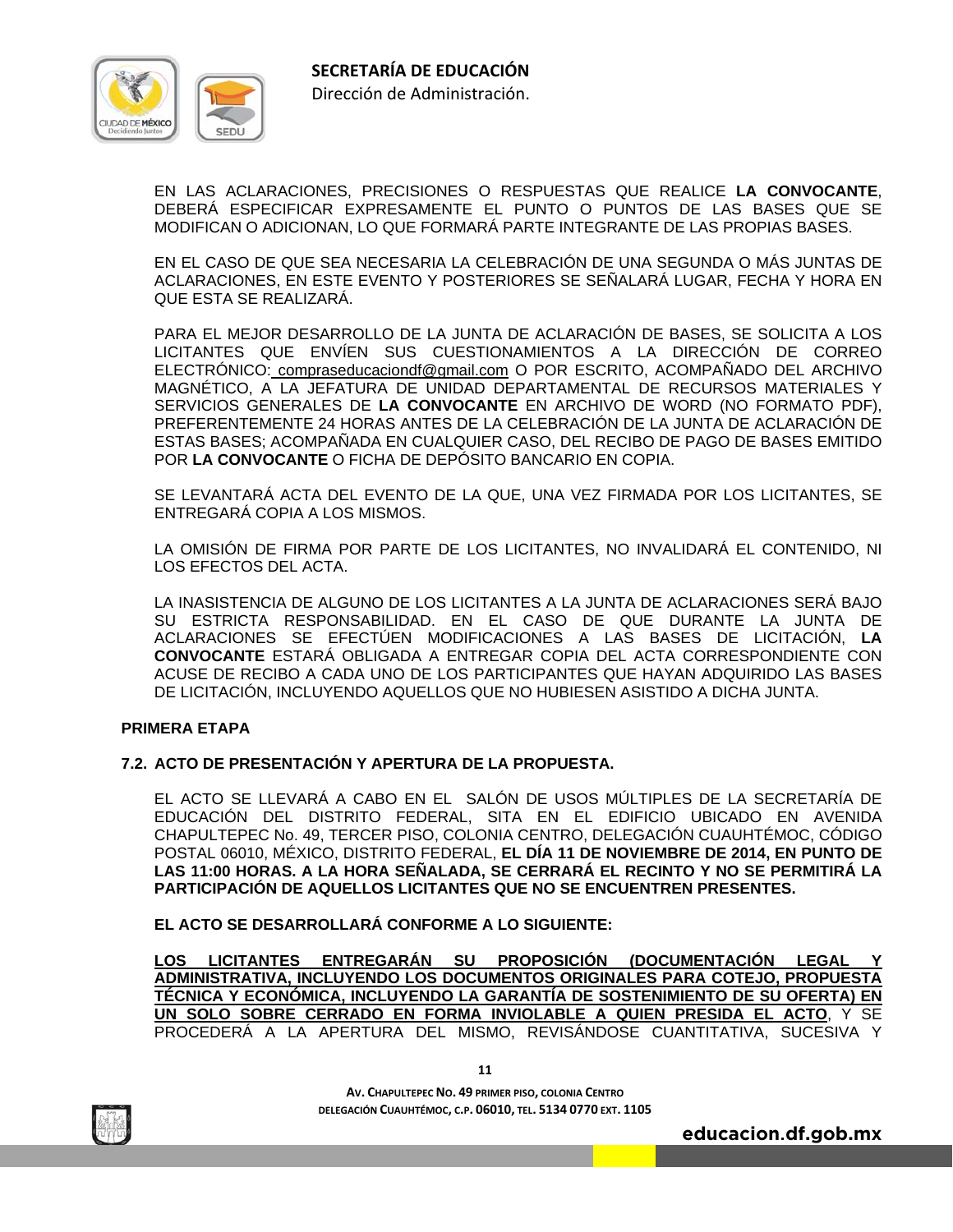EN LAS ACLARACIONES, PRECISIONES O RESPUESTAS QUE REALICE **LA CONVOCANTE**, DEBERÁ ESPECIFICAR EXPRESAMENTE EL PUNTO O PUNTOS DE LAS BASES QUE SE MODIFICAN O ADICIONAN, LO QUE FORMARÁ PARTE INTEGRANTE DE LAS PROPIAS BASES.

EN EL CASO DE QUE SEA NECESARIA LA CELEBRACIÓN DE UNA SEGUNDA O MÁS JUNTAS DE ACLARACIONES, EN ESTE EVENTO Y POSTERIORES SE SEÑALARÁ LUGAR, FECHA Y HORA EN QUE ESTA SE REALIZARÁ.

PARA EL MEJOR DESARROLLO DE LA JUNTA DE ACLARACIÓN DE BASES, SE SOLICITA A LOS LICITANTES QUE ENVÍEN SUS CUESTIONAMIENTOS A LA DIRECCIÓN DE CORREO ELECTRÓNICO: compraseducaciondf@gmail.com O POR ESCRITO, ACOMPAÑADO DEL ARCHIVO MAGNÉTICO, A LA JEFATURA DE UNIDAD DEPARTAMENTAL DE RECURSOS MATERIALES Y SERVICIOS GENERALES DE **LA CONVOCANTE** EN ARCHIVO DE WORD (NO FORMATO PDF), PREFERENTEMENTE 24 HORAS ANTES DE LA CELEBRACIÓN DE LA JUNTA DE ACLARACIÓN DE ESTAS BASES; ACOMPAÑADA EN CUALQUIER CASO, DEL RECIBO DE PAGO DE BASES EMITIDO POR **LA CONVOCANTE** O FICHA DE DEPÓSITO BANCARIO EN COPIA.

SE LEVANTARÁ ACTA DEL EVENTO DE LA QUE, UNA VEZ FIRMADA POR LOS LICITANTES, SE ENTREGARÁ COPIA A LOS MISMOS.

LA OMISIÓN DE FIRMA POR PARTE DE LOS LICITANTES, NO INVALIDARÁ EL CONTENIDO, NI LOS EFECTOS DEL ACTA.

LA INASISTENCIA DE ALGUNO DE LOS LICITANTES A LA JUNTA DE ACLARACIONES SERÁ BAJO SU ESTRICTA RESPONSABILIDAD. EN EL CASO DE QUE DURANTE LA JUNTA DE ACLARACIONES SE EFECTÚEN MODIFICACIONES A LAS BASES DE LICITACIÓN, **LA CONVOCANTE** ESTARÁ OBLIGADA A ENTREGAR COPIA DEL ACTA CORRESPONDIENTE CON ACUSE DE RECIBO A CADA UNO DE LOS PARTICIPANTES QUE HAYAN ADQUIRIDO LAS BASES DE LICITACIÓN, INCLUYENDO AQUELLOS QUE NO HUBIESEN ASISTIDO A DICHA JUNTA.

**PRIMERA ETAPA**

### 7.2. ACTO DE PRESENTACIÓN Y APERTURA DE LA PROPUESTA.

EL ACTO SE LLEVARÁ A CABO EN EL SALÓN DE USOS MÚLTIPLES DE LA SECRETARÍA DE EDUCACIÓN DEL DISTRITO FEDERAL, SITA EN EL EDIFICIO UBICADO EN AVENIDA CHAPULTEPEC No. 49, TERCER PISO, COLONIA CENTRO, DELEGACIÓN CUAUHTÉMOC, CÓDIGO POSTAL 06010, MÉXICO, DISTRITO FEDERAL, **EL DÍA 11 DE NOVIEMBRE DE 2014, EN PUNTO DE LAS 11:00 HORAS. A LA HORA SEÑALADA, SE CERRARÁ EL RECINTO Y NO SE PERMITIRÁ LA PARTICIPACIÓN DE AQUELLOS LICITANTES QUE NO SE ENCUENTREN PRESENTES.**

**EL ACTO SE DESARROLLARÁ CONFORME A LO SIGUIENTE:**

**LOS LICITANTES ENTREGARÁN SU PROPOSICIÓN (DOCUMENTACIÓN LEGAL Y ADMINISTRATIVA, INCLUYENDO LOS DOCUMENTOS ORIGINALES PARA COTEJO, PROPUESTA TÉCNICA Y ECONÓMICA, INCLUYENDO LA GARANTÍA DE SOSTENIMIENTO DE SU OFERTA) EN UN SOLO SOBRE CERRADO EN FORMA INVIOLABLE A QUIEN PRESIDA EL ACTO**, Y SE PROCEDERÁ A LA APERTURA DEL MISMO, REVISÁNDOSE CUANTITATIVA, SUCESIVA Y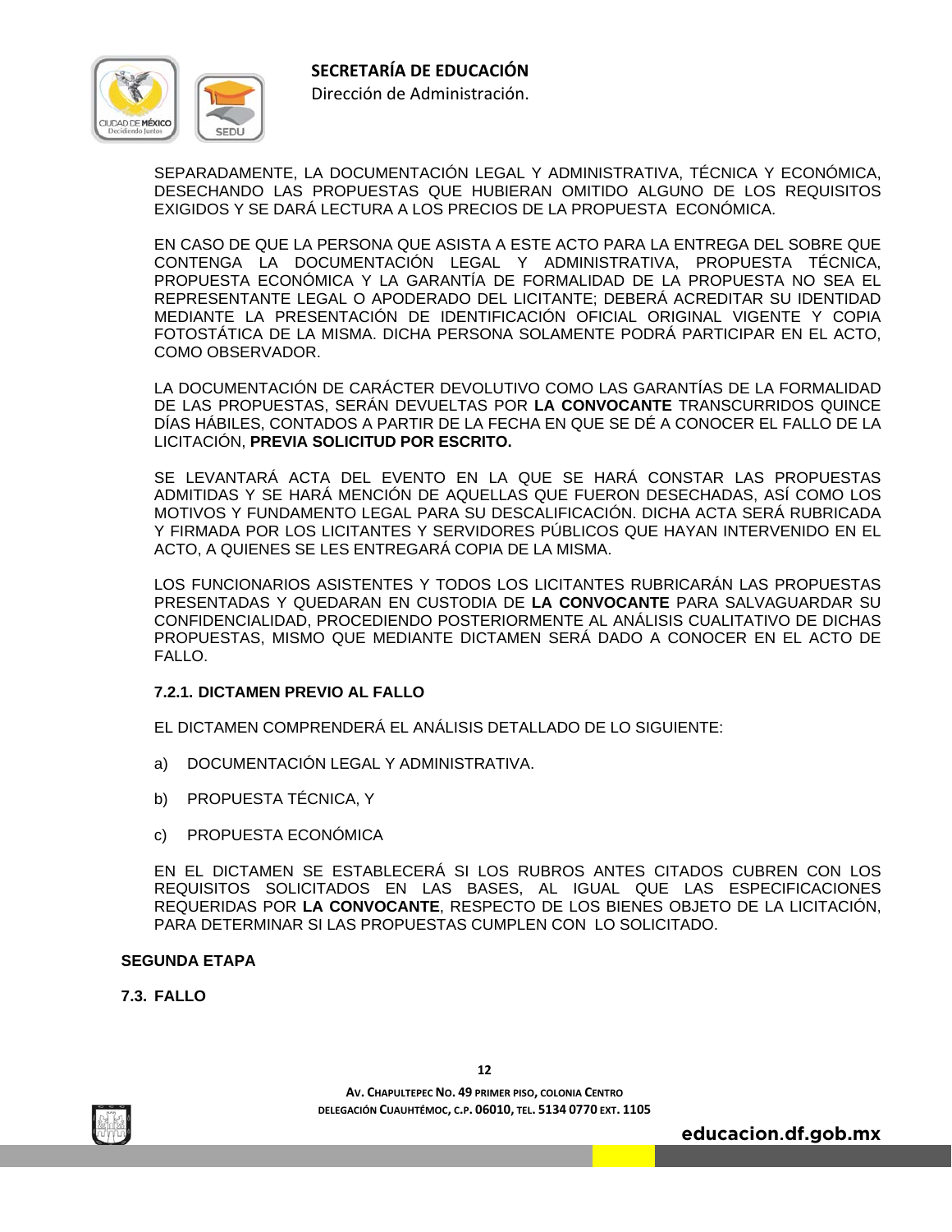SEPARADAMENTE, LA DOCUMENTACIÓN LEGAL Y ADMINISTRATIVA, TÉCNICA Y ECONÓMICA, DESECHANDO LAS PROPUESTAS QUE HUBIERAN OMITIDO ALGUNO DE LOS REQUISITOS EXIGIDOS Y SE DARÁ LECTURA A LOS PRECIOS DE LA PROPUESTA ECONÓMICA.

EN CASO DE QUE LA PERSONA QUE ASISTA A ESTE ACTO PARA LA ENTREGA DEL SOBRE QUE CONTENGA LA DOCUMENTACIÓN LEGAL Y ADMINISTRATIVA, PROPUESTA TÉCNICA, PROPUESTA ECONÓMICA Y LA GARANTÍA DE FORMALIDAD DE LA PROPUESTA NO SEA EL REPRESENTANTE LEGAL O APODERADO DEL LICITANTE; DEBERÁ ACREDITAR SU IDENTIDAD MEDIANTE LA PRESENTACIÓN DE IDENTIFICACIÓN OFICIAL ORIGINAL VIGENTE Y COPIA FOTOSTÁTICA DE LA MISMA. DICHA PERSONA SOLAMENTE PODRÁ PARTICIPAR EN EL ACTO, COMO OBSERVADOR.

LA DOCUMENTACIÓN DE CARÁCTER DEVOLUTIVO COMO LAS GARANTÍAS DE LA FORMALIDAD DE LAS PROPUESTAS, SERÁN DEVUELTAS POR **LA CONVOCANTE** TRANSCURRIDOS QUINCE DÍAS HÁBILES, CONTADOS A PARTIR DE LA FECHA EN QUE SE DÉ A CONOCER EL FALLO DE LA LICITACIÓN, **PREVIA SOLICITUD POR ESCRITO.**

SE LEVANTARÁ ACTA DEL EVENTO EN LA QUE SE HARÁ CONSTAR LAS PROPUESTAS ADMITIDAS Y SE HARÁ MENCIÓN DE AQUELLAS QUE FUERON DESECHADAS, ASÍ COMO LOS MOTIVOS Y FUNDAMENTO LEGAL PARA SU DESCALIFICACIÓN. DICHA ACTA SERÁ RUBRICADA Y FIRMADA POR LOS LICITANTES Y SERVIDORES PÚBLICOS QUE HAYAN INTERVENIDO EN EL ACTO, A QUIENES SE LES ENTREGARÁ COPIA DE LA MISMA.

LOS FUNCIONARIOS ASISTENTES Y TODOS LOS LICITANTES RUBRICARÁN LAS PROPUESTAS PRESENTADAS Y QUEDARAN EN CUSTODIA DE **LA CONVOCANTE** PARA SALVAGUARDAR SU CONFIDENCIALIDAD, PROCEDIENDO POSTERIORMENTE AL ANÁLISIS CUALITATIVO DE DICHAS PROPUESTAS, MISMO QUE MEDIANTE DICTAMEN SERÁ DADO A CONOCER EN EL ACTO DE FALLO.

### 7.2.1. DICTAMEN PREVIO AL FALLO

EL DICTAMEN COMPRENDERÁ EL ANÁLISIS DETALLADO DE LO SIGUIENTE:

a) DOCUMENTACIÓN LEGAL Y ADMINISTRATIVA.

b) PROPUESTA TÉCNICA, Y

c) PROPUESTA ECONÓMICA

EN EL DICTAMEN SE ESTABLECERÁ SI LOS RUBROS ANTES CITADOS CUBREN CON LOS REQUISITOS SOLICITADOS EN LAS BASES, AL IGUAL QUE LAS ESPECIFICACIONES REQUERIDAS POR **LA CONVOCANTE**, RESPECTO DE LOS BIENES OBJETO DE LA LICITACIÓN, PARA DETERMINAR SI LAS PROPUESTAS CUMPLEN CON LO SOLICITADO.

## SEGUNDA ETAPA

### 7.3. FALLO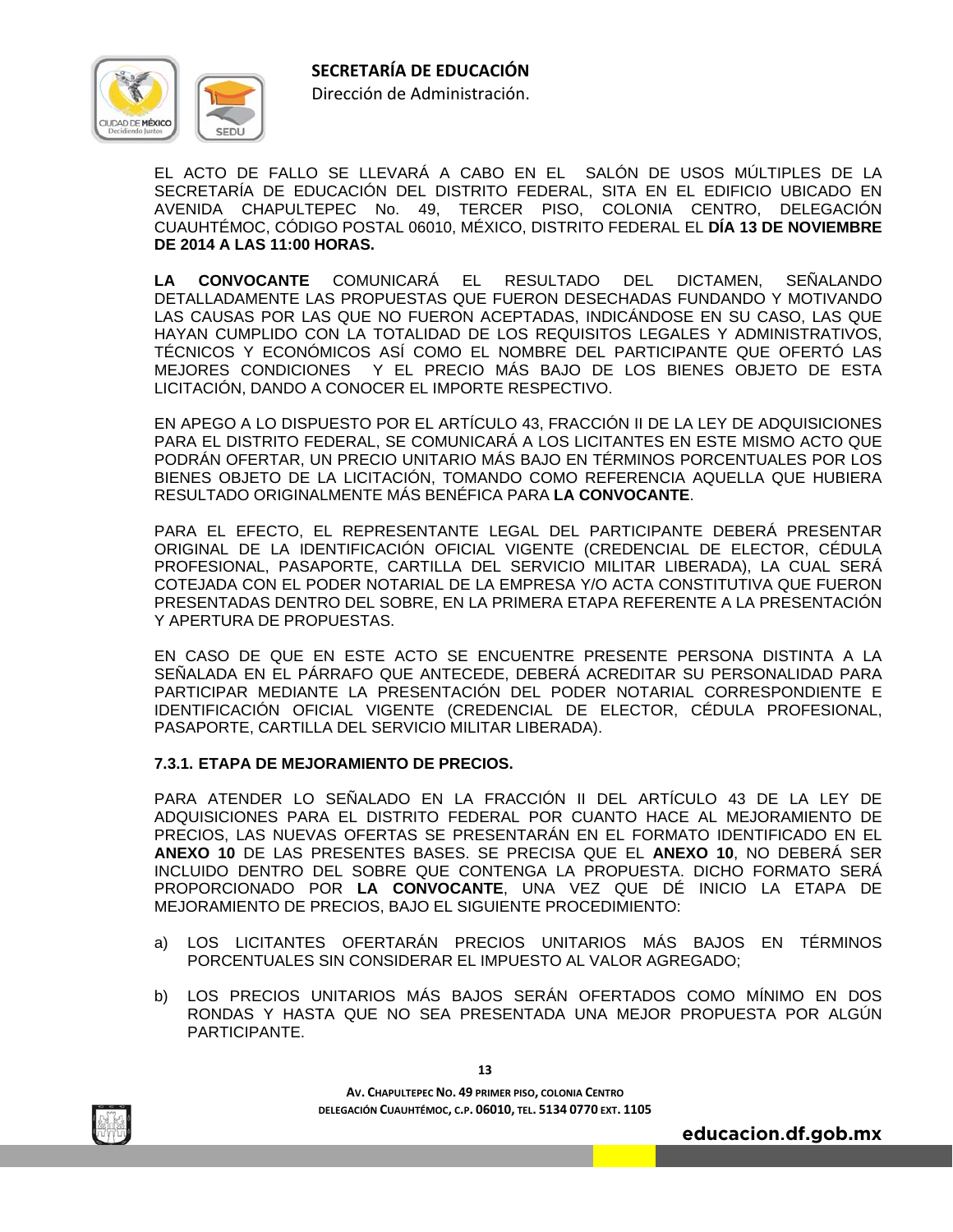EL ACTO DE FALLO SE LLEVARÁ A CABO EN EL SALÓN DE USOS MÚLTIPLES DE LA SECRETARÍA DE EDUCACIÓN DEL DISTRITO FEDERAL, SITA EN EL EDIFICIO UBICADO EN AVENIDA CHAPULTEPEC No. 49, TERCER PISO, COLONIA CENTRO, DELEGACIÓN CUAUHTÉMOC, CÓDIGO POSTAL 06010, MÉXICO, DISTRITO FEDERAL EL **DÍA 13 DE NOVIEMBRE DE 2014 A LAS 11:00 HORAS.**

**LA CONVOCANTE** COMUNICARÁ EL RESULTADO DEL DICTAMEN, SEÑALANDO DETALLADAMENTE LAS PROPUESTAS QUE FUERON DESECHADAS FUNDANDO Y MOTIVANDO LAS CAUSAS POR LAS QUE NO FUERON ACEPTADAS, INDICÁNDOSE EN SU CASO, LAS QUE HAYAN CUMPLIDO CON LA TOTALIDAD DE LOS REQUISITOS LEGALES Y ADMINISTRATIVOS, TÉCNICOS Y ECONÓMICOS ASÍ COMO EL NOMBRE DEL PARTICIPANTE QUE OFERTÓ LAS MEJORES CONDICIONES Y EL PRECIO MÁS BAJO DE LOS BIENES OBJETO DE ESTA LICITACIÓN, DANDO A CONOCER EL IMPORTE RESPECTIVO.

EN APEGO A LO DISPUESTO POR EL ARTÍCULO 43, FRACCIÓN II DE LA LEY DE ADQUISICIONES PARA EL DISTRITO FEDERAL, SE COMUNICARÁ A LOS LICITANTES EN ESTE MISMO ACTO QUE PODRÁN OFERTAR, UN PRECIO UNITARIO MÁS BAJO EN TÉRMINOS PORCENTUALES POR LOS BIENES OBJETO DE LA LICITACIÓN, TOMANDO COMO REFERENCIA AQUELLA QUE HUBIERA RESULTADO ORIGINALMENTE MÁS BENÉFICA PARA **LA CONVOCANTE**.

PARA EL EFECTO, EL REPRESENTANTE LEGAL DEL PARTICIPANTE DEBERÁ PRESENTAR ORIGINAL DE LA IDENTIFICACIÓN OFICIAL VIGENTE (CREDENCIAL DE ELECTOR, CÉDULA PROFESIONAL, PASAPORTE, CARTILLA DEL SERVICIO MILITAR LIBERADA), LA CUAL SERÁ COTEJADA CON EL PODER NOTARIAL DE LA EMPRESA Y/O ACTA CONSTITUTIVA QUE FUERON PRESENTADAS DENTRO DEL SOBRE, EN LA PRIMERA ETAPA REFERENTE A LA PRESENTACIÓN Y APERTURA DE PROPUESTAS.

EN CASO DE QUE EN ESTE ACTO SE ENCUENTRE PRESENTE PERSONA DISTINTA A LA SEÑALADA EN EL PÁRRAFO QUE ANTECEDE, DEBERÁ ACREDITAR SU PERSONALIDAD PARA PARTICIPAR MEDIANTE LA PRESENTACIÓN DEL PODER NOTARIAL CORRESPONDIENTE E IDENTIFICACIÓN OFICIAL VIGENTE (CREDENCIAL DE ELECTOR, CÉDULA PROFESIONAL, PASAPORTE, CARTILLA DEL SERVICIO MILITAR LIBERADA).

### 7.3.1. ETAPA DE MEJORAMIENTO DE PRECIOS.

PARA ATENDER LO SEÑALADO EN LA FRACCIÓN II DEL ARTÍCULO 43 DE LA LEY DE ADQUISICIONES PARA EL DISTRITO FEDERAL POR CUANTO HACE AL MEJORAMIENTO DE PRECIOS, LAS NUEVAS OFERTAS SE PRESENTARÁN EN EL FORMATO IDENTIFICADO EN EL **ANEXO 10** DE LAS PRESENTES BASES. SE PRECISA QUE EL **ANEXO 10**, NO DEBERÁ SER INCLUIDO DENTRO DEL SOBRE QUE CONTENGA LA PROPUESTA. DICHO FORMATO SERÁ PROPORCIONADO POR **LA CONVOCANTE**, UNA VEZ QUE DÉ INICIO LA ETAPA DE MEJORAMIENTO DE PRECIOS, BAJO EL SIGUIENTE PROCEDIMIENTO:

a) LOS LICITANTES OFERTARÁN PRECIOS UNITARIOS MÁS BAJOS EN TÉRMINOS PORCENTUALES SIN CONSIDERAR EL IMPUESTO AL VALOR AGREGADO;

b) LOS PRECIOS UNITARIOS MÁS BAJOS SERÁN OFERTADOS COMO MÍNIMO EN DOS RONDAS Y HASTA QUE NO SEA PRESENTADA UNA MEJOR PROPUESTA POR ALGÚN PARTICIPANTE.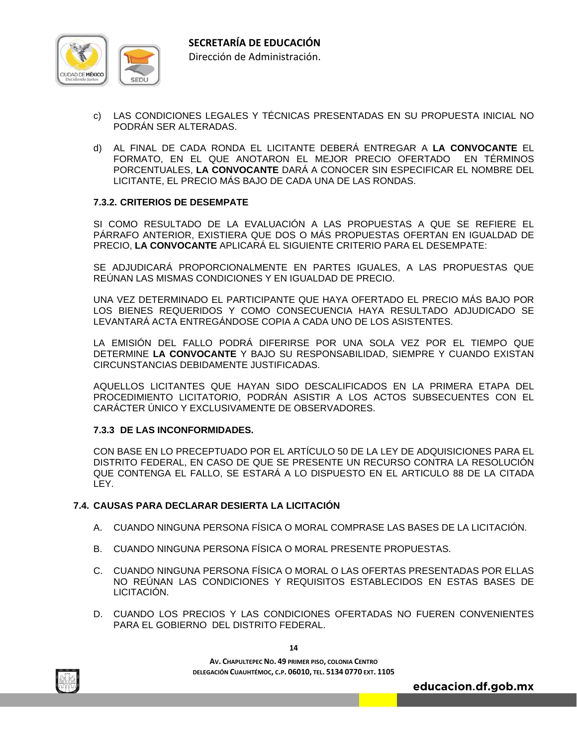c) LAS CONDICIONES LEGALES Y TÉCNICAS PRESENTADAS EN SU PROPUESTA INICIAL NO PODRÁN SER ALTERADAS.

d) AL FINAL DE CADA RONDA EL LICITANTE DEBERÁ ENTREGAR A **LA CONVOCANTE** EL FORMATO, EN EL QUE ANOTARON EL MEJOR PRECIO OFERTADO EN TÉRMINOS PORCENTUALES, **LA CONVOCANTE** DARÁ A CONOCER SIN ESPECIFICAR EL NOMBRE DEL LICITANTE, EL PRECIO MÁS BAJO DE CADA UNA DE LAS RONDAS.

### 7.3.2. CRITERIOS DE DESEMPATE

SI COMO RESULTADO DE LA EVALUACIÓN A LAS PROPUESTAS A QUE SE REFIERE EL PÁRRAFO ANTERIOR, EXISTIERA QUE DOS O MÁS PROPUESTAS OFERTAN EN IGUALDAD DE PRECIO, **LA CONVOCANTE** APLICARÁ EL SIGUIENTE CRITERIO PARA EL DESEMPATE:

SE ADJUDICARÁ PROPORCIONALMENTE EN PARTES IGUALES, A LAS PROPUESTAS QUE REÚNAN LAS MISMAS CONDICIONES Y EN IGUALDAD DE PRECIO.

UNA VEZ DETERMINADO EL PARTICIPANTE QUE HAYA OFERTADO EL PRECIO MÁS BAJO POR LOS BIENES REQUERIDOS Y COMO CONSECUENCIA HAYA RESULTADO ADJUDICADO SE LEVANTARÁ ACTA ENTREGÁNDOSE COPIA A CADA UNO DE LOS ASISTENTES.

LA EMISIÓN DEL FALLO PODRÁ DIFERIRSE POR UNA SOLA VEZ POR EL TIEMPO QUE DETERMINE **LA CONVOCANTE** Y BAJO SU RESPONSABILIDAD, SIEMPRE Y CUANDO EXISTAN CIRCUNSTANCIAS DEBIDAMENTE JUSTIFICADAS.

AQUELLOS LICITANTES QUE HAYAN SIDO DESCALIFICADOS EN LA PRIMERA ETAPA DEL PROCEDIMIENTO LICITATORIO, PODRÁN ASISTIR A LOS ACTOS SUBSECUENTES CON EL CARÁCTER ÚNICO Y EXCLUSIVAMENTE DE OBSERVADORES.

### 7.3.3 DE LAS INCONFORMIDADES.

CON BASE EN LO PRECEPTUADO POR EL ARTÍCULO 50 DE LA LEY DE ADQUISICIONES PARA EL DISTRITO FEDERAL, EN CASO DE QUE SE PRESENTE UN RECURSO CONTRA LA RESOLUCIÓN QUE CONTENGA EL FALLO, SE ESTARÁ A LO DISPUESTO EN EL ARTICULO 88 DE LA CITADA LEY.

## 7.4. CAUSAS PARA DECLARAR DESIERTA LA LICITACIÓN

A. CUANDO NINGUNA PERSONA FÍSICA O MORAL COMPRASE LAS BASES DE LA LICITACIÓN.

B. CUANDO NINGUNA PERSONA FÍSICA O MORAL PRESENTE PROPUESTAS.

C. CUANDO NINGUNA PERSONA FÍSICA O MORAL O LAS OFERTAS PRESENTADAS POR ELLAS NO REÚNAN LAS CONDICIONES Y REQUISITOS ESTABLECIDOS EN ESTAS BASES DE LICITACIÓN.

D. CUANDO LOS PRECIOS Y LAS CONDICIONES OFERTADAS NO FUEREN CONVENIENTES PARA EL GOBIERNO DEL DISTRITO FEDERAL.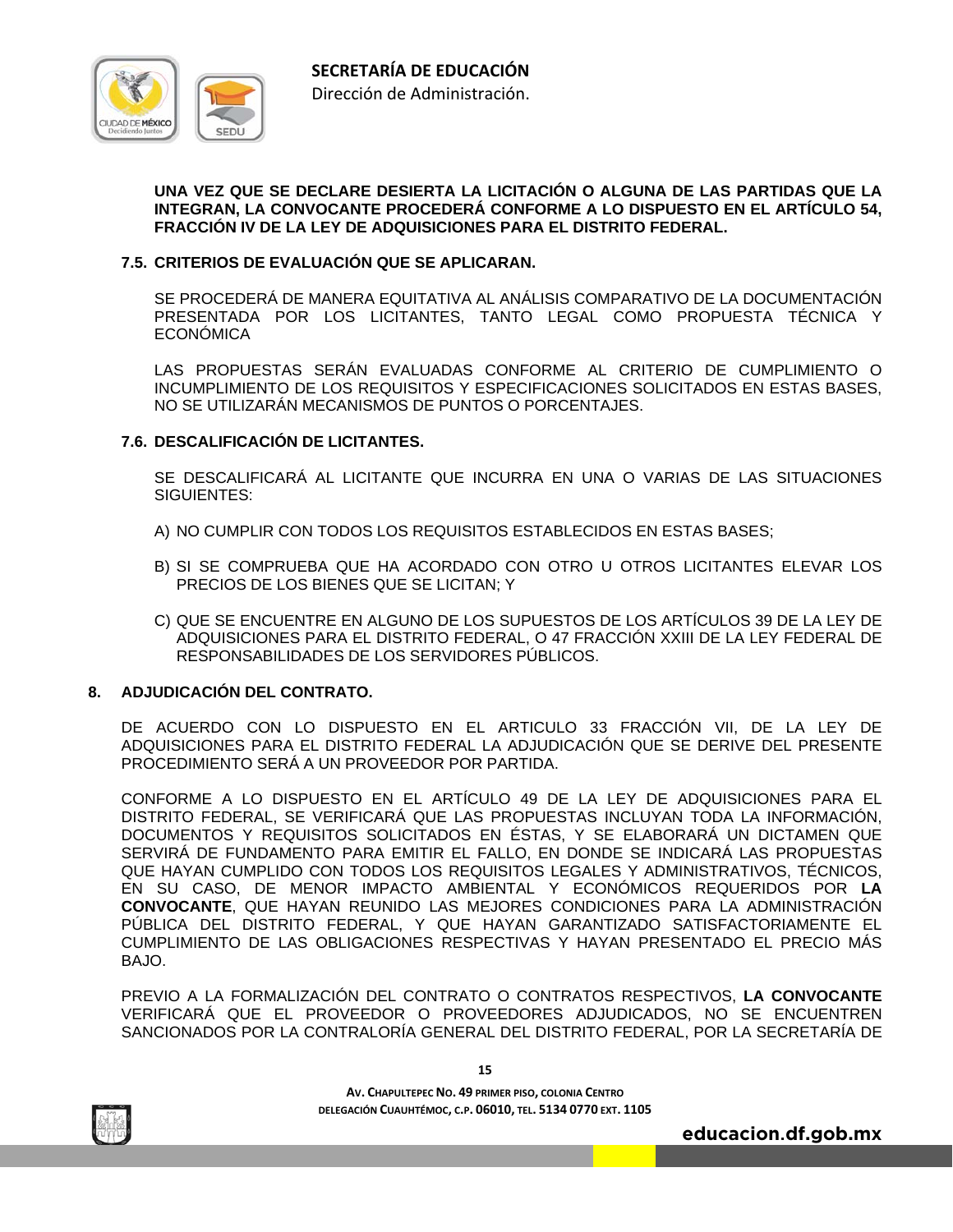**UNA VEZ QUE SE DECLARE DESIERTA LA LICITACIÓN O ALGUNA DE LAS PARTIDAS QUE LA INTEGRAN, LA CONVOCANTE PROCEDERÁ CONFORME A LO DISPUESTO EN EL ARTÍCULO 54, FRACCIÓN IV DE LA LEY DE ADQUISICIONES PARA EL DISTRITO FEDERAL.**

### 7.5. CRITERIOS DE EVALUACIÓN QUE SE APLICARAN.

SE PROCEDERÁ DE MANERA EQUITATIVA AL ANÁLISIS COMPARATIVO DE LA DOCUMENTACIÓN PRESENTADA POR LOS LICITANTES, TANTO LEGAL COMO PROPUESTA TÉCNICA Y ECONÓMICA

LAS PROPUESTAS SERÁN EVALUADAS CONFORME AL CRITERIO DE CUMPLIMIENTO O INCUMPLIMIENTO DE LOS REQUISITOS Y ESPECIFICACIONES SOLICITADOS EN ESTAS BASES, NO SE UTILIZARÁN MECANISMOS DE PUNTOS O PORCENTAJES.

### 7.6. DESCALIFICACIÓN DE LICITANTES.

SE DESCALIFICARÁ AL LICITANTE QUE INCURRA EN UNA O VARIAS DE LAS SITUACIONES SIGUIENTES:

A) NO CUMPLIR CON TODOS LOS REQUISITOS ESTABLECIDOS EN ESTAS BASES;

B) SI SE COMPRUEBA QUE HA ACORDADO CON OTRO U OTROS LICITANTES ELEVAR LOS PRECIOS DE LOS BIENES QUE SE LICITAN; Y

C) QUE SE ENCUENTRE EN ALGUNO DE LOS SUPUESTOS DE LOS ARTÍCULOS 39 DE LA LEY DE ADQUISICIONES PARA EL DISTRITO FEDERAL, O 47 FRACCIÓN XXIII DE LA LEY FEDERAL DE RESPONSABILIDADES DE LOS SERVIDORES PÚBLICOS.

## 8. ADJUDICACIÓN DEL CONTRATO.

DE ACUERDO CON LO DISPUESTO EN EL ARTICULO 33 FRACCIÓN VII, DE LA LEY DE ADQUISICIONES PARA EL DISTRITO FEDERAL LA ADJUDICACIÓN QUE SE DERIVE DEL PRESENTE PROCEDIMIENTO SERÁ A UN PROVEEDOR POR PARTIDA.

CONFORME A LO DISPUESTO EN EL ARTÍCULO 49 DE LA LEY DE ADQUISICIONES PARA EL DISTRITO FEDERAL, SE VERIFICARÁ QUE LAS PROPUESTAS INCLUYAN TODA LA INFORMACIÓN, DOCUMENTOS Y REQUISITOS SOLICITADOS EN ÉSTAS, Y SE ELABORARÁ UN DICTAMEN QUE SERVIRÁ DE FUNDAMENTO PARA EMITIR EL FALLO, EN DONDE SE INDICARÁ LAS PROPUESTAS QUE HAYAN CUMPLIDO CON TODOS LOS REQUISITOS LEGALES Y ADMINISTRATIVOS, TÉCNICOS, EN SU CASO, DE MENOR IMPACTO AMBIENTAL Y ECONÓMICOS REQUERIDOS POR **LA CONVOCANTE**, QUE HAYAN REUNIDO LAS MEJORES CONDICIONES PARA LA ADMINISTRACIÓN PÚBLICA DEL DISTRITO FEDERAL, Y QUE HAYAN GARANTIZADO SATISFACTORIAMENTE EL CUMPLIMIENTO DE LAS OBLIGACIONES RESPECTIVAS Y HAYAN PRESENTADO EL PRECIO MÁS BAJO.

PREVIO A LA FORMALIZACIÓN DEL CONTRATO O CONTRATOS RESPECTIVOS, **LA CONVOCANTE** VERIFICARÁ QUE EL PROVEEDOR O PROVEEDORES ADJUDICADOS, NO SE ENCUENTREN SANCIONADOS POR LA CONTRALORÍA GENERAL DEL DISTRITO FEDERAL, POR LA SECRETARÍA DE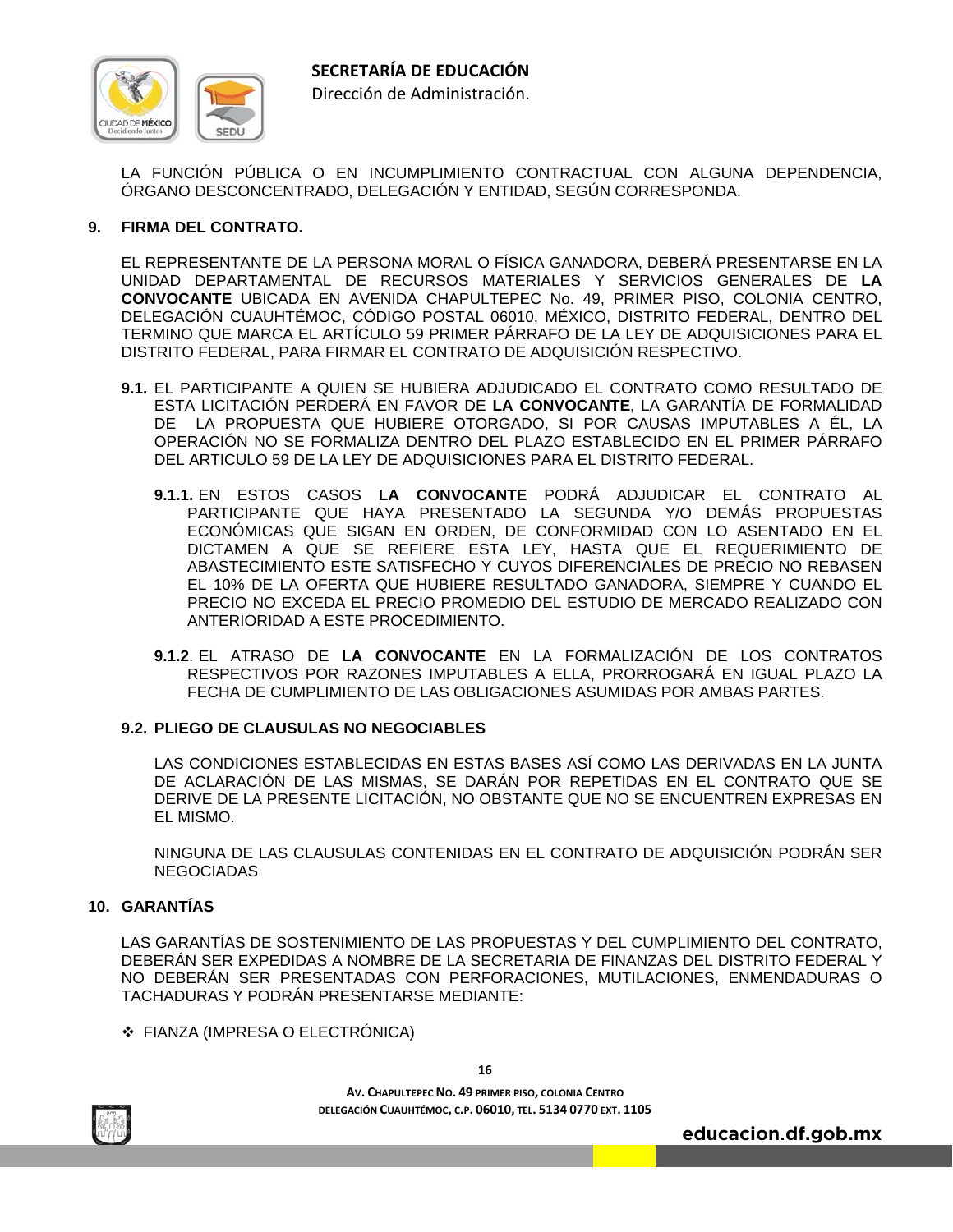LA FUNCIÓN PÚBLICA O EN INCUMPLIMIENTO CONTRACTUAL CON ALGUNA DEPENDENCIA, ÓRGANO DESCONCENTRADO, DELEGACIÓN Y ENTIDAD, SEGÚN CORRESPONDA.

## 9. FIRMA DEL CONTRATO.

EL REPRESENTANTE DE LA PERSONA MORAL O FÍSICA GANADORA, DEBERÁ PRESENTARSE EN LA UNIDAD DEPARTAMENTAL DE RECURSOS MATERIALES Y SERVICIOS GENERALES DE **LA CONVOCANTE** UBICADA EN AVENIDA CHAPULTEPEC No. 49, PRIMER PISO, COLONIA CENTRO, DELEGACIÓN CUAUHTÉMOC, CÓDIGO POSTAL 06010, MÉXICO, DISTRITO FEDERAL, DENTRO DEL TERMINO QUE MARCA EL ARTÍCULO 59 PRIMER PÁRRAFO DE LA LEY DE ADQUISICIONES PARA EL DISTRITO FEDERAL, PARA FIRMAR EL CONTRATO DE ADQUISICIÓN RESPECTIVO.

**9.1.** EL PARTICIPANTE A QUIEN SE HUBIERA ADJUDICADO EL CONTRATO COMO RESULTADO DE ESTA LICITACIÓN PERDERÁ EN FAVOR DE **LA CONVOCANTE**, LA GARANTÍA DE FORMALIDAD DE LA PROPUESTA QUE HUBIERE OTORGADO, SI POR CAUSAS IMPUTABLES A ÉL, LA OPERACIÓN NO SE FORMALIZA DENTRO DEL PLAZO ESTABLECIDO EN EL PRIMER PÁRRAFO DEL ARTICULO 59 DE LA LEY DE ADQUISICIONES PARA EL DISTRITO FEDERAL.

**9.1.1.** EN ESTOS CASOS **LA CONVOCANTE** PODRÁ ADJUDICAR EL CONTRATO AL PARTICIPANTE QUE HAYA PRESENTADO LA SEGUNDA Y/O DEMÁS PROPUESTAS ECONÓMICAS QUE SIGAN EN ORDEN, DE CONFORMIDAD CON LO ASENTADO EN EL DICTAMEN A QUE SE REFIERE ESTA LEY, HASTA QUE EL REQUERIMIENTO DE ABASTECIMIENTO ESTE SATISFECHO Y CUYOS DIFERENCIALES DE PRECIO NO REBASEN EL 10% DE LA OFERTA QUE HUBIERE RESULTADO GANADORA, SIEMPRE Y CUANDO EL PRECIO NO EXCEDA EL PRECIO PROMEDIO DEL ESTUDIO DE MERCADO REALIZADO CON ANTERIORIDAD A ESTE PROCEDIMIENTO.

**9.1.2**. EL ATRASO DE **LA CONVOCANTE** EN LA FORMALIZACIÓN DE LOS CONTRATOS RESPECTIVOS POR RAZONES IMPUTABLES A ELLA, PRORROGARÁ EN IGUAL PLAZO LA FECHA DE CUMPLIMIENTO DE LAS OBLIGACIONES ASUMIDAS POR AMBAS PARTES.

### 9.2. PLIEGO DE CLAUSULAS NO NEGOCIABLES

LAS CONDICIONES ESTABLECIDAS EN ESTAS BASES ASÍ COMO LAS DERIVADAS EN LA JUNTA DE ACLARACIÓN DE LAS MISMAS, SE DARÁN POR REPETIDAS EN EL CONTRATO QUE SE DERIVE DE LA PRESENTE LICITACIÓN, NO OBSTANTE QUE NO SE ENCUENTREN EXPRESAS EN EL MISMO.

NINGUNA DE LAS CLAUSULAS CONTENIDAS EN EL CONTRATO DE ADQUISICIÓN PODRÁN SER NEGOCIADAS

## 10. GARANTÍAS

LAS GARANTÍAS DE SOSTENIMIENTO DE LAS PROPUESTAS Y DEL CUMPLIMIENTO DEL CONTRATO, DEBERÁN SER EXPEDIDAS A NOMBRE DE LA SECRETARIA DE FINANZAS DEL DISTRITO FEDERAL Y NO DEBERÁN SER PRESENTADAS CON PERFORACIONES, MUTILACIONES, ENMENDADURAS O TACHADURAS Y PODRÁN PRESENTARSE MEDIANTE:

- FIANZA (IMPRESA O ELECTRÓNICA)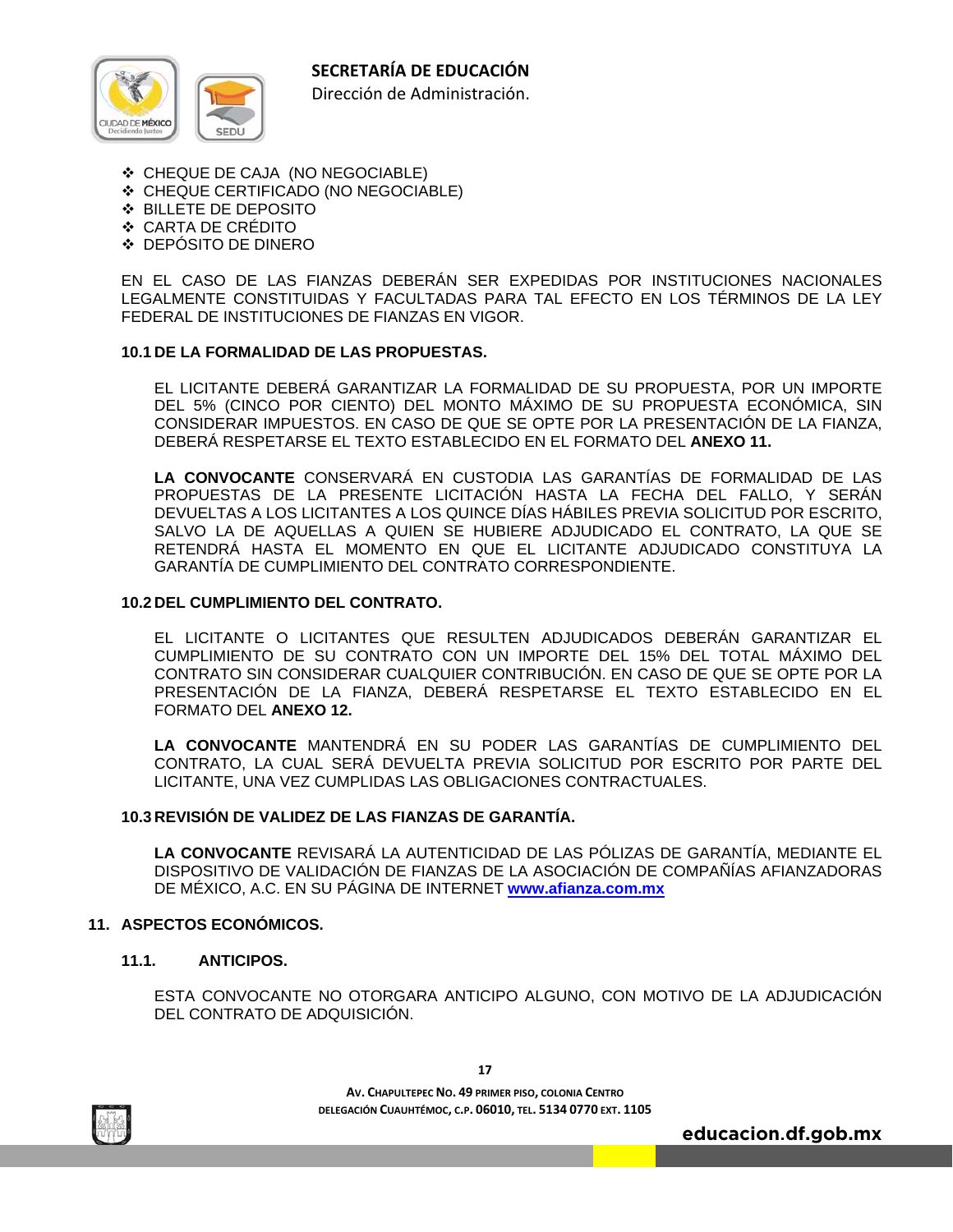- CHEQUE DE CAJA (NO NEGOCIABLE)
- CHEQUE CERTIFICADO (NO NEGOCIABLE)
- BILLETE DE DEPOSITO
- CARTA DE CRÉDITO
- DEPÓSITO DE DINERO

EN EL CASO DE LAS FIANZAS DEBERÁN SER EXPEDIDAS POR INSTITUCIONES NACIONALES LEGALMENTE CONSTITUIDAS Y FACULTADAS PARA TAL EFECTO EN LOS TÉRMINOS DE LA LEY FEDERAL DE INSTITUCIONES DE FIANZAS EN VIGOR.

### 10.1 DE LA FORMALIDAD DE LAS PROPUESTAS.

EL LICITANTE DEBERÁ GARANTIZAR LA FORMALIDAD DE SU PROPUESTA, POR UN IMPORTE DEL 5% (CINCO POR CIENTO) DEL MONTO MÁXIMO DE SU PROPUESTA ECONÓMICA, SIN CONSIDERAR IMPUESTOS. EN CASO DE QUE SE OPTE POR LA PRESENTACIÓN DE LA FIANZA, DEBERÁ RESPETARSE EL TEXTO ESTABLECIDO EN EL FORMATO DEL **ANEXO 11.**

**LA CONVOCANTE** CONSERVARÁ EN CUSTODIA LAS GARANTÍAS DE FORMALIDAD DE LAS PROPUESTAS DE LA PRESENTE LICITACIÓN HASTA LA FECHA DEL FALLO, Y SERÁN DEVUELTAS A LOS LICITANTES A LOS QUINCE DÍAS HÁBILES PREVIA SOLICITUD POR ESCRITO, SALVO LA DE AQUELLAS A QUIEN SE HUBIERE ADJUDICADO EL CONTRATO, LA QUE SE RETENDRÁ HASTA EL MOMENTO EN QUE EL LICITANTE ADJUDICADO CONSTITUYA LA GARANTÍA DE CUMPLIMIENTO DEL CONTRATO CORRESPONDIENTE.

### 10.2 DEL CUMPLIMIENTO DEL CONTRATO.

EL LICITANTE O LICITANTES QUE RESULTEN ADJUDICADOS DEBERÁN GARANTIZAR EL CUMPLIMIENTO DE SU CONTRATO CON UN IMPORTE DEL 15% DEL TOTAL MÁXIMO DEL CONTRATO SIN CONSIDERAR CUALQUIER CONTRIBUCIÓN. EN CASO DE QUE SE OPTE POR LA PRESENTACIÓN DE LA FIANZA, DEBERÁ RESPETARSE EL TEXTO ESTABLECIDO EN EL FORMATO DEL **ANEXO 12.**

**LA CONVOCANTE** MANTENDRÁ EN SU PODER LAS GARANTÍAS DE CUMPLIMIENTO DEL CONTRATO, LA CUAL SERÁ DEVUELTA PREVIA SOLICITUD POR ESCRITO POR PARTE DEL LICITANTE, UNA VEZ CUMPLIDAS LAS OBLIGACIONES CONTRACTUALES.

### 10.3 REVISIÓN DE VALIDEZ DE LAS FIANZAS DE GARANTÍA.

**LA CONVOCANTE** REVISARÁ LA AUTENTICIDAD DE LAS PÓLIZAS DE GARANTÍA, MEDIANTE EL DISPOSITIVO DE VALIDACIÓN DE FIANZAS DE LA ASOCIACIÓN DE COMPAÑÍAS AFIANZADORAS DE MÉXICO, A.C. EN SU PÁGINA DE INTERNET **www.afianza.com.mx**

## 11. ASPECTOS ECONÓMICOS.

### 11.1. ANTICIPOS.

ESTA CONVOCANTE NO OTORGARA ANTICIPO ALGUNO, CON MOTIVO DE LA ADJUDICACIÓN DEL CONTRATO DE ADQUISICIÓN.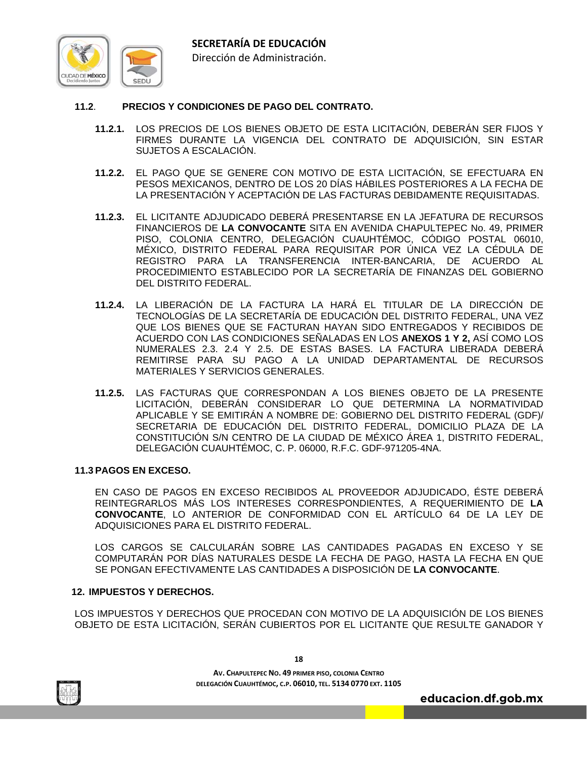**11.2. PRECIOS Y CONDICIONES DE PAGO DEL CONTRATO.**

**11.2.1.** LOS PRECIOS DE LOS BIENES OBJETO DE ESTA LICITACIÓN, DEBERÁN SER FIJOS Y FIRMES DURANTE LA VIGENCIA DEL CONTRATO DE ADQUISICIÓN, SIN ESTAR SUJETOS A ESCALACIÓN.

**11.2.2.** EL PAGO QUE SE GENERE CON MOTIVO DE ESTA LICITACIÓN, SE EFECTUARA EN PESOS MEXICANOS, DENTRO DE LOS 20 DÍAS HÁBILES POSTERIORES A LA FECHA DE LA PRESENTACIÓN Y ACEPTACIÓN DE LAS FACTURAS DEBIDAMENTE REQUISITADAS.

**11.2.3.** EL LICITANTE ADJUDICADO DEBERÁ PRESENTARSE EN LA JEFATURA DE RECURSOS FINANCIEROS DE **LA CONVOCANTE** SITA EN AVENIDA CHAPULTEPEC No. 49, PRIMER PISO, COLONIA CENTRO, DELEGACIÓN CUAUHTÉMOC, CÓDIGO POSTAL 06010, MÉXICO, DISTRITO FEDERAL PARA REQUISITAR POR ÚNICA VEZ LA CÉDULA DE REGISTRO PARA LA TRANSFERENCIA INTER-BANCARIA, DE ACUERDO AL PROCEDIMIENTO ESTABLECIDO POR LA SECRETARÍA DE FINANZAS DEL GOBIERNO DEL DISTRITO FEDERAL.

**11.2.4.** LA LIBERACIÓN DE LA FACTURA LA HARÁ EL TITULAR DE LA DIRECCIÓN DE TECNOLOGÍAS DE LA SECRETARÍA DE EDUCACIÓN DEL DISTRITO FEDERAL, UNA VEZ QUE LOS BIENES QUE SE FACTURAN HAYAN SIDO ENTREGADOS Y RECIBIDOS DE ACUERDO CON LAS CONDICIONES SEÑALADAS EN LOS **ANEXOS 1 Y 2,** ASÍ COMO LOS NUMERALES 2.3. 2.4 Y 2.5. DE ESTAS BASES. LA FACTURA LIBERADA DEBERÁ REMITIRSE PARA SU PAGO A LA UNIDAD DEPARTAMENTAL DE RECURSOS MATERIALES Y SERVICIOS GENERALES.

**11.2.5.** LAS FACTURAS QUE CORRESPONDAN A LOS BIENES OBJETO DE LA PRESENTE LICITACIÓN, DEBERÁN CONSIDERAR LO QUE DETERMINA LA NORMATIVIDAD APLICABLE Y SE EMITIRÁN A NOMBRE DE: GOBIERNO DEL DISTRITO FEDERAL (GDF)/ SECRETARIA DE EDUCACIÓN DEL DISTRITO FEDERAL, DOMICILIO PLAZA DE LA CONSTITUCIÓN S/N CENTRO DE LA CIUDAD DE MÉXICO ÁREA 1, DISTRITO FEDERAL, DELEGACIÓN CUAUHTÉMOC, C. P. 06000, R.F.C. GDF-971205-4NA.

**11.3 PAGOS EN EXCESO.**

EN CASO DE PAGOS EN EXCESO RECIBIDOS AL PROVEEDOR ADJUDICADO, ÉSTE DEBERÁ REINTEGRARLOS MÁS LOS INTERESES CORRESPONDIENTES, A REQUERIMIENTO DE **LA CONVOCANTE**, LO ANTERIOR DE CONFORMIDAD CON EL ARTÍCULO 64 DE LA LEY DE ADQUISICIONES PARA EL DISTRITO FEDERAL.

LOS CARGOS SE CALCULARÁN SOBRE LAS CANTIDADES PAGADAS EN EXCESO Y SE COMPUTARÁN POR DÍAS NATURALES DESDE LA FECHA DE PAGO, HASTA LA FECHA EN QUE SE PONGAN EFECTIVAMENTE LAS CANTIDADES A DISPOSICIÓN DE **LA CONVOCANTE**.

**12. IMPUESTOS Y DERECHOS.**

LOS IMPUESTOS Y DERECHOS QUE PROCEDAN CON MOTIVO DE LA ADQUISICIÓN DE LOS BIENES OBJETO DE ESTA LICITACIÓN, SERÁN CUBIERTOS POR EL LICITANTE QUE RESULTE GANADOR Y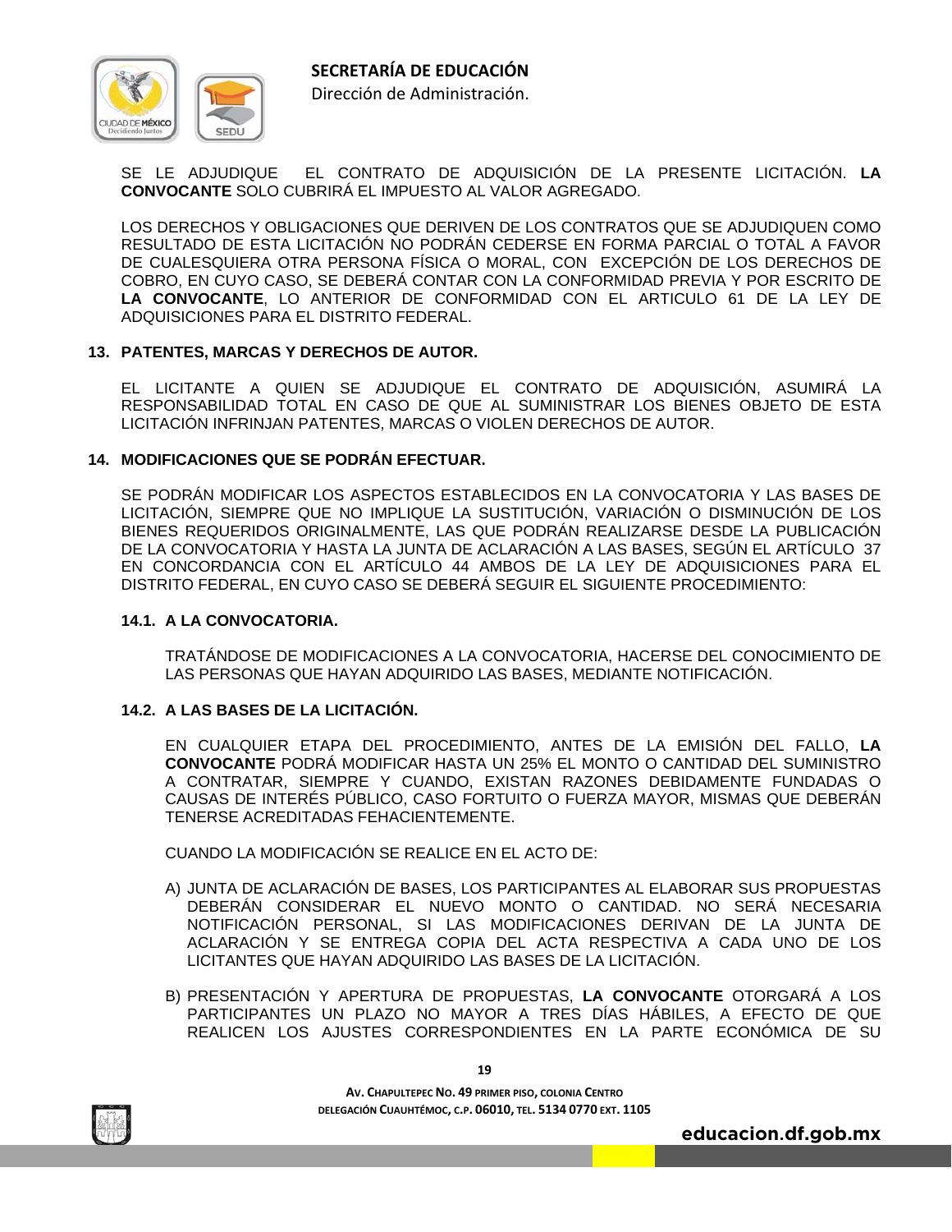SE LE ADJUDIQUE EL CONTRATO DE ADQUISICIÓN DE LA PRESENTE LICITACIÓN. **LA CONVOCANTE** SOLO CUBRIRÁ EL IMPUESTO AL VALOR AGREGADO.

LOS DERECHOS Y OBLIGACIONES QUE DERIVEN DE LOS CONTRATOS QUE SE ADJUDIQUEN COMO RESULTADO DE ESTA LICITACIÓN NO PODRÁN CEDERSE EN FORMA PARCIAL O TOTAL A FAVOR DE CUALESQUIERA OTRA PERSONA FÍSICA O MORAL, CON EXCEPCIÓN DE LOS DERECHOS DE COBRO, EN CUYO CASO, SE DEBERÁ CONTAR CON LA CONFORMIDAD PREVIA Y POR ESCRITO DE **LA CONVOCANTE**, LO ANTERIOR DE CONFORMIDAD CON EL ARTICULO 61 DE LA LEY DE ADQUISICIONES PARA EL DISTRITO FEDERAL.

## 13. PATENTES, MARCAS Y DERECHOS DE AUTOR.

EL LICITANTE A QUIEN SE ADJUDIQUE EL CONTRATO DE ADQUISICIÓN, ASUMIRÁ LA RESPONSABILIDAD TOTAL EN CASO DE QUE AL SUMINISTRAR LOS BIENES OBJETO DE ESTA LICITACIÓN INFRINJAN PATENTES, MARCAS O VIOLEN DERECHOS DE AUTOR.

## 14. MODIFICACIONES QUE SE PODRÁN EFECTUAR.

SE PODRÁN MODIFICAR LOS ASPECTOS ESTABLECIDOS EN LA CONVOCATORIA Y LAS BASES DE LICITACIÓN, SIEMPRE QUE NO IMPLIQUE LA SUSTITUCIÓN, VARIACIÓN O DISMINUCIÓN DE LOS BIENES REQUERIDOS ORIGINALMENTE, LAS QUE PODRÁN REALIZARSE DESDE LA PUBLICACIÓN DE LA CONVOCATORIA Y HASTA LA JUNTA DE ACLARACIÓN A LAS BASES, SEGÚN EL ARTÍCULO 37 EN CONCORDANCIA CON EL ARTÍCULO 44 AMBOS DE LA LEY DE ADQUISICIONES PARA EL DISTRITO FEDERAL, EN CUYO CASO SE DEBERÁ SEGUIR EL SIGUIENTE PROCEDIMIENTO:

### 14.1. A LA CONVOCATORIA.

TRATÁNDOSE DE MODIFICACIONES A LA CONVOCATORIA, HACERSE DEL CONOCIMIENTO DE LAS PERSONAS QUE HAYAN ADQUIRIDO LAS BASES, MEDIANTE NOTIFICACIÓN.

### 14.2. A LAS BASES DE LA LICITACIÓN.

EN CUALQUIER ETAPA DEL PROCEDIMIENTO, ANTES DE LA EMISIÓN DEL FALLO, **LA CONVOCANTE** PODRÁ MODIFICAR HASTA UN 25% EL MONTO O CANTIDAD DEL SUMINISTRO A CONTRATAR, SIEMPRE Y CUANDO, EXISTAN RAZONES DEBIDAMENTE FUNDADAS O CAUSAS DE INTERÉS PÚBLICO, CASO FORTUITO O FUERZA MAYOR, MISMAS QUE DEBERÁN TENERSE ACREDITADAS FEHACIENTEMENTE.

CUANDO LA MODIFICACIÓN SE REALICE EN EL ACTO DE:

A) JUNTA DE ACLARACIÓN DE BASES, LOS PARTICIPANTES AL ELABORAR SUS PROPUESTAS DEBERÁN CONSIDERAR EL NUEVO MONTO O CANTIDAD. NO SERÁ NECESARIA NOTIFICACIÓN PERSONAL, SI LAS MODIFICACIONES DERIVAN DE LA JUNTA DE ACLARACIÓN Y SE ENTREGA COPIA DEL ACTA RESPECTIVA A CADA UNO DE LOS LICITANTES QUE HAYAN ADQUIRIDO LAS BASES DE LA LICITACIÓN.

B) PRESENTACIÓN Y APERTURA DE PROPUESTAS, **LA CONVOCANTE** OTORGARÁ A LOS PARTICIPANTES UN PLAZO NO MAYOR A TRES DÍAS HÁBILES, A EFECTO DE QUE REALICEN LOS AJUSTES CORRESPONDIENTES EN LA PARTE ECONÓMICA DE SU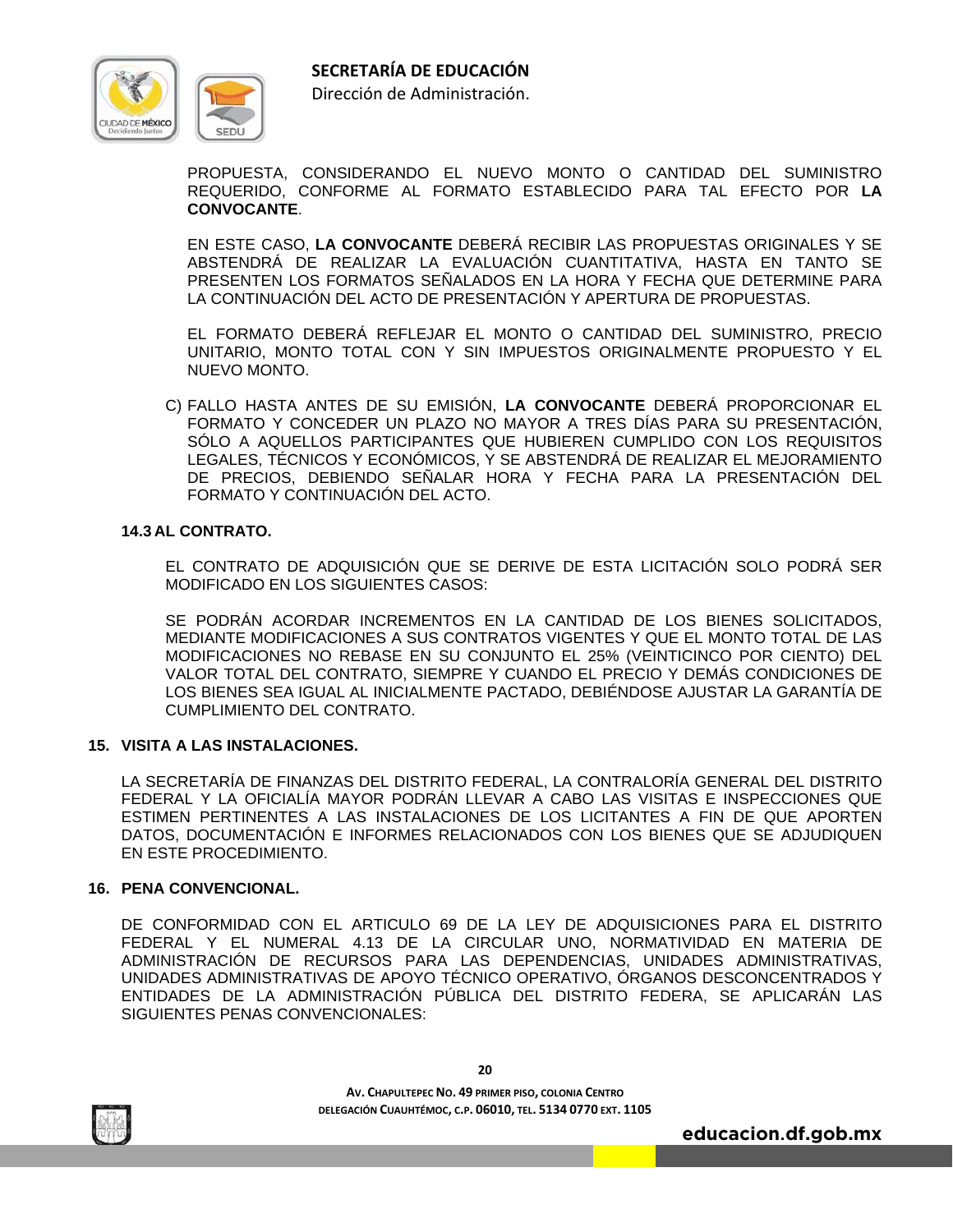PROPUESTA, CONSIDERANDO EL NUEVO MONTO O CANTIDAD DEL SUMINISTRO REQUERIDO, CONFORME AL FORMATO ESTABLECIDO PARA TAL EFECTO POR **LA CONVOCANTE**.

EN ESTE CASO, **LA CONVOCANTE** DEBERÁ RECIBIR LAS PROPUESTAS ORIGINALES Y SE ABSTENDRÁ DE REALIZAR LA EVALUACIÓN CUANTITATIVA, HASTA EN TANTO SE PRESENTEN LOS FORMATOS SEÑALADOS EN LA HORA Y FECHA QUE DETERMINE PARA LA CONTINUACIÓN DEL ACTO DE PRESENTACIÓN Y APERTURA DE PROPUESTAS.

EL FORMATO DEBERÁ REFLEJAR EL MONTO O CANTIDAD DEL SUMINISTRO, PRECIO UNITARIO, MONTO TOTAL CON Y SIN IMPUESTOS ORIGINALMENTE PROPUESTO Y EL NUEVO MONTO.

C) FALLO HASTA ANTES DE SU EMISIÓN, **LA CONVOCANTE** DEBERÁ PROPORCIONAR EL FORMATO Y CONCEDER UN PLAZO NO MAYOR A TRES DÍAS PARA SU PRESENTACIÓN, SÓLO A AQUELLOS PARTICIPANTES QUE HUBIEREN CUMPLIDO CON LOS REQUISITOS LEGALES, TÉCNICOS Y ECONÓMICOS, Y SE ABSTENDRÁ DE REALIZAR EL MEJORAMIENTO DE PRECIOS, DEBIENDO SEÑALAR HORA Y FECHA PARA LA PRESENTACIÓN DEL FORMATO Y CONTINUACIÓN DEL ACTO.

### 14.3 AL CONTRATO.

EL CONTRATO DE ADQUISICIÓN QUE SE DERIVE DE ESTA LICITACIÓN SOLO PODRÁ SER MODIFICADO EN LOS SIGUIENTES CASOS:

SE PODRÁN ACORDAR INCREMENTOS EN LA CANTIDAD DE LOS BIENES SOLICITADOS, MEDIANTE MODIFICACIONES A SUS CONTRATOS VIGENTES Y QUE EL MONTO TOTAL DE LAS MODIFICACIONES NO REBASE EN SU CONJUNTO EL 25% (VEINTICINCO POR CIENTO) DEL VALOR TOTAL DEL CONTRATO, SIEMPRE Y CUANDO EL PRECIO Y DEMÁS CONDICIONES DE LOS BIENES SEA IGUAL AL INICIALMENTE PACTADO, DEBIÉNDOSE AJUSTAR LA GARANTÍA DE CUMPLIMIENTO DEL CONTRATO.

## 15. VISITA A LAS INSTALACIONES.

LA SECRETARÍA DE FINANZAS DEL DISTRITO FEDERAL, LA CONTRALORÍA GENERAL DEL DISTRITO FEDERAL Y LA OFICIALÍA MAYOR PODRÁN LLEVAR A CABO LAS VISITAS E INSPECCIONES QUE ESTIMEN PERTINENTES A LAS INSTALACIONES DE LOS LICITANTES A FIN DE QUE APORTEN DATOS, DOCUMENTACIÓN E INFORMES RELACIONADOS CON LOS BIENES QUE SE ADJUDIQUEN EN ESTE PROCEDIMIENTO.

## 16. PENA CONVENCIONAL.

DE CONFORMIDAD CON EL ARTICULO 69 DE LA LEY DE ADQUISICIONES PARA EL DISTRITO FEDERAL Y EL NUMERAL 4.13 DE LA CIRCULAR UNO, NORMATIVIDAD EN MATERIA DE ADMINISTRACIÓN DE RECURSOS PARA LAS DEPENDENCIAS, UNIDADES ADMINISTRATIVAS, UNIDADES ADMINISTRATIVAS DE APOYO TÉCNICO OPERATIVO, ÓRGANOS DESCONCENTRADOS Y ENTIDADES DE LA ADMINISTRACIÓN PÚBLICA DEL DISTRITO FEDERA, SE APLICARÁN LAS SIGUIENTES PENAS CONVENCIONALES: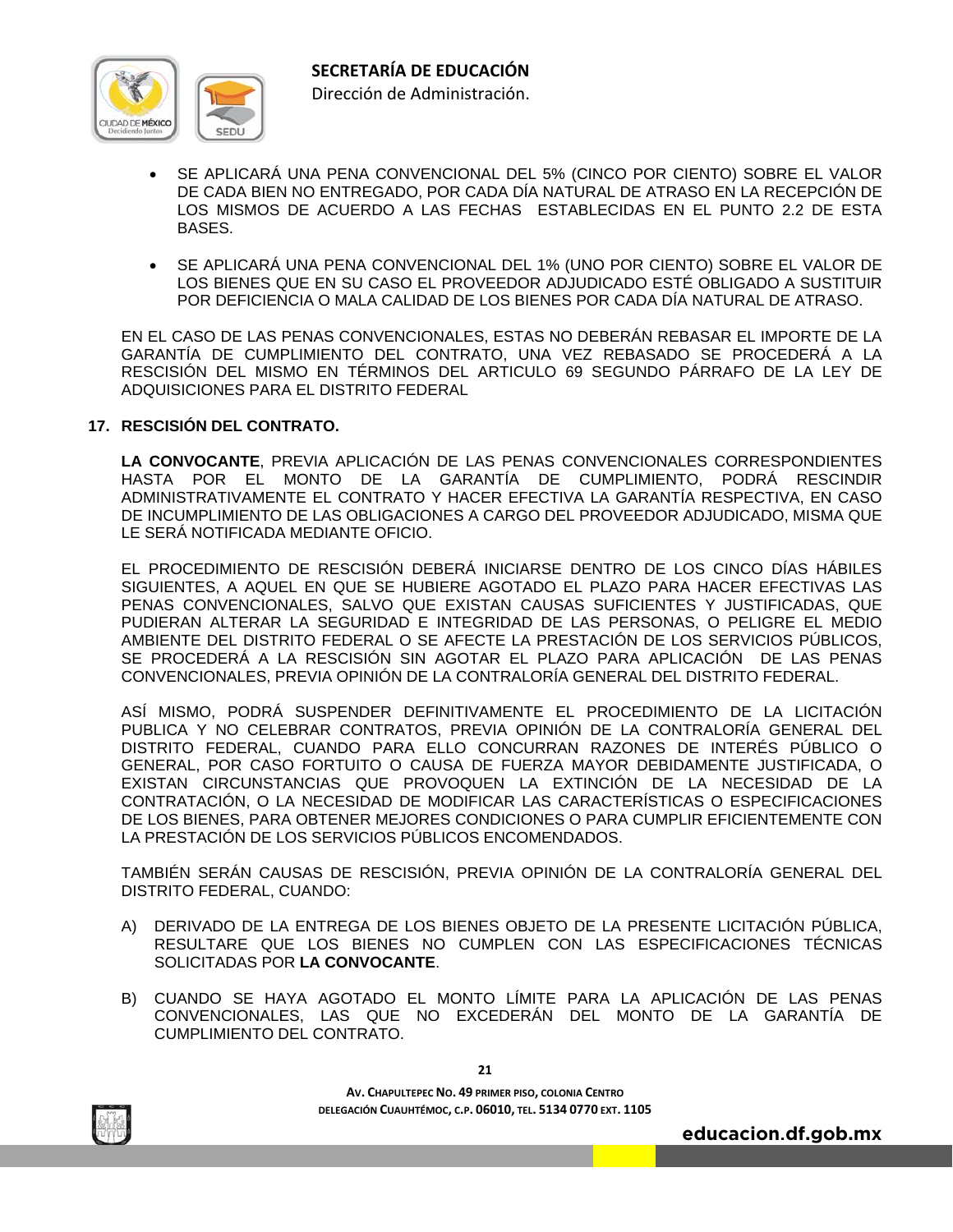- SE APLICARÁ UNA PENA CONVENCIONAL DEL 5% (CINCO POR CIENTO) SOBRE EL VALOR DE CADA BIEN NO ENTREGADO, POR CADA DÍA NATURAL DE ATRASO EN LA RECEPCIÓN DE LOS MISMOS DE ACUERDO A LAS FECHAS ESTABLECIDAS EN EL PUNTO 2.2 DE ESTA BASES.

- SE APLICARÁ UNA PENA CONVENCIONAL DEL 1% (UNO POR CIENTO) SOBRE EL VALOR DE LOS BIENES QUE EN SU CASO EL PROVEEDOR ADJUDICADO ESTÉ OBLIGADO A SUSTITUIR POR DEFICIENCIA O MALA CALIDAD DE LOS BIENES POR CADA DÍA NATURAL DE ATRASO.

EN EL CASO DE LAS PENAS CONVENCIONALES, ESTAS NO DEBERÁN REBASAR EL IMPORTE DE LA GARANTÍA DE CUMPLIMIENTO DEL CONTRATO, UNA VEZ REBASADO SE PROCEDERÁ A LA RESCISIÓN DEL MISMO EN TÉRMINOS DEL ARTICULO 69 SEGUNDO PÁRRAFO DE LA LEY DE ADQUISICIONES PARA EL DISTRITO FEDERAL

## 17. RESCISIÓN DEL CONTRATO.

**LA CONVOCANTE**, PREVIA APLICACIÓN DE LAS PENAS CONVENCIONALES CORRESPONDIENTES HASTA POR EL MONTO DE LA GARANTÍA DE CUMPLIMIENTO, PODRÁ RESCINDIR ADMINISTRATIVAMENTE EL CONTRATO Y HACER EFECTIVA LA GARANTÍA RESPECTIVA, EN CASO DE INCUMPLIMIENTO DE LAS OBLIGACIONES A CARGO DEL PROVEEDOR ADJUDICADO, MISMA QUE LE SERÁ NOTIFICADA MEDIANTE OFICIO.

EL PROCEDIMIENTO DE RESCISIÓN DEBERÁ INICIARSE DENTRO DE LOS CINCO DÍAS HÁBILES SIGUIENTES, A AQUEL EN QUE SE HUBIERE AGOTADO EL PLAZO PARA HACER EFECTIVAS LAS PENAS CONVENCIONALES, SALVO QUE EXISTAN CAUSAS SUFICIENTES Y JUSTIFICADAS, QUE PUDIERAN ALTERAR LA SEGURIDAD E INTEGRIDAD DE LAS PERSONAS, O PELIGRE EL MEDIO AMBIENTE DEL DISTRITO FEDERAL O SE AFECTE LA PRESTACIÓN DE LOS SERVICIOS PÚBLICOS, SE PROCEDERÁ A LA RESCISIÓN SIN AGOTAR EL PLAZO PARA APLICACIÓN DE LAS PENAS CONVENCIONALES, PREVIA OPINIÓN DE LA CONTRALORÍA GENERAL DEL DISTRITO FEDERAL.

ASÍ MISMO, PODRÁ SUSPENDER DEFINITIVAMENTE EL PROCEDIMIENTO DE LA LICITACIÓN PUBLICA Y NO CELEBRAR CONTRATOS, PREVIA OPINIÓN DE LA CONTRALORÍA GENERAL DEL DISTRITO FEDERAL, CUANDO PARA ELLO CONCURRAN RAZONES DE INTERÉS PÚBLICO O GENERAL, POR CASO FORTUITO O CAUSA DE FUERZA MAYOR DEBIDAMENTE JUSTIFICADA, O EXISTAN CIRCUNSTANCIAS QUE PROVOQUEN LA EXTINCIÓN DE LA NECESIDAD DE LA CONTRATACIÓN, O LA NECESIDAD DE MODIFICAR LAS CARACTERÍSTICAS O ESPECIFICACIONES DE LOS BIENES, PARA OBTENER MEJORES CONDICIONES O PARA CUMPLIR EFICIENTEMENTE CON LA PRESTACIÓN DE LOS SERVICIOS PÚBLICOS ENCOMENDADOS.

TAMBIÉN SERÁN CAUSAS DE RESCISIÓN, PREVIA OPINIÓN DE LA CONTRALORÍA GENERAL DEL DISTRITO FEDERAL, CUANDO:

A) DERIVADO DE LA ENTREGA DE LOS BIENES OBJETO DE LA PRESENTE LICITACIÓN PÚBLICA, RESULTARE QUE LOS BIENES NO CUMPLEN CON LAS ESPECIFICACIONES TÉCNICAS SOLICITADAS POR **LA CONVOCANTE**.

B) CUANDO SE HAYA AGOTADO EL MONTO LÍMITE PARA LA APLICACIÓN DE LAS PENAS CONVENCIONALES, LAS QUE NO EXCEDERÁN DEL MONTO DE LA GARANTÍA DE CUMPLIMIENTO DEL CONTRATO.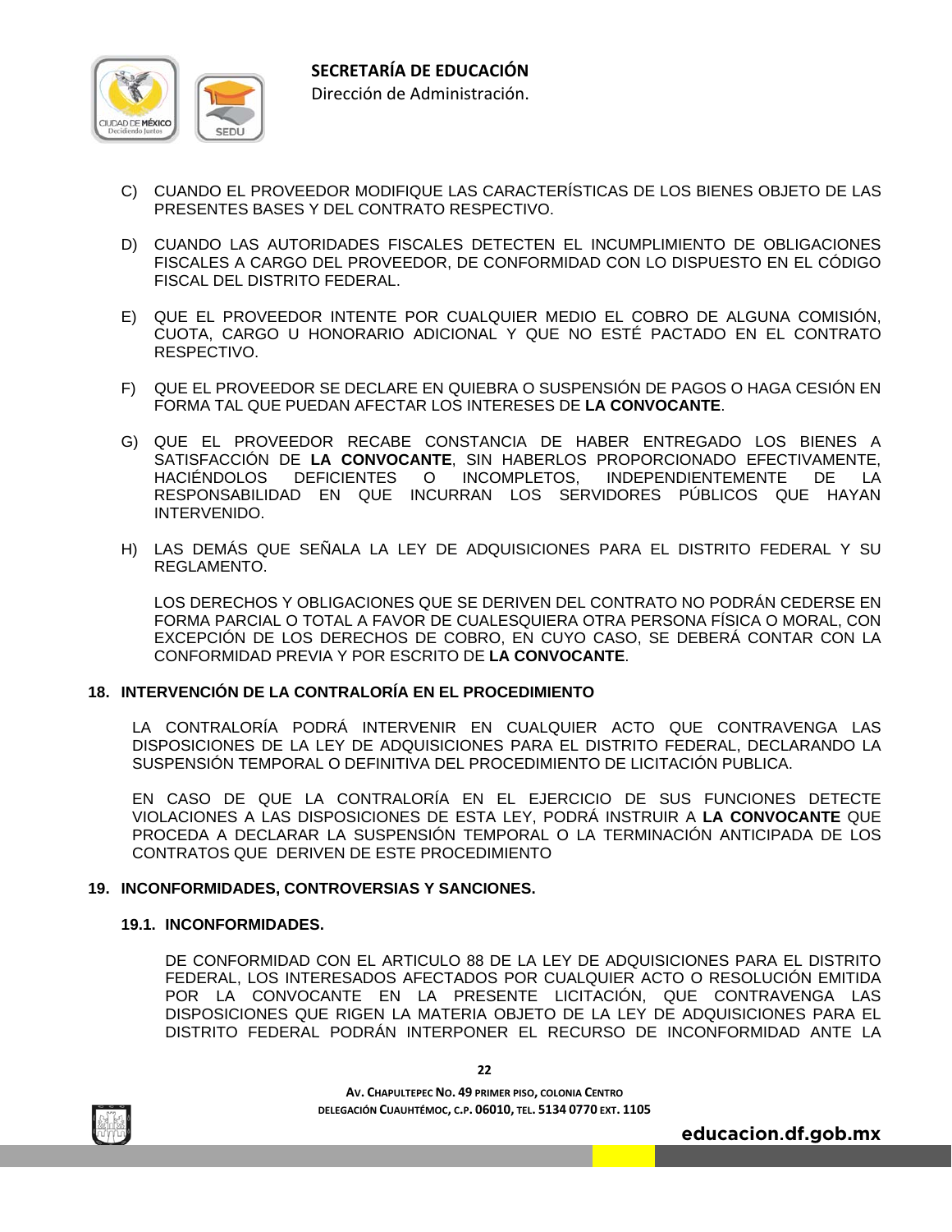C) CUANDO EL PROVEEDOR MODIFIQUE LAS CARACTERÍSTICAS DE LOS BIENES OBJETO DE LAS PRESENTES BASES Y DEL CONTRATO RESPECTIVO.

D) CUANDO LAS AUTORIDADES FISCALES DETECTEN EL INCUMPLIMIENTO DE OBLIGACIONES FISCALES A CARGO DEL PROVEEDOR, DE CONFORMIDAD CON LO DISPUESTO EN EL CÓDIGO FISCAL DEL DISTRITO FEDERAL.

E) QUE EL PROVEEDOR INTENTE POR CUALQUIER MEDIO EL COBRO DE ALGUNA COMISIÓN, CUOTA, CARGO U HONORARIO ADICIONAL Y QUE NO ESTÉ PACTADO EN EL CONTRATO RESPECTIVO.

F) QUE EL PROVEEDOR SE DECLARE EN QUIEBRA O SUSPENSIÓN DE PAGOS O HAGA CESIÓN EN FORMA TAL QUE PUEDAN AFECTAR LOS INTERESES DE **LA CONVOCANTE**.

G) QUE EL PROVEEDOR RECABE CONSTANCIA DE HABER ENTREGADO LOS BIENES A SATISFACCIÓN DE **LA CONVOCANTE**, SIN HABERLOS PROPORCIONADO EFECTIVAMENTE, HACIÉNDOLOS DEFICIENTES O INCOMPLETOS, INDEPENDIENTEMENTE DE LA RESPONSABILIDAD EN QUE INCURRAN LOS SERVIDORES PÚBLICOS QUE HAYAN INTERVENIDO.

H) LAS DEMÁS QUE SEÑALA LA LEY DE ADQUISICIONES PARA EL DISTRITO FEDERAL Y SU REGLAMENTO.

LOS DERECHOS Y OBLIGACIONES QUE SE DERIVEN DEL CONTRATO NO PODRÁN CEDERSE EN FORMA PARCIAL O TOTAL A FAVOR DE CUALESQUIERA OTRA PERSONA FÍSICA O MORAL, CON EXCEPCIÓN DE LOS DERECHOS DE COBRO, EN CUYO CASO, SE DEBERÁ CONTAR CON LA CONFORMIDAD PREVIA Y POR ESCRITO DE **LA CONVOCANTE**.

## 18. INTERVENCIÓN DE LA CONTRALORÍA EN EL PROCEDIMIENTO

LA CONTRALORÍA PODRÁ INTERVENIR EN CUALQUIER ACTO QUE CONTRAVENGA LAS DISPOSICIONES DE LA LEY DE ADQUISICIONES PARA EL DISTRITO FEDERAL, DECLARANDO LA SUSPENSIÓN TEMPORAL O DEFINITIVA DEL PROCEDIMIENTO DE LICITACIÓN PUBLICA.

EN CASO DE QUE LA CONTRALORÍA EN EL EJERCICIO DE SUS FUNCIONES DETECTE VIOLACIONES A LAS DISPOSICIONES DE ESTA LEY, PODRÁ INSTRUIR A **LA CONVOCANTE** QUE PROCEDA A DECLARAR LA SUSPENSIÓN TEMPORAL O LA TERMINACIÓN ANTICIPADA DE LOS CONTRATOS QUE DERIVEN DE ESTE PROCEDIMIENTO

## 19. INCONFORMIDADES, CONTROVERSIAS Y SANCIONES.

### 19.1. INCONFORMIDADES.

DE CONFORMIDAD CON EL ARTICULO 88 DE LA LEY DE ADQUISICIONES PARA EL DISTRITO FEDERAL, LOS INTERESADOS AFECTADOS POR CUALQUIER ACTO O RESOLUCIÓN EMITIDA POR LA CONVOCANTE EN LA PRESENTE LICITACIÓN, QUE CONTRAVENGA LAS DISPOSICIONES QUE RIGEN LA MATERIA OBJETO DE LA LEY DE ADQUISICIONES PARA EL DISTRITO FEDERAL PODRÁN INTERPONER EL RECURSO DE INCONFORMIDAD ANTE LA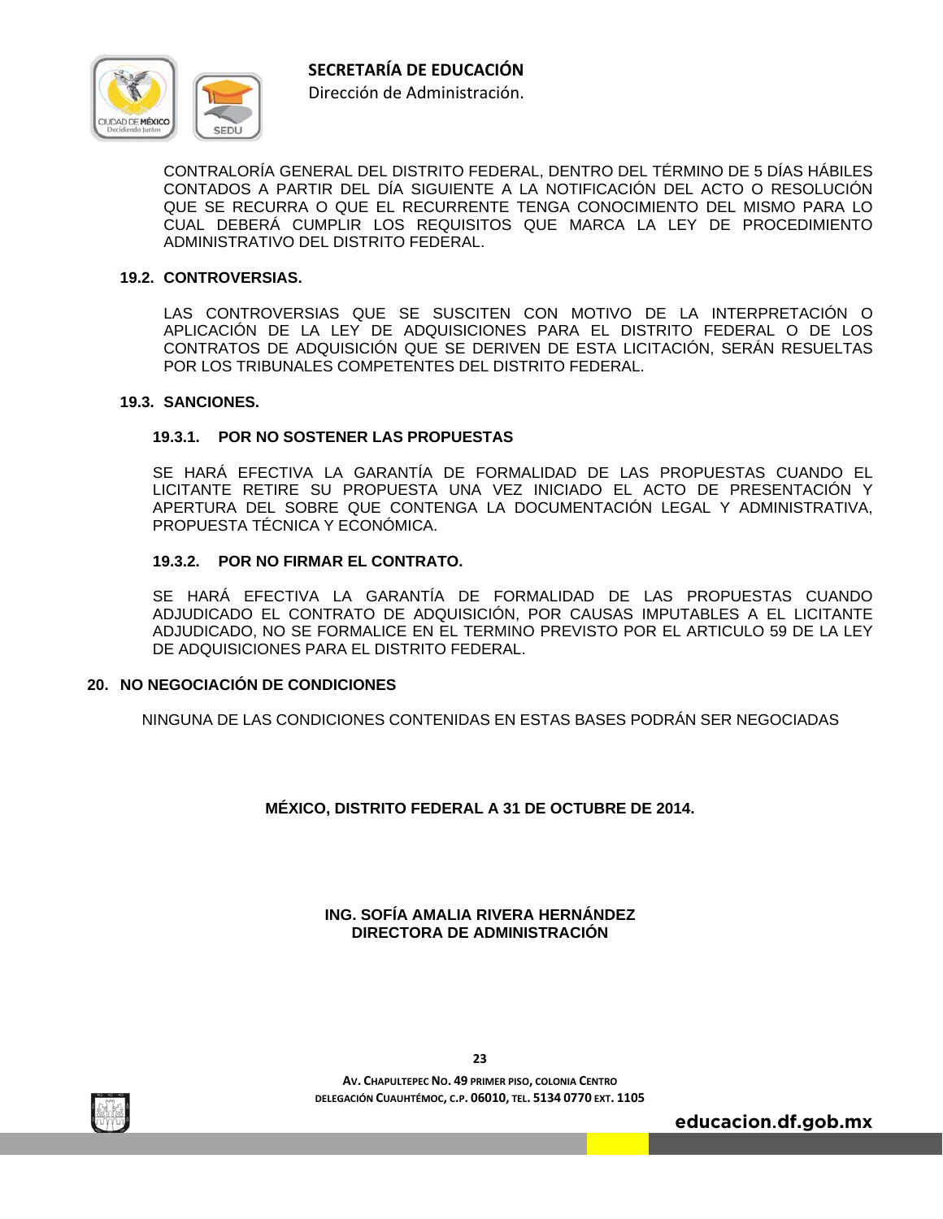CONTRALORÍA GENERAL DEL DISTRITO FEDERAL, DENTRO DEL TÉRMINO DE 5 DÍAS HÁBILES CONTADOS A PARTIR DEL DÍA SIGUIENTE A LA NOTIFICACIÓN DEL ACTO O RESOLUCIÓN QUE SE RECURRA O QUE EL RECURRENTE TENGA CONOCIMIENTO DEL MISMO PARA LO CUAL DEBERÁ CUMPLIR LOS REQUISITOS QUE MARCA LA LEY DE PROCEDIMIENTO ADMINISTRATIVO DEL DISTRITO FEDERAL.

### 19.2. CONTROVERSIAS.

LAS CONTROVERSIAS QUE SE SUSCITEN CON MOTIVO DE LA INTERPRETACIÓN O APLICACIÓN DE LA LEY DE ADQUISICIONES PARA EL DISTRITO FEDERAL O DE LOS CONTRATOS DE ADQUISICIÓN QUE SE DERIVEN DE ESTA LICITACIÓN, SERÁN RESUELTAS POR LOS TRIBUNALES COMPETENTES DEL DISTRITO FEDERAL.

### 19.3. SANCIONES.

#### 19.3.1. POR NO SOSTENER LAS PROPUESTAS

SE HARÁ EFECTIVA LA GARANTÍA DE FORMALIDAD DE LAS PROPUESTAS CUANDO EL LICITANTE RETIRE SU PROPUESTA UNA VEZ INICIADO EL ACTO DE PRESENTACIÓN Y APERTURA DEL SOBRE QUE CONTENGA LA DOCUMENTACIÓN LEGAL Y ADMINISTRATIVA, PROPUESTA TÉCNICA Y ECONÓMICA.

#### 19.3.2. POR NO FIRMAR EL CONTRATO.

SE HARÁ EFECTIVA LA GARANTÍA DE FORMALIDAD DE LAS PROPUESTAS CUANDO ADJUDICADO EL CONTRATO DE ADQUISICIÓN, POR CAUSAS IMPUTABLES A EL LICITANTE ADJUDICADO, NO SE FORMALICE EN EL TERMINO PREVISTO POR EL ARTICULO 59 DE LA LEY DE ADQUISICIONES PARA EL DISTRITO FEDERAL.

## 20. NO NEGOCIACIÓN DE CONDICIONES

NINGUNA DE LAS CONDICIONES CONTENIDAS EN ESTAS BASES PODRÁN SER NEGOCIADAS

**MÉXICO, DISTRITO FEDERAL A 31 DE OCTUBRE DE 2014.**

**ING. SOFÍA AMALIA RIVERA HERNÁNDEZ**
**DIRECTORA DE ADMINISTRACIÓN**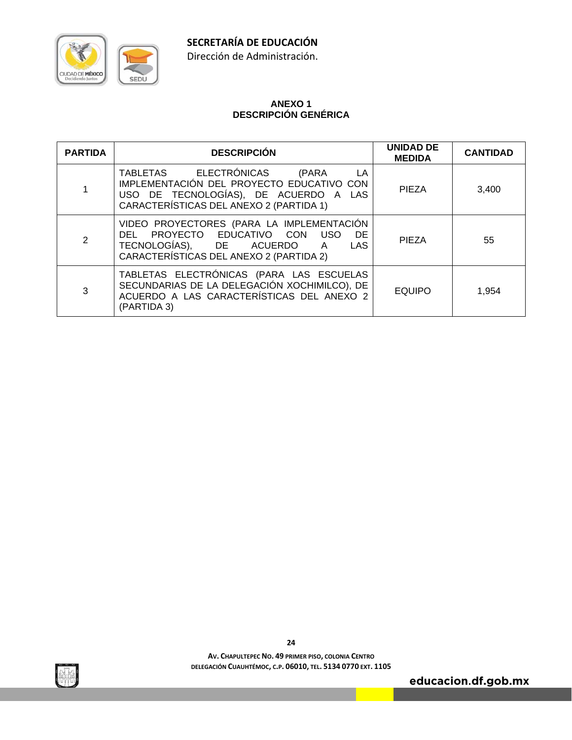## ANEXO 1
## DESCRIPCIÓN GENÉRICA

| PARTIDA | DESCRIPCIÓN | UNIDAD DE MEDIDA | CANTIDAD |
|---|---|---|---|
| 1 | TABLETAS ELECTRÓNICAS (PARA LA IMPLEMENTACIÓN DEL PROYECTO EDUCATIVO CON USO DE TECNOLOGÍAS), DE ACUERDO A LAS CARACTERÍSTICAS DEL ANEXO 2 (PARTIDA 1) | PIEZA | 3,400 |
| 2 | VIDEO PROYECTORES (PARA LA IMPLEMENTACIÓN DEL PROYECTO EDUCATIVO CON USO DE TECNOLOGÍAS), DE ACUERDO A LAS CARACTERÍSTICAS DEL ANEXO 2 (PARTIDA 2) | PIEZA | 55 |
| 3 | TABLETAS ELECTRÓNICAS (PARA LAS ESCUELAS SECUNDARIAS DE LA DELEGACIÓN XOCHIMILCO), DE ACUERDO A LAS CARACTERÍSTICAS DEL ANEXO 2 (PARTIDA 3) | EQUIPO | 1,954 |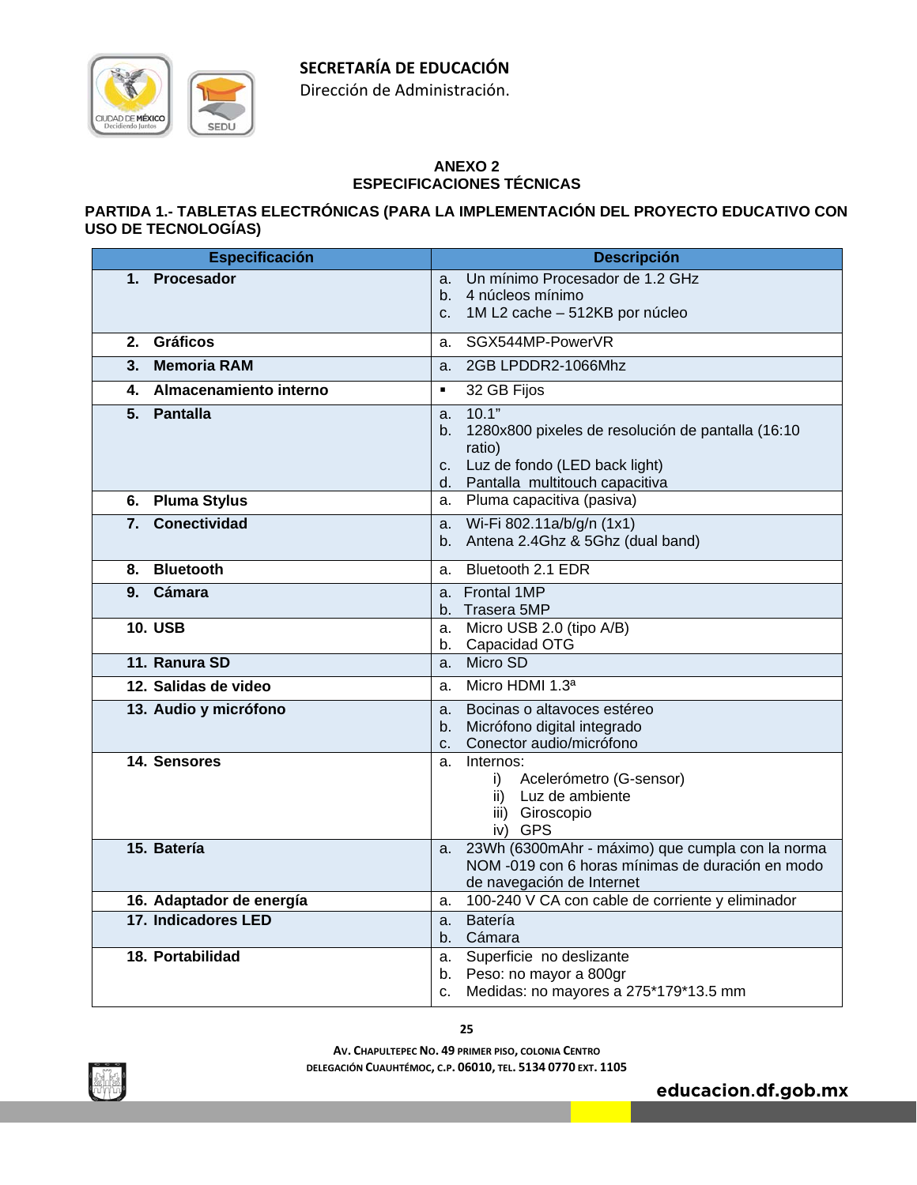**SECRETARÍA DE EDUCACIÓN**
Dirección de Administración.

## ANEXO 2
## ESPECIFICACIONES TÉCNICAS

### PARTIDA 1.- TABLETAS ELECTRÓNICAS (PARA LA IMPLEMENTACIÓN DEL PROYECTO EDUCATIVO CON USO DE TECNOLOGÍAS)

| Especificación | Descripción |
|---|---|
| **1. Procesador** | a. Un mínimo Procesador de 1.2 GHz<br>b. 4 núcleos mínimo<br>c. 1M L2 cache – 512KB por núcleo |
| **2. Gráficos** | a. SGX544MP-PowerVR |
| **3. Memoria RAM** | a. 2GB LPDDR2-1066Mhz |
| **4. Almacenamiento interno** | ▪ 32 GB Fijos |
| **5. Pantalla** | a. 10.1"<br>b. 1280x800 pixeles de resolución de pantalla (16:10 ratio)<br>c. Luz de fondo (LED back light)<br>d. Pantalla multitouch capacitiva |
| **6. Pluma Stylus** | a. Pluma capacitiva (pasiva) |
| **7. Conectividad** | a. Wi-Fi 802.11a/b/g/n (1x1)<br>b. Antena 2.4Ghz & 5Ghz (dual band) |
| **8. Bluetooth** | a. Bluetooth 2.1 EDR |
| **9. Cámara** | a. Frontal 1MP<br>b. Trasera 5MP |
| **10. USB** | a. Micro USB 2.0 (tipo A/B)<br>b. Capacidad OTG |
| **11. Ranura SD** | a. Micro SD |
| **12. Salidas de video** | a. Micro HDMI 1.3ª |
| **13. Audio y micrófono** | a. Bocinas o altavoces estéreo<br>b. Micrófono digital integrado<br>c. Conector audio/micrófono |
| **14. Sensores** | a. Internos:<br>i) Acelerómetro (G-sensor)<br>ii) Luz de ambiente<br>iii) Giroscopio<br>iv) GPS |
| **15. Batería** | a. 23Wh (6300mAhr - máximo) que cumpla con la norma NOM -019 con 6 horas mínimas de duración en modo de navegación de Internet |
| **16. Adaptador de energía** | a. 100-240 V CA con cable de corriente y eliminador |
| **17. Indicadores LED** | a. Batería<br>b. Cámara |
| **18. Portabilidad** | a. Superficie no deslizante<br>b. Peso: no mayor a 800gr<br>c. Medidas: no mayores a 275*179*13.5 mm |

**AV. CHAPULTEPEC NO. 49 PRIMER PISO, COLONIA CENTRO**
**DELEGACIÓN CUAUHTÉMOC, C.P. 06010, TEL. 5134 0770 EXT. 1105**

**educacion.df.gob.mx**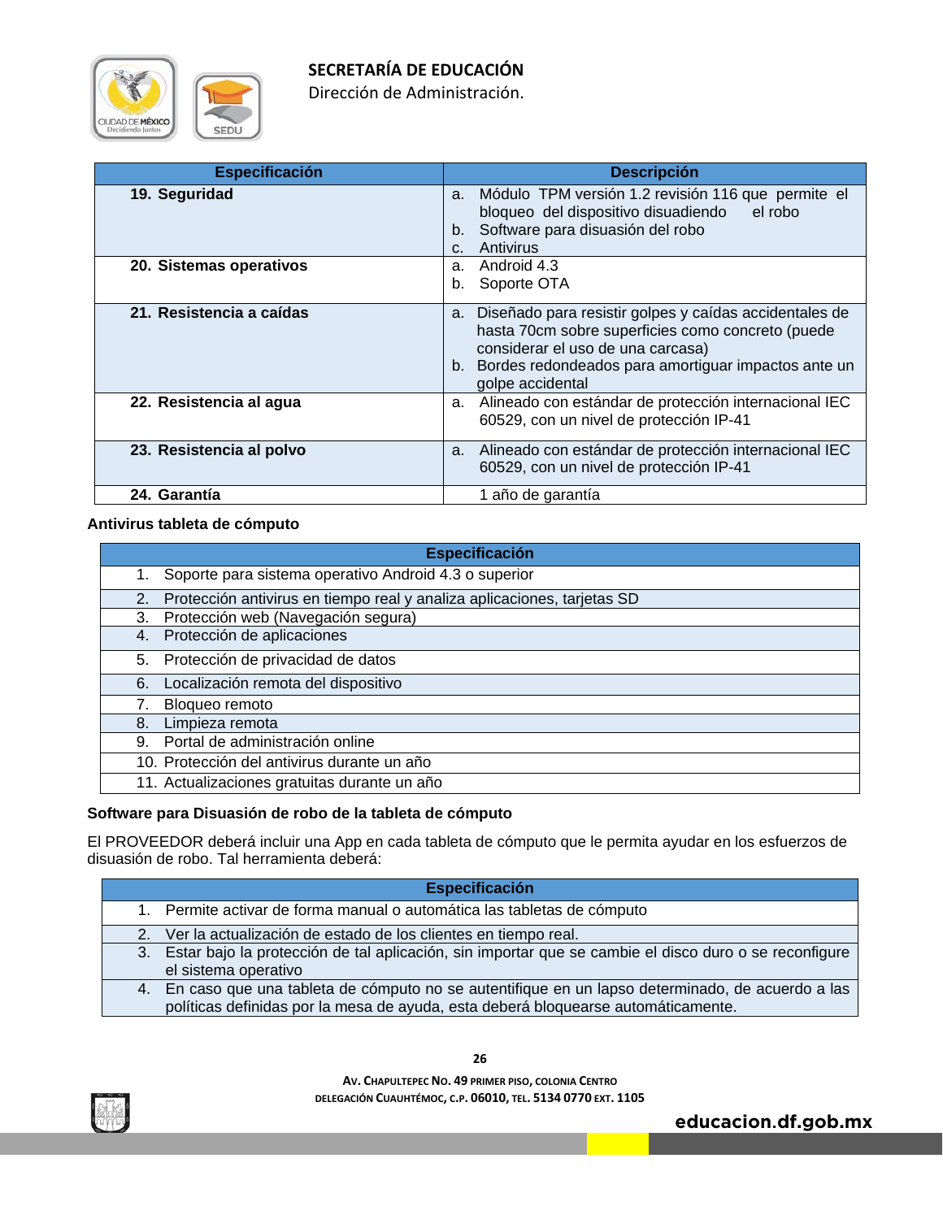| Especificación | Descripción |
|---|---|
| 19. Seguridad | a. Módulo TPM versión 1.2 revisión 116 que permite el bloqueo del dispositivo disuadiendo el robo<br>b. Software para disuasión del robo<br>c. Antivirus |
| 20. Sistemas operativos | a. Android 4.3<br>b. Soporte OTA |
| 21. Resistencia a caídas | a. Diseñado para resistir golpes y caídas accidentales de hasta 70cm sobre superficies como concreto (puede considerar el uso de una carcasa)<br>b. Bordes redondeados para amortiguar impactos ante un golpe accidental |
| 22. Resistencia al agua | a. Alineado con estándar de protección internacional IEC 60529, con un nivel de protección IP-41 |
| 23. Resistencia al polvo | a. Alineado con estándar de protección internacional IEC 60529, con un nivel de protección IP-41 |
| 24. Garantía | 1 año de garantía |

**Antivirus tableta de cómputo**

| Especificación |
|---|
| 1. Soporte para sistema operativo Android 4.3 o superior |
| 2. Protección antivirus en tiempo real y analiza aplicaciones, tarjetas SD |
| 3. Protección web (Navegación segura) |
| 4. Protección de aplicaciones |
| 5. Protección de privacidad de datos |
| 6. Localización remota del dispositivo |
| 7. Bloqueo remoto |
| 8. Limpieza remota |
| 9. Portal de administración online |
| 10. Protección del antivirus durante un año |
| 11. Actualizaciones gratuitas durante un año |

**Software para Disuasión de robo de la tableta de cómputo**

El PROVEEDOR deberá incluir una App en cada tableta de cómputo que le permita ayudar en los esfuerzos de disuasión de robo. Tal herramienta deberá:

| Especificación |
|---|
| 1. Permite activar de forma manual o automática las tabletas de cómputo |
| 2. Ver la actualización de estado de los clientes en tiempo real. |
| 3. Estar bajo la protección de tal aplicación, sin importar que se cambie el disco duro o se reconfigure el sistema operativo |
| 4. En caso que una tableta de cómputo no se autentifique en un lapso determinado, de acuerdo a las políticas definidas por la mesa de ayuda, esta deberá bloquearse automáticamente. |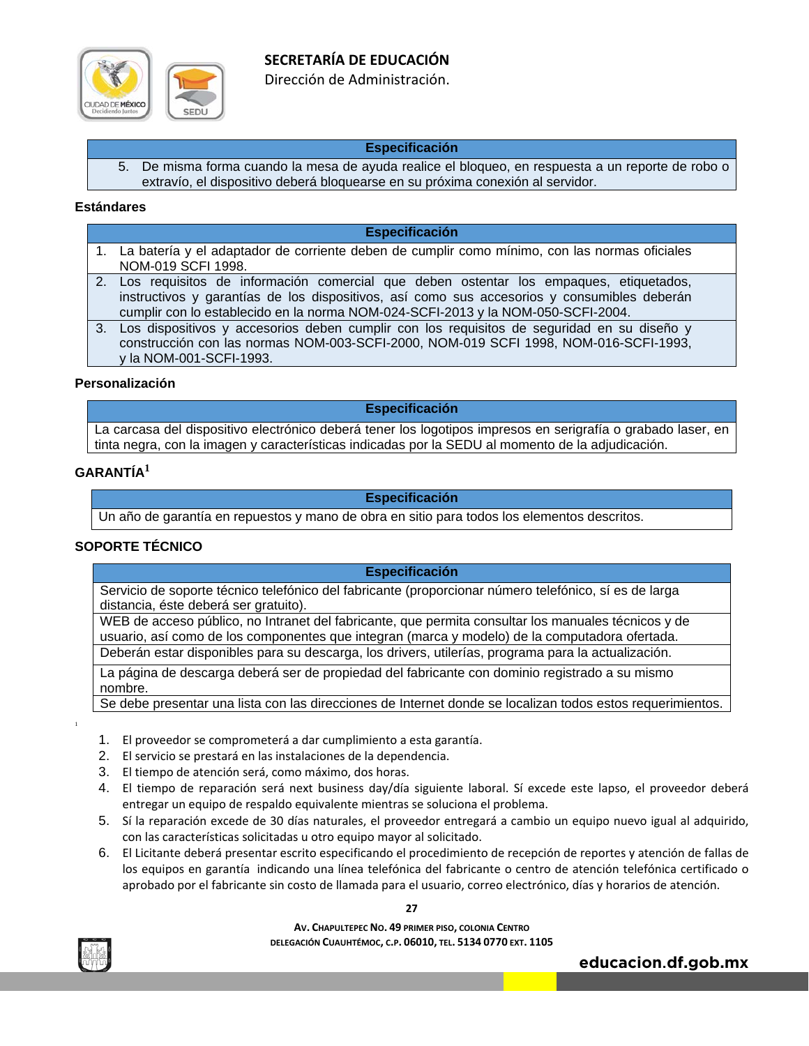| Especificación |
| --- |
| 5. De misma forma cuando la mesa de ayuda realice el bloqueo, en respuesta a un reporte de robo o extravío, el dispositivo deberá bloquearse en su próxima conexión al servidor. |

**Estándares**

| Especificación |
| --- |
| 1. La batería y el adaptador de corriente deben de cumplir como mínimo, con las normas oficiales NOM-019 SCFI 1998. |
| 2. Los requisitos de información comercial que deben ostentar los empaques, etiquetados, instructivos y garantías de los dispositivos, así como sus accesorios y consumibles deberán cumplir con lo establecido en la norma NOM-024-SCFI-2013 y la NOM-050-SCFI-2004. |
| 3. Los dispositivos y accesorios deben cumplir con los requisitos de seguridad en su diseño y construcción con las normas NOM-003-SCFI-2000, NOM-019 SCFI 1998, NOM-016-SCFI-1993, y la NOM-001-SCFI-1993. |

**Personalización**

| Especificación |
| --- |
| La carcasa del dispositivo electrónico deberá tener los logotipos impresos en serigrafía o grabado laser, en tinta negra, con la imagen y características indicadas por la SEDU al momento de la adjudicación. |

**GARANTÍA**[1]

| Especificación |
| --- |
| Un año de garantía en repuestos y mano de obra en sitio para todos los elementos descritos. |

**SOPORTE TÉCNICO**

| Especificación |
| --- |
| Servicio de soporte técnico telefónico del fabricante (proporcionar número telefónico, sí es de larga distancia, éste deberá ser gratuito). |
| WEB de acceso público, no Intranet del fabricante, que permita consultar los manuales técnicos y de usuario, así como de los componentes que integran (marca y modelo) de la computadora ofertada. |
| Deberán estar disponibles para su descarga, los drivers, utilerías, programa para la actualización. |
| La página de descarga deberá ser de propiedad del fabricante con dominio registrado a su mismo nombre. |
| Se debe presentar una lista con las direcciones de Internet donde se localizan todos estos requerimientos. |

[1]

1. El proveedor se comprometerá a dar cumplimiento a esta garantía.
2. El servicio se prestará en las instalaciones de la dependencia.
3. El tiempo de atención será, como máximo, dos horas.
4. El tiempo de reparación será next business day/día siguiente laboral. Sí excede este lapso, el proveedor deberá entregar un equipo de respaldo equivalente mientras se soluciona el problema.
5. Sí la reparación excede de 30 días naturales, el proveedor entregará a cambio un equipo nuevo igual al adquirido, con las características solicitadas u otro equipo mayor al solicitado.
6. El Licitante deberá presentar escrito especificando el procedimiento de recepción de reportes y atención de fallas de los equipos en garantía indicando una línea telefónica del fabricante o centro de atención telefónica certificado o aprobado por el fabricante sin costo de llamada para el usuario, correo electrónico, días y horarios de atención.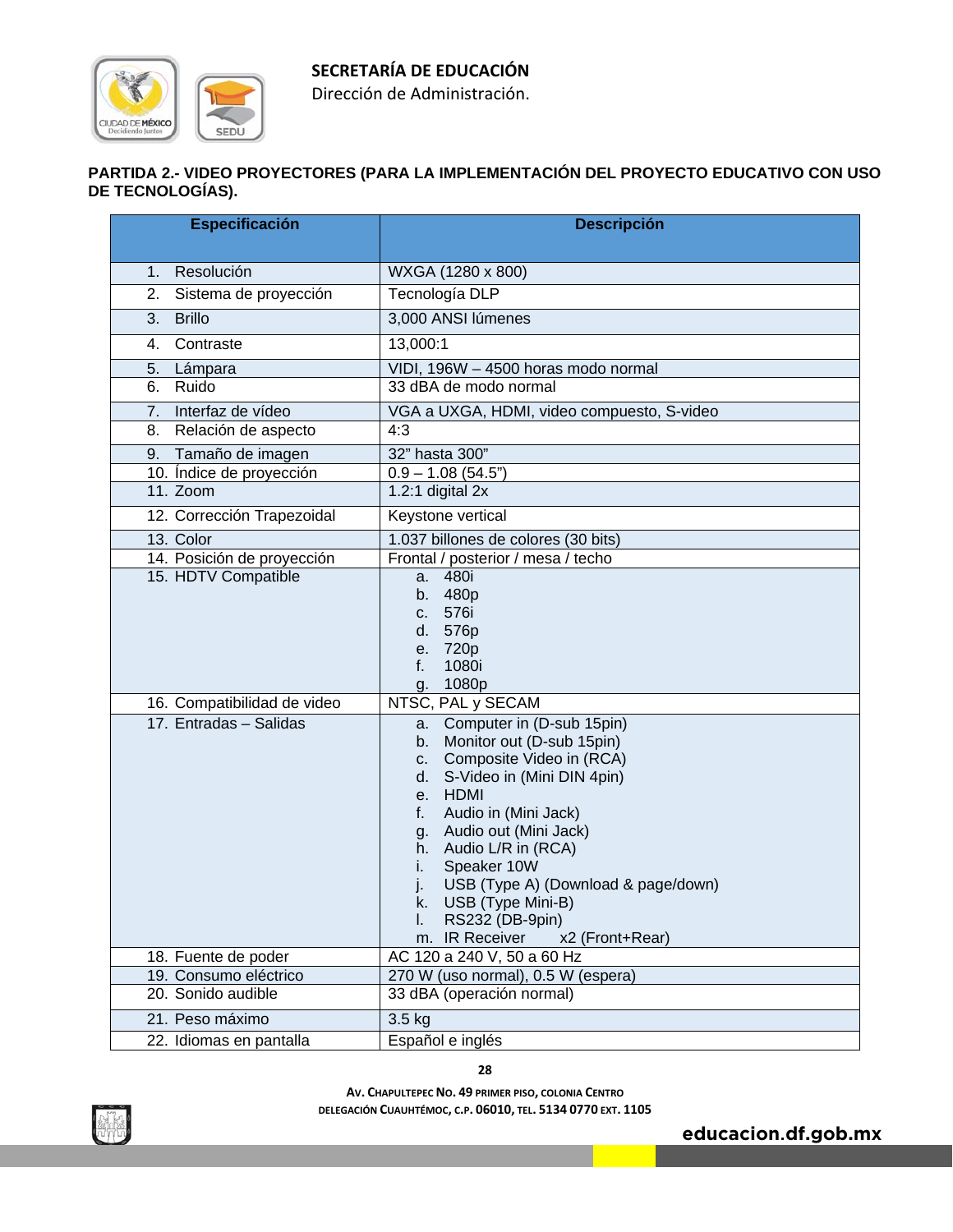**PARTIDA 2.- VIDEO PROYECTORES (PARA LA IMPLEMENTACIÓN DEL PROYECTO EDUCATIVO CON USO DE TECNOLOGÍAS).**

| Especificación | Descripción |
|---|---|
| 1. Resolución | WXGA (1280 x 800) |
| 2. Sistema de proyección | Tecnología DLP |
| 3. Brillo | 3,000 ANSI lúmenes |
| 4. Contraste | 13,000:1 |
| 5. Lámpara | VIDI, 196W – 4500 horas modo normal |
| 6. Ruido | 33 dBA de modo normal |
| 7. Interfaz de vídeo | VGA a UXGA, HDMI, video compuesto, S-video |
| 8. Relación de aspecto | 4:3 |
| 9. Tamaño de imagen | 32" hasta 300" |
| 10. Índice de proyección | 0.9 – 1.08 (54.5") |
| 11. Zoom | 1.2:1 digital 2x |
| 12. Corrección Trapezoidal | Keystone vertical |
| 13. Color | 1.037 billones de colores (30 bits) |
| 14. Posición de proyección | Frontal / posterior / mesa / techo |
| 15. HDTV Compatible | a. 480i<br>b. 480p<br>c. 576i<br>d. 576p<br>e. 720p<br>f. 1080i<br>g. 1080p |
| 16. Compatibilidad de video | NTSC, PAL y SECAM |
| 17. Entradas – Salidas | a. Computer in (D-sub 15pin)<br>b. Monitor out (D-sub 15pin)<br>c. Composite Video in (RCA)<br>d. S-Video in (Mini DIN 4pin)<br>e. HDMI<br>f. Audio in (Mini Jack)<br>g. Audio out (Mini Jack)<br>h. Audio L/R in (RCA)<br>i. Speaker 10W<br>j. USB (Type A) (Download & page/down)<br>k. USB (Type Mini-B)<br>l. RS232 (DB-9pin)<br>m. IR Receiver x2 (Front+Rear) |
| 18. Fuente de poder | AC 120 a 240 V, 50 a 60 Hz |
| 19. Consumo eléctrico | 270 W (uso normal), 0.5 W (espera) |
| 20. Sonido audible | 33 dBA (operación normal) |
| 21. Peso máximo | 3.5 kg |
| 22. Idiomas en pantalla | Español e inglés |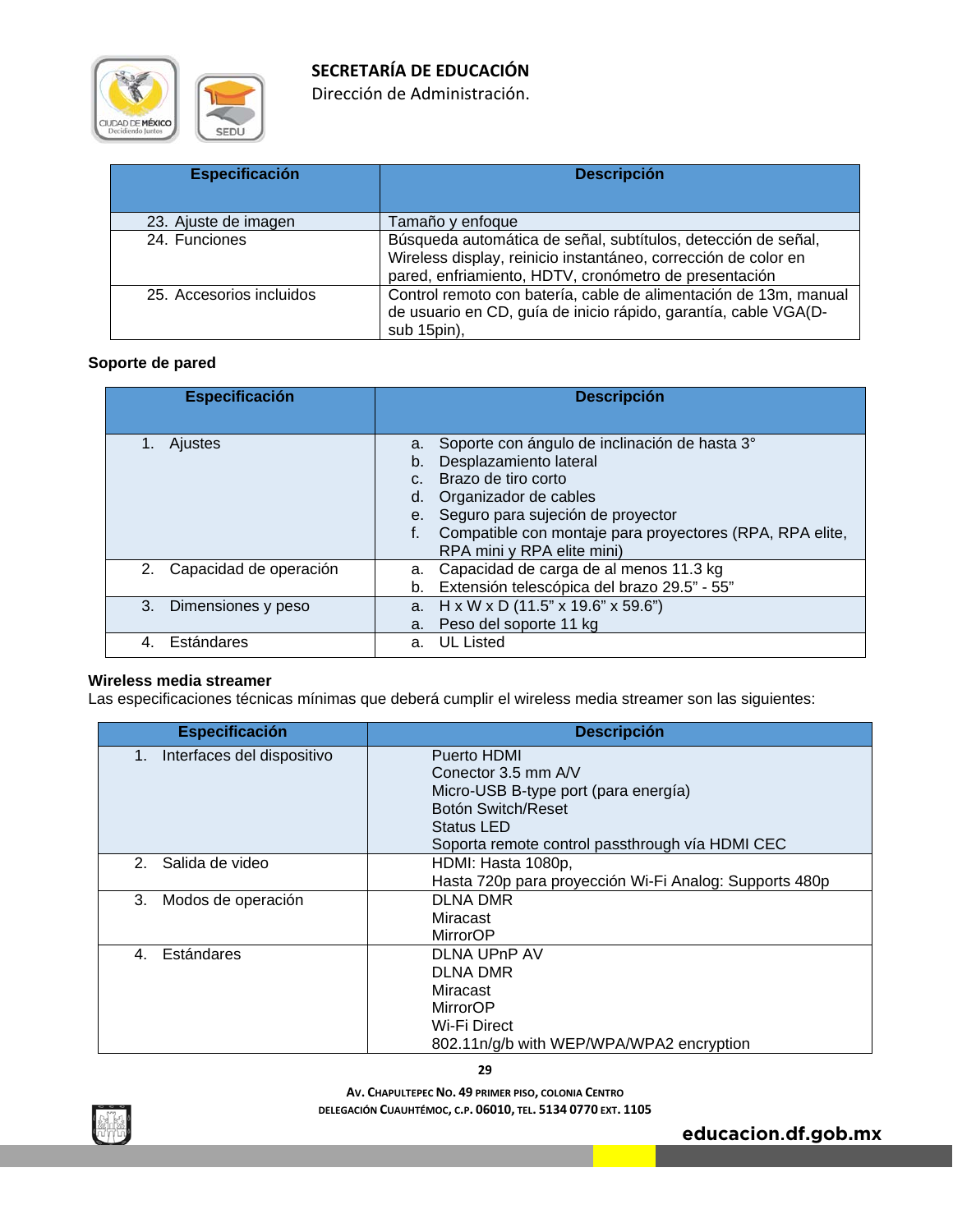| Especificación | Descripción |
|---|---|
| 23. Ajuste de imagen | Tamaño y enfoque |
| 24. Funciones | Búsqueda automática de señal, subtítulos, detección de señal, Wireless display, reinicio instantáneo, corrección de color en pared, enfriamiento, HDTV, cronómetro de presentación |
| 25. Accesorios incluidos | Control remoto con batería, cable de alimentación de 13m, manual de usuario en CD, guía de inicio rápido, garantía, cable VGA(D-sub 15pin), |

**Soporte de pared**

| Especificación | Descripción |
|---|---|
| 1. Ajustes | a. Soporte con ángulo de inclinación de hasta 3°<br>b. Desplazamiento lateral<br>c. Brazo de tiro corto<br>d. Organizador de cables<br>e. Seguro para sujeción de proyector<br>f. Compatible con montaje para proyectores (RPA, RPA elite, RPA mini y RPA elite mini) |
| 2. Capacidad de operación | a. Capacidad de carga de al menos 11.3 kg<br>b. Extensión telescópica del brazo 29.5" - 55" |
| 3. Dimensiones y peso | a. H x W x D (11.5" x 19.6" x 59.6")<br>a. Peso del soporte 11 kg |
| 4. Estándares | a. UL Listed |

**Wireless media streamer**

Las especificaciones técnicas mínimas que deberá cumplir el wireless media streamer son las siguientes:

| Especificación | Descripción |
|---|---|
| 1. Interfaces del dispositivo | Puerto HDMI<br>Conector 3.5 mm A/V<br>Micro-USB B-type port (para energía)<br>Botón Switch/Reset<br>Status LED<br>Soporta remote control passthrough vía HDMI CEC |
| 2. Salida de video | HDMI: Hasta 1080p,<br>Hasta 720p para proyección Wi-Fi Analog: Supports 480p |
| 3. Modos de operación | DLNA DMR<br>Miracast<br>MirrorOP |
| 4. Estándares | DLNA UPnP AV<br>DLNA DMR<br>Miracast<br>MirrorOP<br>Wi-Fi Direct<br>802.11n/g/b with WEP/WPA/WPA2 encryption |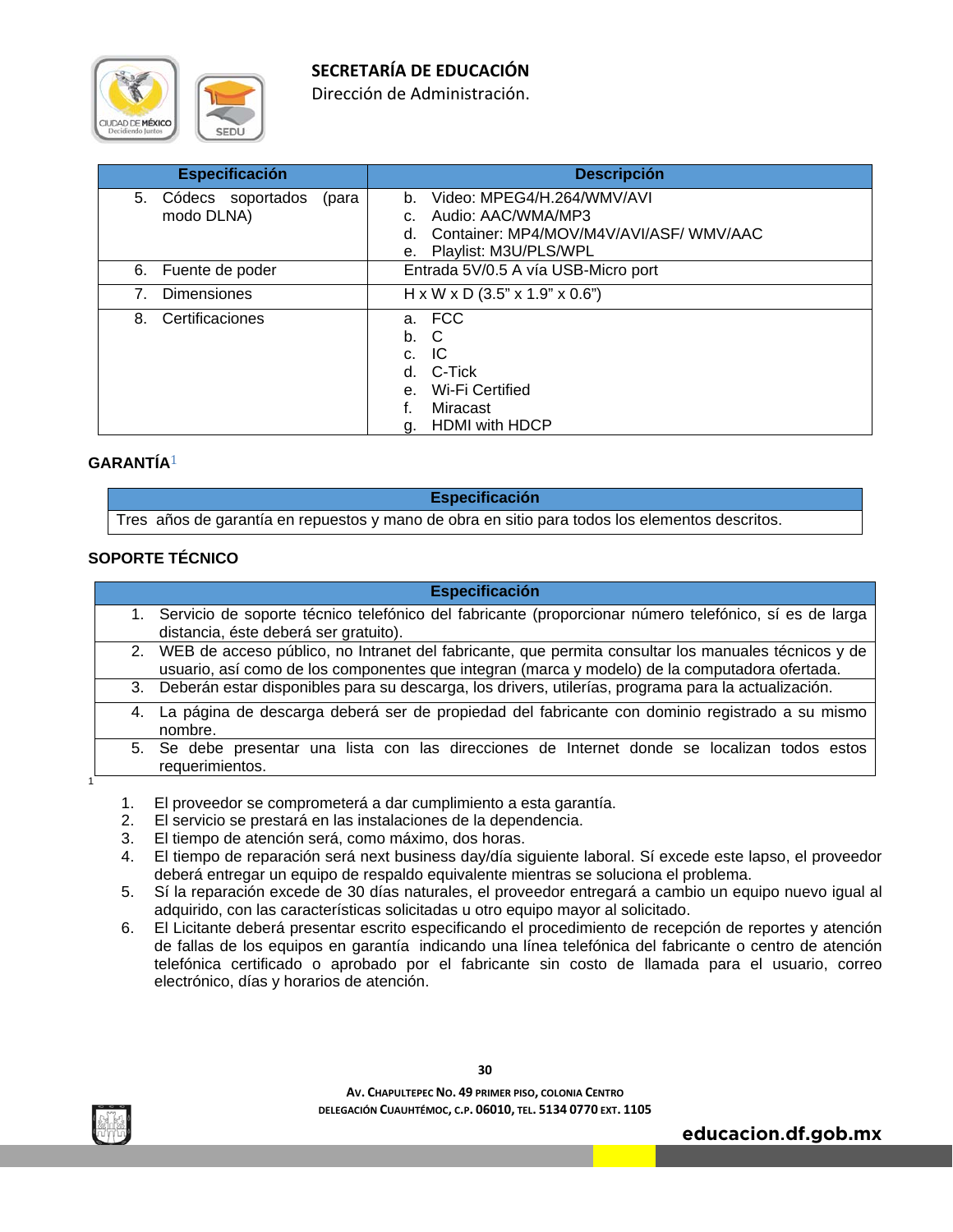| Especificación | Descripción |
| --- | --- |
| 5. Códecs soportados (para modo DLNA) | b. Video: MPEG4/H.264/WMV/AVI<br>c. Audio: AAC/WMA/MP3<br>d. Container: MP4/MOV/M4V/AVI/ASF/ WMV/AAC<br>e. Playlist: M3U/PLS/WPL |
| 6. Fuente de poder | Entrada 5V/0.5 A vía USB-Micro port |
| 7. Dimensiones | H x W x D (3.5" x 1.9" x 0.6") |
| 8. Certificaciones | a. FCC<br>b. C<br>c. IC<br>d. C-Tick<br>e. Wi-Fi Certified<br>f. Miracast<br>g. HDMI with HDCP |

**GARANTÍA**[1]

| Especificación |
| --- |
| Tres años de garantía en repuestos y mano de obra en sitio para todos los elementos descritos. |

**SOPORTE TÉCNICO**

| Especificación |
| --- |
| 1. Servicio de soporte técnico telefónico del fabricante (proporcionar número telefónico, sí es de larga distancia, éste deberá ser gratuito). |
| 2. WEB de acceso público, no Intranet del fabricante, que permita consultar los manuales técnicos y de usuario, así como de los componentes que integran (marca y modelo) de la computadora ofertada. |
| 3. Deberán estar disponibles para su descarga, los drivers, utilerías, programa para la actualización. |
| 4. La página de descarga deberá ser de propiedad del fabricante con dominio registrado a su mismo nombre. |
| 5. Se debe presentar una lista con las direcciones de Internet donde se localizan todos estos requerimientos. |

[1]

1. El proveedor se comprometerá a dar cumplimiento a esta garantía.
2. El servicio se prestará en las instalaciones de la dependencia.
3. El tiempo de atención será, como máximo, dos horas.
4. El tiempo de reparación será next business day/día siguiente laboral. Sí excede este lapso, el proveedor deberá entregar un equipo de respaldo equivalente mientras se soluciona el problema.
5. Sí la reparación excede de 30 días naturales, el proveedor entregará a cambio un equipo nuevo igual al adquirido, con las características solicitadas u otro equipo mayor al solicitado.
6. El Licitante deberá presentar escrito especificando el procedimiento de recepción de reportes y atención de fallas de los equipos en garantía indicando una línea telefónica del fabricante o centro de atención telefónica certificado o aprobado por el fabricante sin costo de llamada para el usuario, correo electrónico, días y horarios de atención.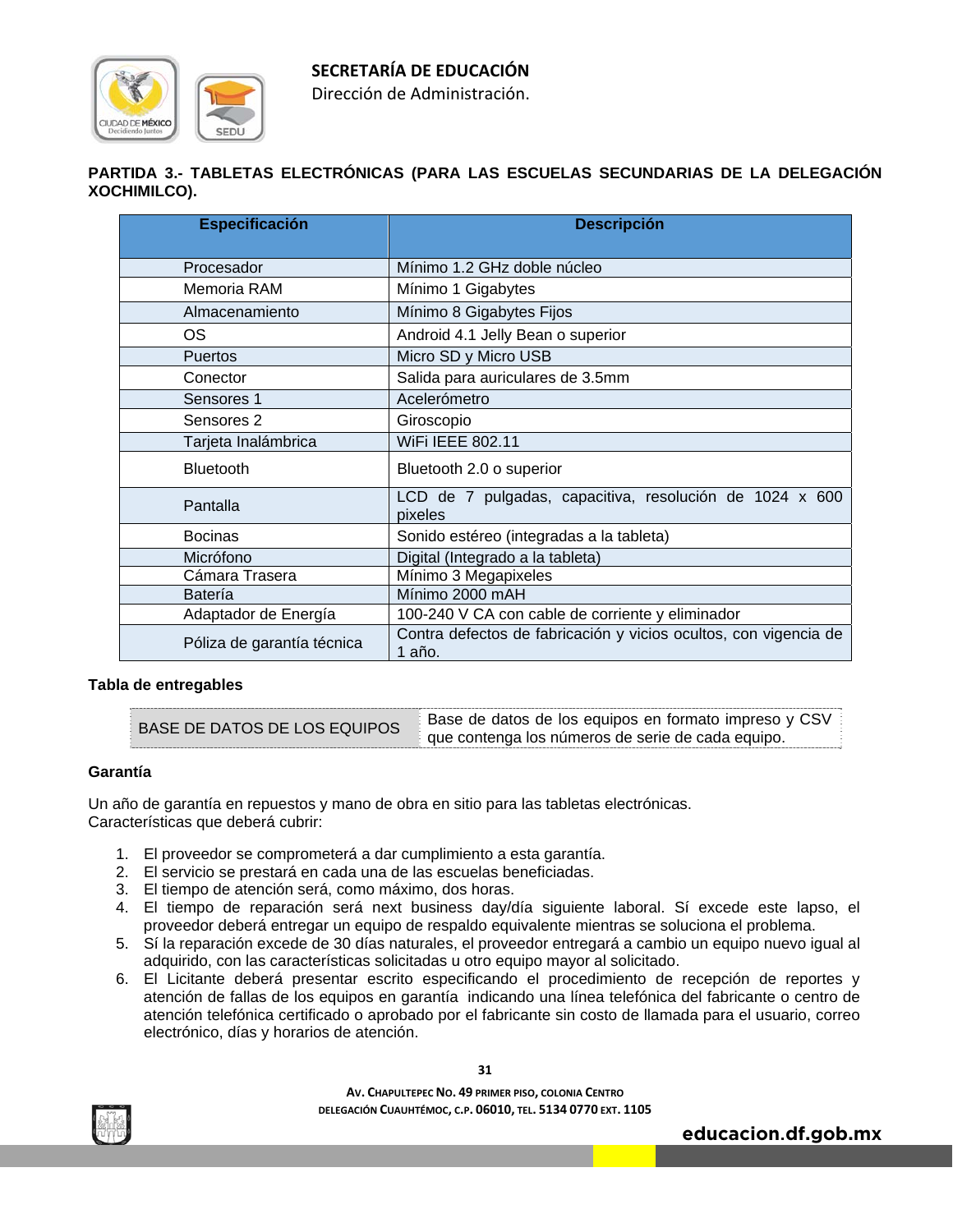**PARTIDA 3.- TABLETAS ELECTRÓNICAS (PARA LAS ESCUELAS SECUNDARIAS DE LA DELEGACIÓN XOCHIMILCO).**

| Especificación | Descripción |
|---|---|
| Procesador | Mínimo 1.2 GHz doble núcleo |
| Memoria RAM | Mínimo 1 Gigabytes |
| Almacenamiento | Mínimo 8 Gigabytes Fijos |
| OS | Android 4.1 Jelly Bean o superior |
| Puertos | Micro SD y Micro USB |
| Conector | Salida para auriculares de 3.5mm |
| Sensores 1 | Acelerómetro |
| Sensores 2 | Giroscopio |
| Tarjeta Inalámbrica | WiFi IEEE 802.11 |
| Bluetooth | Bluetooth 2.0 o superior |
| Pantalla | LCD de 7 pulgadas, capacitiva, resolución de 1024 x 600 pixeles |
| Bocinas | Sonido estéreo (integradas a la tableta) |
| Micrófono | Digital (Integrado a la tableta) |
| Cámara Trasera | Mínimo 3 Megapixeles |
| Batería | Mínimo 2000 mAH |
| Adaptador de Energía | 100-240 V CA con cable de corriente y eliminador |
| Póliza de garantía técnica | Contra defectos de fabricación y vicios ocultos, con vigencia de 1 año. |

**Tabla de entregables**

| | |
|---|---|
| BASE DE DATOS DE LOS EQUIPOS | Base de datos de los equipos en formato impreso y CSV que contenga los números de serie de cada equipo. |

**Garantía**

Un año de garantía en repuestos y mano de obra en sitio para las tabletas electrónicas.
Características que deberá cubrir:

1. El proveedor se comprometerá a dar cumplimiento a esta garantía.
2. El servicio se prestará en cada una de las escuelas beneficiadas.
3. El tiempo de atención será, como máximo, dos horas.
4. El tiempo de reparación será next business day/día siguiente laboral. Sí excede este lapso, el proveedor deberá entregar un equipo de respaldo equivalente mientras se soluciona el problema.
5. Sí la reparación excede de 30 días naturales, el proveedor entregará a cambio un equipo nuevo igual al adquirido, con las características solicitadas u otro equipo mayor al solicitado.
6. El Licitante deberá presentar escrito especificando el procedimiento de recepción de reportes y atención de fallas de los equipos en garantía indicando una línea telefónica del fabricante o centro de atención telefónica certificado o aprobado por el fabricante sin costo de llamada para el usuario, correo electrónico, días y horarios de atención.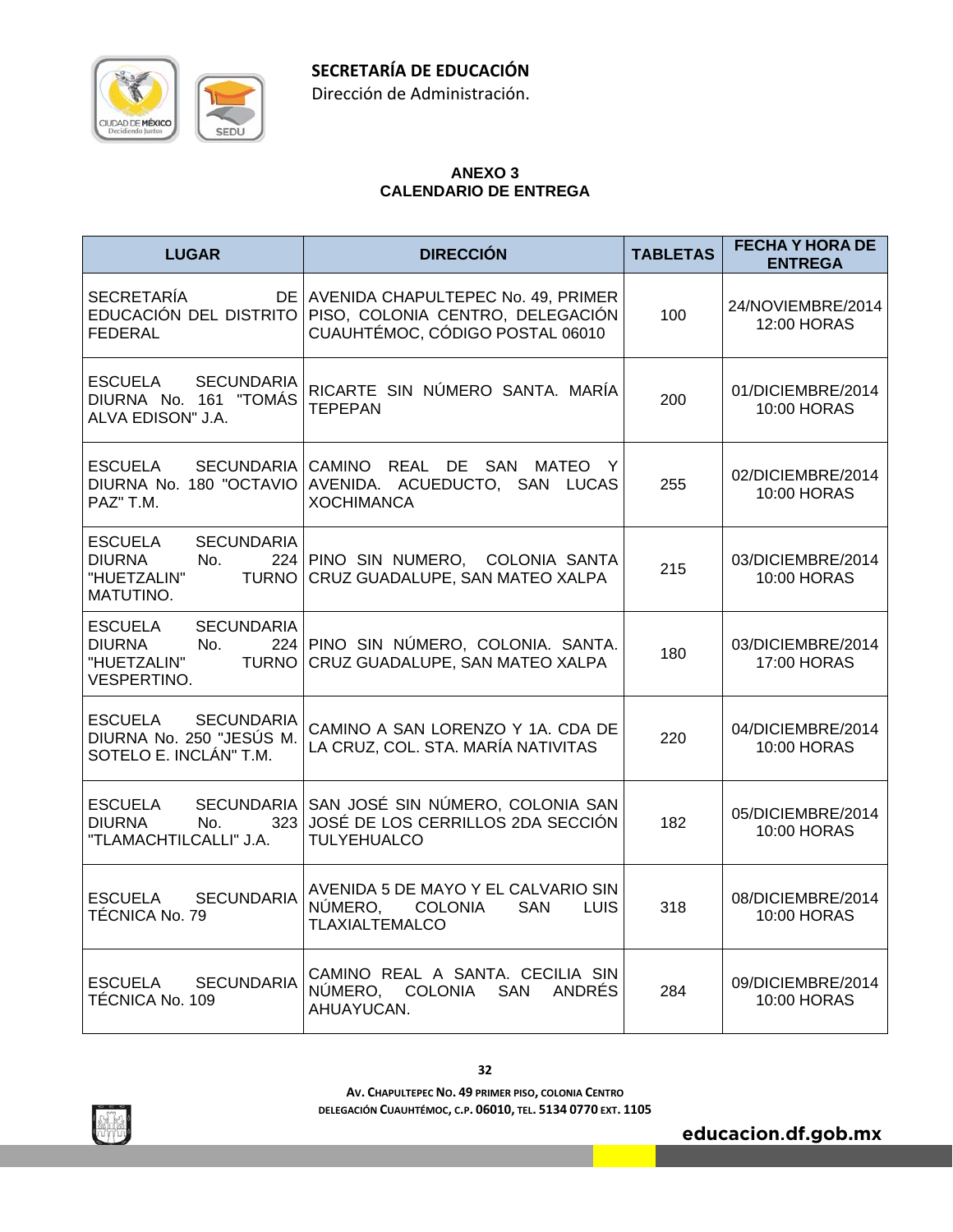**SECRETARÍA DE EDUCACIÓN**
Dirección de Administración.

**ANEXO 3**
**CALENDARIO DE ENTREGA**

| LUGAR | DIRECCIÓN | TABLETAS | FECHA Y HORA DE ENTREGA |
|---|---|---|---|
| SECRETARÍA DE EDUCACIÓN DEL DISTRITO FEDERAL | AVENIDA CHAPULTEPEC No. 49, PRIMER PISO, COLONIA CENTRO, DELEGACIÓN CUAUHTÉMOC, CÓDIGO POSTAL 06010 | 100 | 24/NOVIEMBRE/2014 12:00 HORAS |
| ESCUELA SECUNDARIA DIURNA No. 161 "TOMÁS ALVA EDISON" J.A. | RICARTE SIN NÚMERO SANTA. MARÍA TEPEPAN | 200 | 01/DICIEMBRE/2014 10:00 HORAS |
| ESCUELA SECUNDARIA DIURNA No. 180 "OCTAVIO PAZ" T.M. | CAMINO REAL DE SAN MATEO Y AVENIDA. ACUEDUCTO, SAN LUCAS XOCHIMANCA | 255 | 02/DICIEMBRE/2014 10:00 HORAS |
| ESCUELA SECUNDARIA DIURNA No. 224 "HUETZALIN" TURNO MATUTINO. | PINO SIN NUMERO, COLONIA SANTA CRUZ GUADALUPE, SAN MATEO XALPA | 215 | 03/DICIEMBRE/2014 10:00 HORAS |
| ESCUELA SECUNDARIA DIURNA No. 224 "HUETZALIN" TURNO VESPERTINO. | PINO SIN NÚMERO, COLONIA. SANTA. CRUZ GUADALUPE, SAN MATEO XALPA | 180 | 03/DICIEMBRE/2014 17:00 HORAS |
| ESCUELA SECUNDARIA DIURNA No. 250 "JESÚS M. SOTELO E. INCLÁN" T.M. | CAMINO A SAN LORENZO Y 1A. CDA DE LA CRUZ, COL. STA. MARÍA NATIVITAS | 220 | 04/DICIEMBRE/2014 10:00 HORAS |
| ESCUELA SECUNDARIA DIURNA No. 323 "TLAMACHTILCALLI" J.A. | SAN JOSÉ SIN NÚMERO, COLONIA SAN JOSÉ DE LOS CERRILLOS 2DA SECCIÓN TULYEHUALCO | 182 | 05/DICIEMBRE/2014 10:00 HORAS |
| ESCUELA SECUNDARIA TÉCNICA No. 79 | AVENIDA 5 DE MAYO Y EL CALVARIO SIN NÚMERO, COLONIA SAN LUIS TLAXIALTEMALCO | 318 | 08/DICIEMBRE/2014 10:00 HORAS |
| ESCUELA SECUNDARIA TÉCNICA No. 109 | CAMINO REAL A SANTA. CECILIA SIN NÚMERO, COLONIA SAN ANDRÉS AHUAYUCAN. | 284 | 09/DICIEMBRE/2014 10:00 HORAS |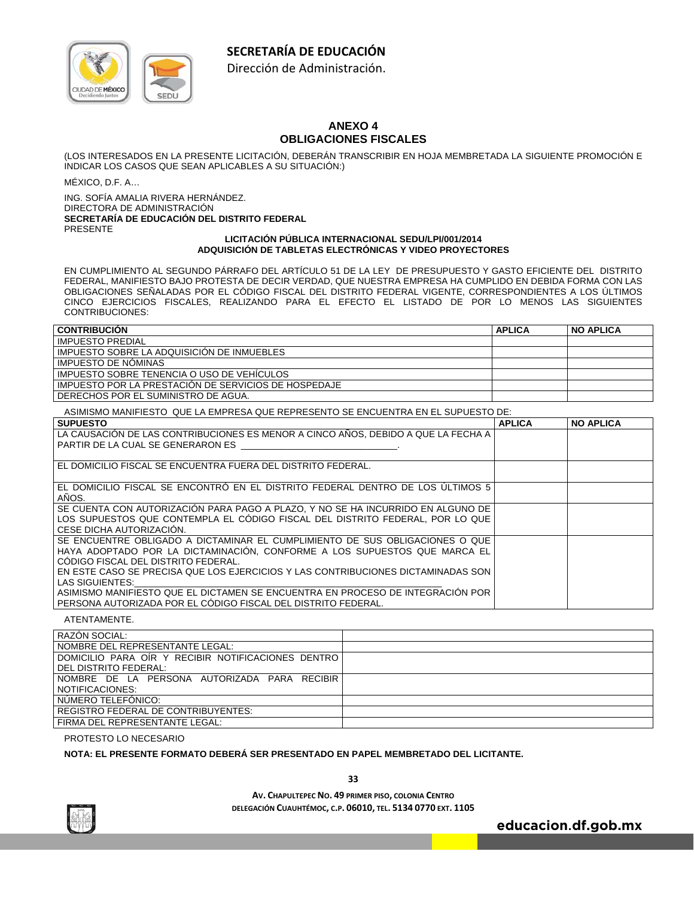**SECRETARÍA DE EDUCACIÓN**

Dirección de Administración.

## ANEXO 4
## OBLIGACIONES FISCALES

(LOS INTERESADOS EN LA PRESENTE LICITACIÓN, DEBERÁN TRANSCRIBIR EN HOJA MEMBRETADA LA SIGUIENTE PROMOCIÓN E INDICAR LOS CASOS QUE SEAN APLICABLES A SU SITUACIÓN:)

MÉXICO, D.F. A…

ING. SOFÍA AMALIA RIVERA HERNÁNDEZ.
DIRECTORA DE ADMINISTRACIÓN
**SECRETARÍA DE EDUCACIÓN DEL DISTRITO FEDERAL**
PRESENTE

**LICITACIÓN PÚBLICA INTERNACIONAL SEDU/LPI/001/2014**
**ADQUISICIÓN DE TABLETAS ELECTRÓNICAS Y VIDEO PROYECTORES**

EN CUMPLIMIENTO AL SEGUNDO PÁRRAFO DEL ARTÍCULO 51 DE LA LEY DE PRESUPUESTO Y GASTO EFICIENTE DEL DISTRITO FEDERAL, MANIFIESTO BAJO PROTESTA DE DECIR VERDAD, QUE NUESTRA EMPRESA HA CUMPLIDO EN DEBIDA FORMA CON LAS OBLIGACIONES SEÑALADAS POR EL CÓDIGO FISCAL DEL DISTRITO FEDERAL VIGENTE, CORRESPONDIENTES A LOS ÚLTIMOS CINCO EJERCICIOS FISCALES, REALIZANDO PARA EL EFECTO EL LISTADO DE POR LO MENOS LAS SIGUIENTES CONTRIBUCIONES:

| CONTRIBUCIÓN | APLICA | NO APLICA |
|---|---|---|
| IMPUESTO PREDIAL | | |
| IMPUESTO SOBRE LA ADQUISICIÓN DE INMUEBLES | | |
| IMPUESTO DE NÓMINAS | | |
| IMPUESTO SOBRE TENENCIA O USO DE VEHÍCULOS | | |
| IMPUESTO POR LA PRESTACIÓN DE SERVICIOS DE HOSPEDAJE | | |
| DERECHOS POR EL SUMINISTRO DE AGUA. | | |

ASIMISMO MANIFIESTO QUE LA EMPRESA QUE REPRESENTO SE ENCUENTRA EN EL SUPUESTO DE:

| SUPUESTO | APLICA | NO APLICA |
|---|---|---|
| LA CAUSACIÓN DE LAS CONTRIBUCIONES ES MENOR A CINCO AÑOS, DEBIDO A QUE LA FECHA A PARTIR DE LA CUAL SE GENERARON ES ______________________________. | | |
| EL DOMICILIO FISCAL SE ENCUENTRA FUERA DEL DISTRITO FEDERAL. | | |
| EL DOMICILIO FISCAL SE ENCONTRÓ EN EL DISTRITO FEDERAL DENTRO DE LOS ÚLTIMOS 5 AÑOS. | | |
| SE CUENTA CON AUTORIZACIÓN PARA PAGO A PLAZO, Y NO SE HA INCURRIDO EN ALGUNO DE LOS SUPUESTOS QUE CONTEMPLA EL CÓDIGO FISCAL DEL DISTRITO FEDERAL, POR LO QUE CESE DICHA AUTORIZACIÓN. | | |
| SE ENCUENTRE OBLIGADO A DICTAMINAR EL CUMPLIMIENTO DE SUS OBLIGACIONES O QUE HAYA ADOPTADO POR LA DICTAMINACIÓN, CONFORME A LOS SUPUESTOS QUE MARCA EL CÓDIGO FISCAL DEL DISTRITO FEDERAL. EN ESTE CASO SE PRECISA QUE LOS EJERCICIOS Y LAS CONTRIBUCIONES DICTAMINADAS SON LAS SIGUIENTES:______________________________ ASIMISMO MANIFIESTO QUE EL DICTAMEN SE ENCUENTRA EN PROCESO DE INTEGRACIÓN POR PERSONA AUTORIZADA POR EL CÓDIGO FISCAL DEL DISTRITO FEDERAL. | | |

ATENTAMENTE.

| | |
|---|---|
| RAZÓN SOCIAL: | |
| NOMBRE DEL REPRESENTANTE LEGAL: | |
| DOMICILIO PARA OÍR Y RECIBIR NOTIFICACIONES DENTRO DEL DISTRITO FEDERAL: | |
| NOMBRE DE LA PERSONA AUTORIZADA PARA RECIBIR NOTIFICACIONES: | |
| NÚMERO TELEFÓNICO: | |
| REGISTRO FEDERAL DE CONTRIBUYENTES: | |
| FIRMA DEL REPRESENTANTE LEGAL: | |

PROTESTO LO NECESARIO

**NOTA: EL PRESENTE FORMATO DEBERÁ SER PRESENTADO EN PAPEL MEMBRETADO DEL LICITANTE.**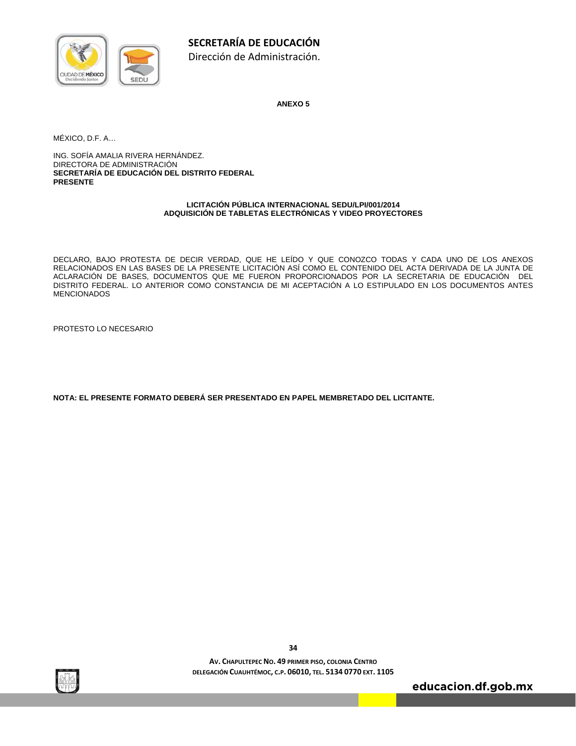**ANEXO 5**

MÉXICO, D.F. A…

ING. SOFÍA AMALIA RIVERA HERNÁNDEZ.
DIRECTORA DE ADMINISTRACIÓN
**SECRETARÍA DE EDUCACIÓN DEL DISTRITO FEDERAL**
**PRESENTE**

**LICITACIÓN PÚBLICA INTERNACIONAL SEDU/LPI/001/2014**
**ADQUISICIÓN DE TABLETAS ELECTRÓNICAS Y VIDEO PROYECTORES**

DECLARO, BAJO PROTESTA DE DECIR VERDAD, QUE HE LEÍDO Y QUE CONOZCO TODAS Y CADA UNO DE LOS ANEXOS RELACIONADOS EN LAS BASES DE LA PRESENTE LICITACIÓN ASÍ COMO EL CONTENIDO DEL ACTA DERIVADA DE LA JUNTA DE ACLARACIÓN DE BASES, DOCUMENTOS QUE ME FUERON PROPORCIONADOS POR LA SECRETARIA DE EDUCACIÓN DEL DISTRITO FEDERAL. LO ANTERIOR COMO CONSTANCIA DE MI ACEPTACIÓN A LO ESTIPULADO EN LOS DOCUMENTOS ANTES MENCIONADOS

PROTESTO LO NECESARIO

**NOTA: EL PRESENTE FORMATO DEBERÁ SER PRESENTADO EN PAPEL MEMBRETADO DEL LICITANTE.**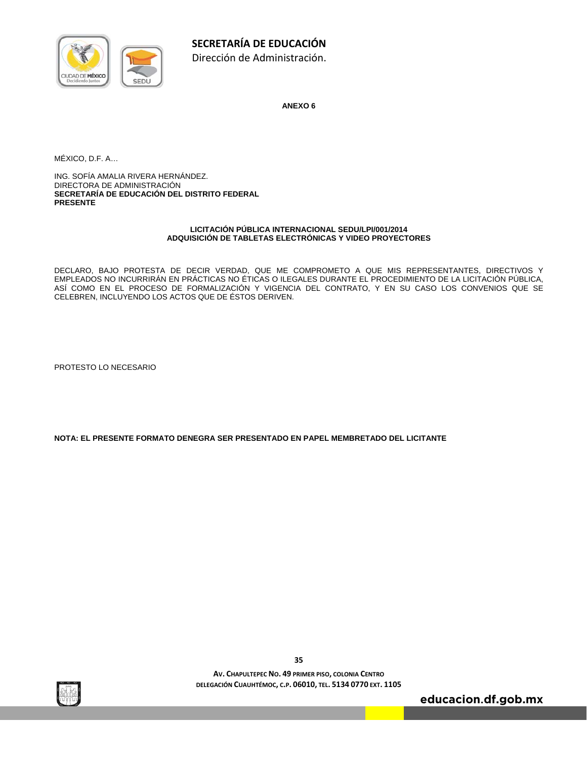**ANEXO 6**

MÉXICO, D.F. A…

ING. SOFÍA AMALIA RIVERA HERNÁNDEZ.
DIRECTORA DE ADMINISTRACIÓN
**SECRETARÍA DE EDUCACIÓN DEL DISTRITO FEDERAL**
**PRESENTE**

**LICITACIÓN PÚBLICA INTERNACIONAL SEDU/LPI/001/2014**
**ADQUISICIÓN DE TABLETAS ELECTRÓNICAS Y VIDEO PROYECTORES**

DECLARO, BAJO PROTESTA DE DECIR VERDAD, QUE ME COMPROMETO A QUE MIS REPRESENTANTES, DIRECTIVOS Y EMPLEADOS NO INCURRIRÁN EN PRÁCTICAS NO ÉTICAS O ILEGALES DURANTE EL PROCEDIMIENTO DE LA LICITACIÓN PÚBLICA, ASÍ COMO EN EL PROCESO DE FORMALIZACIÓN Y VIGENCIA DEL CONTRATO, Y EN SU CASO LOS CONVENIOS QUE SE CELEBREN, INCLUYENDO LOS ACTOS QUE DE ÉSTOS DERIVEN.

PROTESTO LO NECESARIO

**NOTA: EL PRESENTE FORMATO DENEGRA SER PRESENTADO EN PAPEL MEMBRETADO DEL LICITANTE**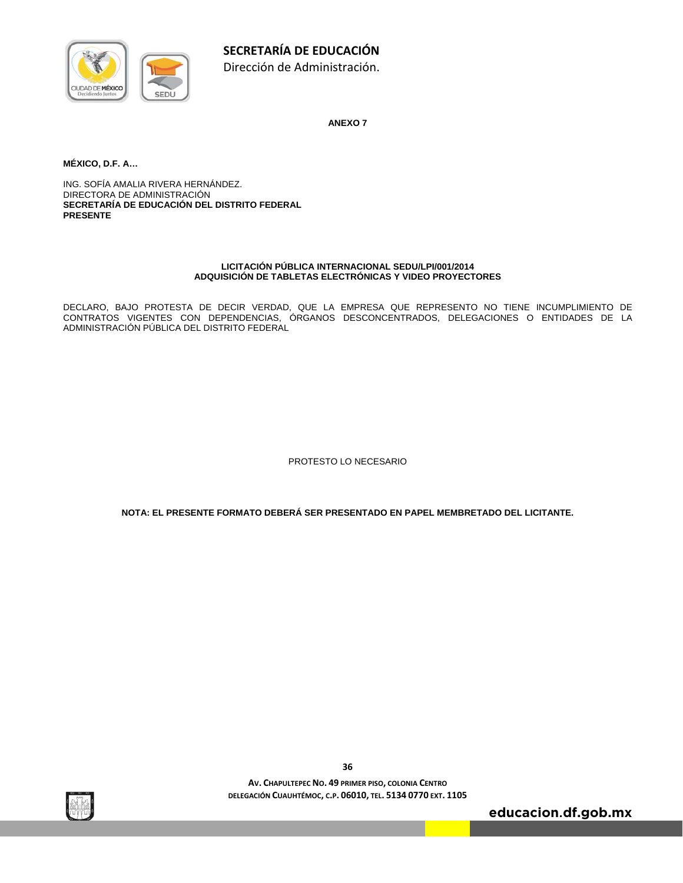**ANEXO 7**

**MÉXICO, D.F. A…**

ING. SOFÍA AMALIA RIVERA HERNÁNDEZ.
DIRECTORA DE ADMINISTRACIÓN
**SECRETARÍA DE EDUCACIÓN DEL DISTRITO FEDERAL**
**PRESENTE**

**LICITACIÓN PÚBLICA INTERNACIONAL SEDU/LPI/001/2014**
**ADQUISICIÓN DE TABLETAS ELECTRÓNICAS Y VIDEO PROYECTORES**

DECLARO, BAJO PROTESTA DE DECIR VERDAD, QUE LA EMPRESA QUE REPRESENTO NO TIENE INCUMPLIMIENTO DE CONTRATOS VIGENTES CON DEPENDENCIAS, ÓRGANOS DESCONCENTRADOS, DELEGACIONES O ENTIDADES DE LA ADMINISTRACIÓN PÚBLICA DEL DISTRITO FEDERAL

PROTESTO LO NECESARIO

**NOTA: EL PRESENTE FORMATO DEBERÁ SER PRESENTADO EN PAPEL MEMBRETADO DEL LICITANTE.**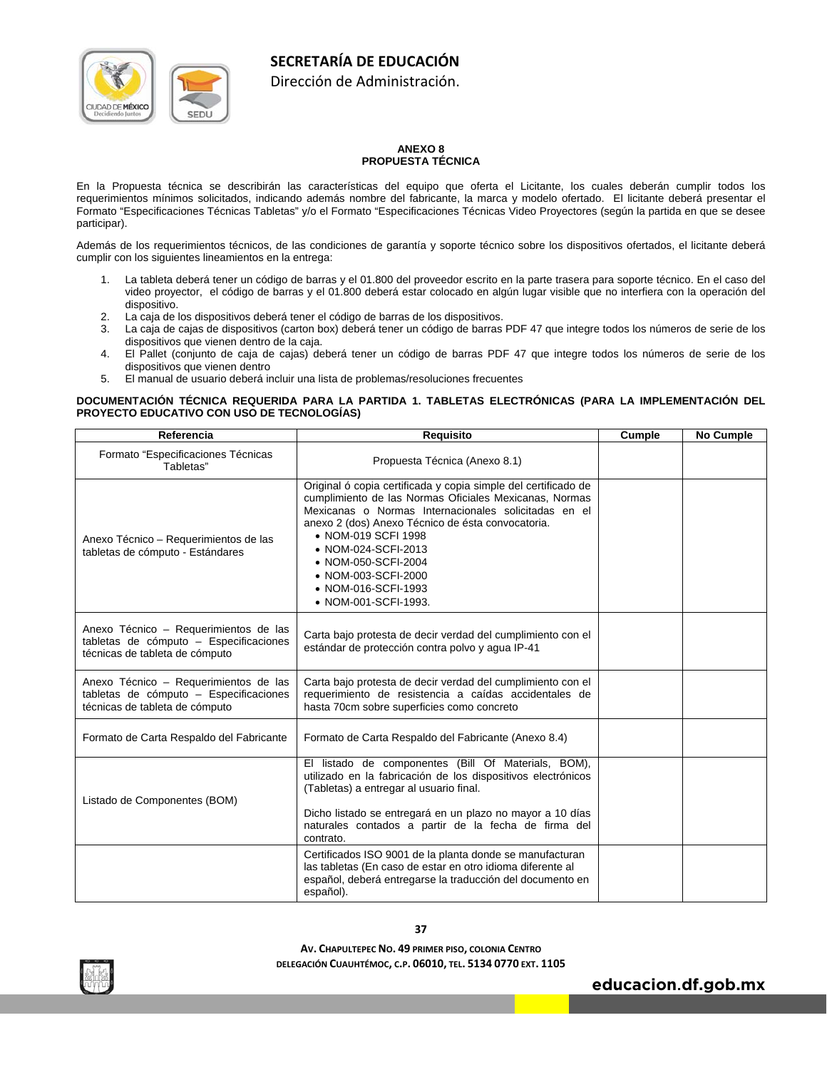**ANEXO 8**
**PROPUESTA TÉCNICA**

En la Propuesta técnica se describirán las características del equipo que oferta el Licitante, los cuales deberán cumplir todos los requerimientos mínimos solicitados, indicando además nombre del fabricante, la marca y modelo ofertado. El licitante deberá presentar el Formato "Especificaciones Técnicas Tabletas" y/o el Formato "Especificaciones Técnicas Video Proyectores (según la partida en que se desee participar).

Además de los requerimientos técnicos, de las condiciones de garantía y soporte técnico sobre los dispositivos ofertados, el licitante deberá cumplir con los siguientes lineamientos en la entrega:

1. La tableta deberá tener un código de barras y el 01.800 del proveedor escrito en la parte trasera para soporte técnico. En el caso del video proyector, el código de barras y el 01.800 deberá estar colocado en algún lugar visible que no interfiera con la operación del dispositivo.
2. La caja de los dispositivos deberá tener el código de barras de los dispositivos.
3. La caja de cajas de dispositivos (carton box) deberá tener un código de barras PDF 47 que integre todos los números de serie de los dispositivos que vienen dentro de la caja.
4. El Pallet (conjunto de caja de cajas) deberá tener un código de barras PDF 47 que integre todos los números de serie de los dispositivos que vienen dentro
5. El manual de usuario deberá incluir una lista de problemas/resoluciones frecuentes

**DOCUMENTACIÓN TÉCNICA REQUERIDA PARA LA PARTIDA 1. TABLETAS ELECTRÓNICAS (PARA LA IMPLEMENTACIÓN DEL PROYECTO EDUCATIVO CON USO DE TECNOLOGÍAS)**

| Referencia | Requisito | Cumple | No Cumple |
|---|---|---|---|
| Formato "Especificaciones Técnicas Tabletas" | Propuesta Técnica (Anexo 8.1) | | |
| Anexo Técnico – Requerimientos de las tabletas de cómputo - Estándares | Original ó copia certificada y copia simple del certificado de cumplimiento de las Normas Oficiales Mexicanas, Normas Mexicanas o Normas Internacionales solicitadas en el anexo 2 (dos) Anexo Técnico de ésta convocatoria.<br>• NOM-019 SCFI 1998<br>• NOM-024-SCFI-2013<br>• NOM-050-SCFI-2004<br>• NOM-003-SCFI-2000<br>• NOM-016-SCFI-1993<br>• NOM-001-SCFI-1993. | | |
| Anexo Técnico – Requerimientos de las tabletas de cómputo – Especificaciones técnicas de tableta de cómputo | Carta bajo protesta de decir verdad del cumplimiento con el estándar de protección contra polvo y agua IP-41 | | |
| Anexo Técnico – Requerimientos de las tabletas de cómputo – Especificaciones técnicas de tableta de cómputo | Carta bajo protesta de decir verdad del cumplimiento con el requerimiento de resistencia a caídas accidentales de hasta 70cm sobre superficies como concreto | | |
| Formato de Carta Respaldo del Fabricante | Formato de Carta Respaldo del Fabricante (Anexo 8.4) | | |
| Listado de Componentes (BOM) | El listado de componentes (Bill Of Materials, BOM), utilizado en la fabricación de los dispositivos electrónicos (Tabletas) a entregar al usuario final.<br><br>Dicho listado se entregará en un plazo no mayor a 10 días naturales contados a partir de la fecha de firma del contrato. | | |
| | Certificados ISO 9001 de la planta donde se manufacturan las tabletas (En caso de estar en otro idioma diferente al español, deberá entregarse la traducción del documento en español). | | |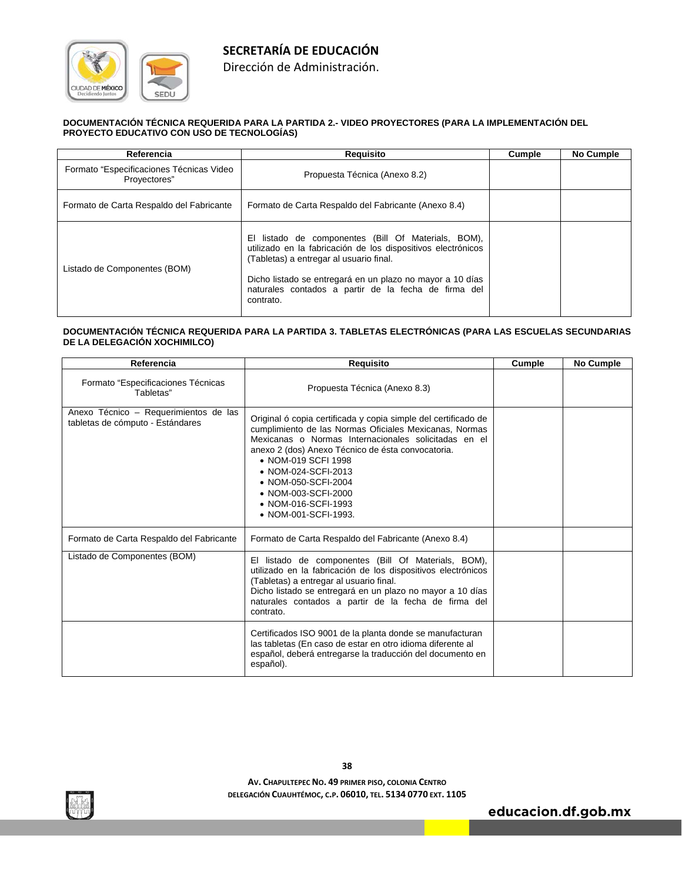**DOCUMENTACIÓN TÉCNICA REQUERIDA PARA LA PARTIDA 2.- VIDEO PROYECTORES (PARA LA IMPLEMENTACIÓN DEL PROYECTO EDUCATIVO CON USO DE TECNOLOGÍAS)**

| Referencia | Requisito | Cumple | No Cumple |
|---|---|---|---|
| Formato "Especificaciones Técnicas Video Proyectores" | Propuesta Técnica (Anexo 8.2) | | |
| Formato de Carta Respaldo del Fabricante | Formato de Carta Respaldo del Fabricante (Anexo 8.4) | | |
| Listado de Componentes (BOM) | El listado de componentes (Bill Of Materials, BOM), utilizado en la fabricación de los dispositivos electrónicos (Tabletas) a entregar al usuario final.<br><br>Dicho listado se entregará en un plazo no mayor a 10 días naturales contados a partir de la fecha de firma del contrato. | | |

**DOCUMENTACIÓN TÉCNICA REQUERIDA PARA LA PARTIDA 3. TABLETAS ELECTRÓNICAS (PARA LAS ESCUELAS SECUNDARIAS DE LA DELEGACIÓN XOCHIMILCO)**

| Referencia | Requisito | Cumple | No Cumple |
|---|---|---|---|
| Formato "Especificaciones Técnicas Tabletas" | Propuesta Técnica (Anexo 8.3) | | |
| Anexo Técnico – Requerimientos de las tabletas de cómputo - Estándares | Original ó copia certificada y copia simple del certificado de cumplimiento de las Normas Oficiales Mexicanas, Normas Mexicanas o Normas Internacionales solicitadas en el anexo 2 (dos) Anexo Técnico de ésta convocatoria.<br>• NOM-019 SCFI 1998<br>• NOM-024-SCFI-2013<br>• NOM-050-SCFI-2004<br>• NOM-003-SCFI-2000<br>• NOM-016-SCFI-1993<br>• NOM-001-SCFI-1993. | | |
| Formato de Carta Respaldo del Fabricante | Formato de Carta Respaldo del Fabricante (Anexo 8.4) | | |
| Listado de Componentes (BOM) | El listado de componentes (Bill Of Materials, BOM), utilizado en la fabricación de los dispositivos electrónicos (Tabletas) a entregar al usuario final.<br>Dicho listado se entregará en un plazo no mayor a 10 días naturales contados a partir de la fecha de firma del contrato. | | |
| | Certificados ISO 9001 de la planta donde se manufacturan las tabletas (En caso de estar en otro idioma diferente al español, deberá entregarse la traducción del documento en español). | | |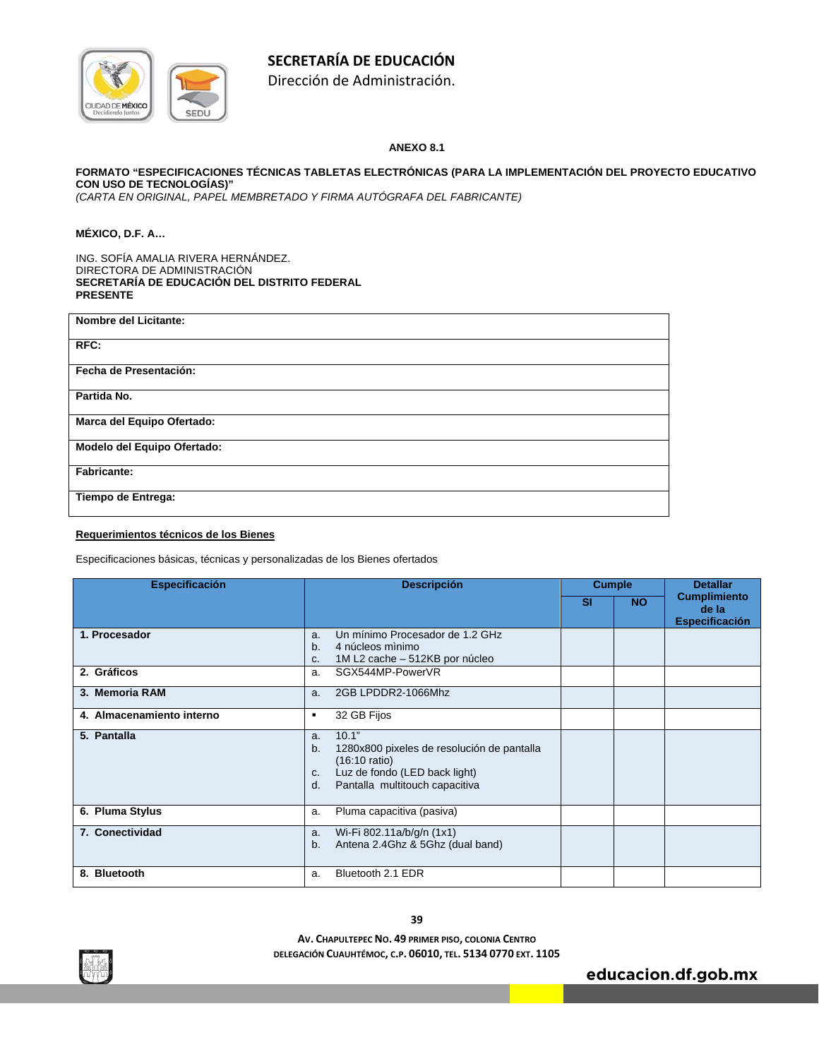**SECRETARÍA DE EDUCACIÓN**

Dirección de Administración.

**ANEXO 8.1**

**FORMATO "ESPECIFICACIONES TÉCNICAS TABLETAS ELECTRÓNICAS (PARA LA IMPLEMENTACIÓN DEL PROYECTO EDUCATIVO CON USO DE TECNOLOGÍAS)"**
*(CARTA EN ORIGINAL, PAPEL MEMBRETADO Y FIRMA AUTÓGRAFA DEL FABRICANTE)*

**MÉXICO, D.F. A…**

ING. SOFÍA AMALIA RIVERA HERNÁNDEZ.
DIRECTORA DE ADMINISTRACIÓN
**SECRETARÍA DE EDUCACIÓN DEL DISTRITO FEDERAL**
**PRESENTE**

| **Nombre del Licitante:** |
|---|
| **RFC:** |
| **Fecha de Presentación:** |
| **Partida No.** |
| **Marca del Equipo Ofertado:** |
| **Modelo del Equipo Ofertado:** |
| **Fabricante:** |
| **Tiempo de Entrega:** |

**Requerimientos técnicos de los Bienes**

Especificaciones básicas, técnicas y personalizadas de los Bienes ofertados

| Especificación | Descripción | Cumple | | Detallar Cumplimiento de la Especificación |
|---|---|---|---|---|
| | | SI | NO | |
| **1. Procesador** | a. Un mínimo Procesador de 1.2 GHz<br>b. 4 núcleos mìnimo<br>c. 1M L2 cache – 512KB por núcleo | | | |
| **2. Gráficos** | a. SGX544MP-PowerVR | | | |
| **3. Memoria RAM** | a. 2GB LPDDR2-1066Mhz | | | |
| **4. Almacenamiento interno** | ▪ 32 GB Fijos | | | |
| **5. Pantalla** | a. 10.1"<br>b. 1280x800 pixeles de resolución de pantalla (16:10 ratio)<br>c. Luz de fondo (LED back light)<br>d. Pantalla multitouch capacitiva | | | |
| **6. Pluma Stylus** | a. Pluma capacitiva (pasiva) | | | |
| **7. Conectividad** | a. Wi-Fi 802.11a/b/g/n (1x1)<br>b. Antena 2.4Ghz & 5Ghz (dual band) | | | |
| **8. Bluetooth** | a. Bluetooth 2.1 EDR | | | |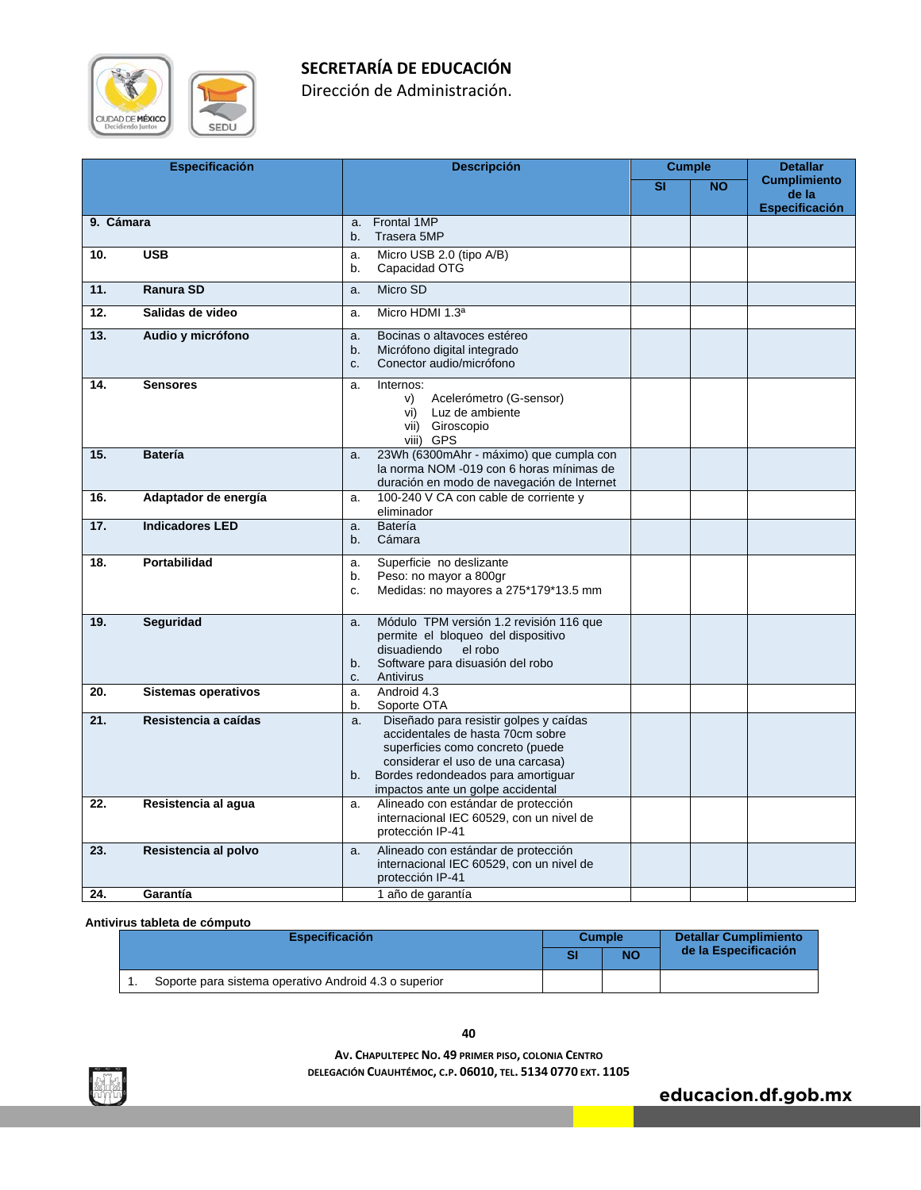**SECRETARÍA DE EDUCACIÓN**
Dirección de Administración.

| Especificación | Descripción | Cumple | | Detallar Cumplimiento de la Especificación |
|---|---|---|---|---|
| | | SI | NO | |
| **9. Cámara** | a. Frontal 1MP<br>b. Trasera 5MP | | | |
| **10. USB** | a. Micro USB 2.0 (tipo A/B)<br>b. Capacidad OTG | | | |
| **11. Ranura SD** | a. Micro SD | | | |
| **12. Salidas de video** | a. Micro HDMI 1.3ª | | | |
| **13. Audio y micrófono** | a. Bocinas o altavoces estéreo<br>b. Micrófono digital integrado<br>c. Conector audio/micrófono | | | |
| **14. Sensores** | a. Internos:<br>v) Acelerómetro (G-sensor)<br>vi) Luz de ambiente<br>vii) Giroscopio<br>viii) GPS | | | |
| **15. Batería** | a. 23Wh (6300mAhr - máximo) que cumpla con la norma NOM -019 con 6 horas mínimas de duración en modo de navegación de Internet | | | |
| **16. Adaptador de energía** | a. 100-240 V CA con cable de corriente y eliminador | | | |
| **17. Indicadores LED** | a. Batería<br>b. Cámara | | | |
| **18. Portabilidad** | a. Superficie no deslizante<br>b. Peso: no mayor a 800gr<br>c. Medidas: no mayores a 275*179*13.5 mm | | | |
| **19. Seguridad** | a. Módulo TPM versión 1.2 revisión 116 que permite el bloqueo del dispositivo disuadiendo el robo<br>b. Software para disuasión del robo<br>c. Antivirus | | | |
| **20. Sistemas operativos** | a. Android 4.3<br>b. Soporte OTA | | | |
| **21. Resistencia a caídas** | a. Diseñado para resistir golpes y caídas accidentales de hasta 70cm sobre superficies como concreto (puede considerar el uso de una carcasa)<br>b. Bordes redondeados para amortiguar impactos ante un golpe accidental | | | |
| **22. Resistencia al agua** | a. Alineado con estándar de protección internacional IEC 60529, con un nivel de protección IP-41 | | | |
| **23. Resistencia al polvo** | a. Alineado con estándar de protección internacional IEC 60529, con un nivel de protección IP-41 | | | |
| **24. Garantía** | 1 año de garantía | | | |

**Antivirus tableta de cómputo**

| Especificación | Cumple | | Detallar Cumplimiento de la Especificación |
|---|---|---|---|
| | SI | NO | |
| 1. Soporte para sistema operativo Android 4.3 o superior | | | |

AV. CHAPULTEPEC NO. 49 PRIMER PISO, COLONIA CENTRO
DELEGACIÓN CUAUHTÉMOC, C.P. 06010, TEL. 5134 0770 EXT. 1105

educacion.df.gob.mx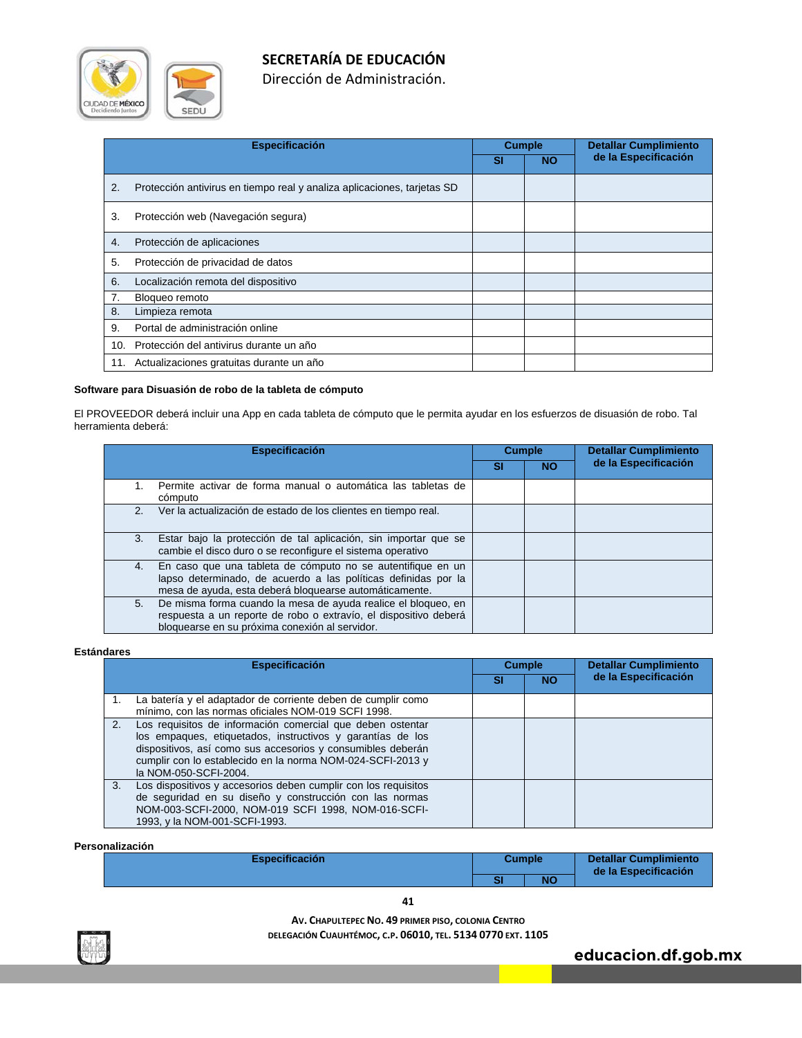| Especificación | Cumple | | Detallar Cumplimiento de la Especificación |
|---|---|---|---|
| | SI | NO | |
| 2. Protección antivirus en tiempo real y analiza aplicaciones, tarjetas SD | | | |
| 3. Protección web (Navegación segura) | | | |
| 4. Protección de aplicaciones | | | |
| 5. Protección de privacidad de datos | | | |
| 6. Localización remota del dispositivo | | | |
| 7. Bloqueo remoto | | | |
| 8. Limpieza remota | | | |
| 9. Portal de administración online | | | |
| 10. Protección del antivirus durante un año | | | |
| 11. Actualizaciones gratuitas durante un año | | | |

**Software para Disuasión de robo de la tableta de cómputo**

El PROVEEDOR deberá incluir una App en cada tableta de cómputo que le permita ayudar en los esfuerzos de disuasión de robo. Tal herramienta deberá:

| Especificación | Cumple | | Detallar Cumplimiento de la Especificación |
|---|---|---|---|
| | SI | NO | |
| 1. Permite activar de forma manual o automática las tabletas de cómputo | | | |
| 2. Ver la actualización de estado de los clientes en tiempo real. | | | |
| 3. Estar bajo la protección de tal aplicación, sin importar que se cambie el disco duro o se reconfigure el sistema operativo | | | |
| 4. En caso que una tableta de cómputo no se autentifique en un lapso determinado, de acuerdo a las políticas definidas por la mesa de ayuda, esta deberá bloquearse automáticamente. | | | |
| 5. De misma forma cuando la mesa de ayuda realice el bloqueo, en respuesta a un reporte de robo o extravío, el dispositivo deberá bloquearse en su próxima conexión al servidor. | | | |

**Estándares**

| Especificación | Cumple | | Detallar Cumplimiento de la Especificación |
|---|---|---|---|
| | SI | NO | |
| 1. La batería y el adaptador de corriente deben de cumplir como mínimo, con las normas oficiales NOM-019 SCFI 1998. | | | |
| 2. Los requisitos de información comercial que deben ostentar los empaques, etiquetados, instructivos y garantías de los dispositivos, así como sus accesorios y consumibles deberán cumplir con lo establecido en la norma NOM-024-SCFI-2013 y la NOM-050-SCFI-2004. | | | |
| 3. Los dispositivos y accesorios deben cumplir con los requisitos de seguridad en su diseño y construcción con las normas NOM-003-SCFI-2000, NOM-019 SCFI 1998, NOM-016-SCFI-1993, y la NOM-001-SCFI-1993. | | | |

**Personalización**

| Especificación | Cumple | | Detallar Cumplimiento de la Especificación |
|---|---|---|---|
| | SI | NO | |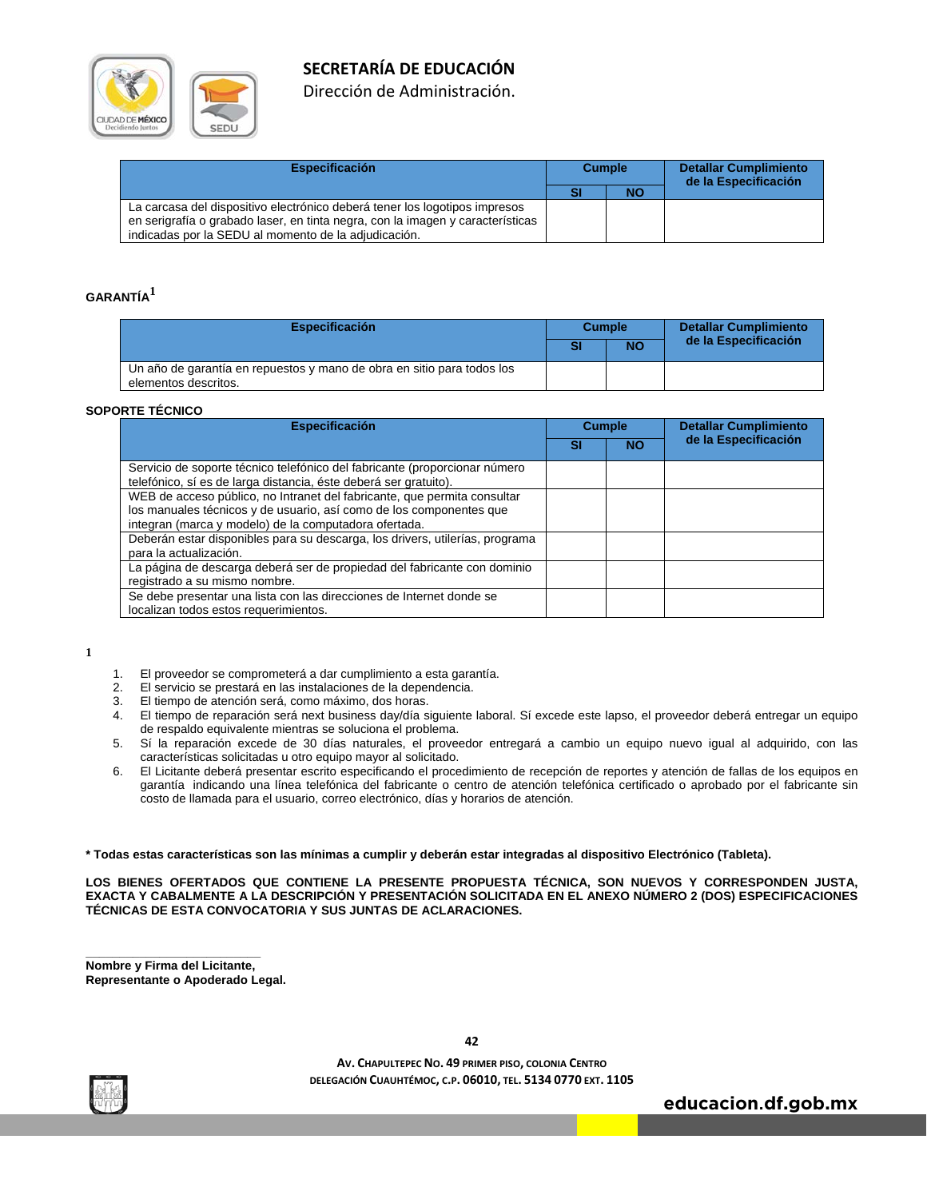**SECRETARÍA DE EDUCACIÓN**
Dirección de Administración.

| Especificación | Cumple | | Detallar Cumplimiento de la Especificación |
|---|---|---|---|
| | SI | NO | |
| La carcasa del dispositivo electrónico deberá tener los logotipos impresos en serigrafía o grabado laser, en tinta negra, con la imagen y características indicadas por la SEDU al momento de la adjudicación. | | | |

**GARANTÍA[1]**

| Especificación | Cumple | | Detallar Cumplimiento de la Especificación |
|---|---|---|---|
| | SI | NO | |
| Un año de garantía en repuestos y mano de obra en sitio para todos los elementos descritos. | | | |

**SOPORTE TÉCNICO**

| Especificación | Cumple | | Detallar Cumplimiento de la Especificación |
|---|---|---|---|
| | SI | NO | |
| Servicio de soporte técnico telefónico del fabricante (proporcionar número telefónico, sí es de larga distancia, éste deberá ser gratuito). | | | |
| WEB de acceso público, no Intranet del fabricante, que permita consultar los manuales técnicos y de usuario, así como de los componentes que integran (marca y modelo) de la computadora ofertada. | | | |
| Deberán estar disponibles para su descarga, los drivers, utilerías, programa para la actualización. | | | |
| La página de descarga deberá ser de propiedad del fabricante con dominio registrado a su mismo nombre. | | | |
| Se debe presentar una lista con las direcciones de Internet donde se localizan todos estos requerimientos. | | | |

1

1. El proveedor se comprometerá a dar cumplimiento a esta garantía.
2. El servicio se prestará en las instalaciones de la dependencia.
3. El tiempo de atención será, como máximo, dos horas.
4. El tiempo de reparación será next business day/día siguiente laboral. Sí excede este lapso, el proveedor deberá entregar un equipo de respaldo equivalente mientras se soluciona el problema.
5. Sí la reparación excede de 30 días naturales, el proveedor entregará a cambio un equipo nuevo igual al adquirido, con las características solicitadas u otro equipo mayor al solicitado.
6. El Licitante deberá presentar escrito especificando el procedimiento de recepción de reportes y atención de fallas de los equipos en garantía indicando una línea telefónica del fabricante o centro de atención telefónica certificado o aprobado por el fabricante sin costo de llamada para el usuario, correo electrónico, días y horarios de atención.

**\* Todas estas características son las mínimas a cumplir y deberán estar integradas al dispositivo Electrónico (Tableta).**

**LOS BIENES OFERTADOS QUE CONTIENE LA PRESENTE PROPUESTA TÉCNICA, SON NUEVOS Y CORRESPONDEN JUSTA, EXACTA Y CABALMENTE A LA DESCRIPCIÓN Y PRESENTACIÓN SOLICITADA EN EL ANEXO NÚMERO 2 (DOS) ESPECIFICACIONES TÉCNICAS DE ESTA CONVOCATORIA Y SUS JUNTAS DE ACLARACIONES.**

\_\_\_\_\_\_\_\_\_\_\_\_\_\_\_\_\_\_\_\_\_\_\_\_\_\_\_\_\_\_
**Nombre y Firma del Licitante,**
**Representante o Apoderado Legal.**

AV. CHAPULTEPEC NO. 49 PRIMER PISO, COLONIA CENTRO
DELEGACIÓN CUAUHTÉMOC, C.P. 06010, TEL. 5134 0770 EXT. 1105

educacion.df.gob.mx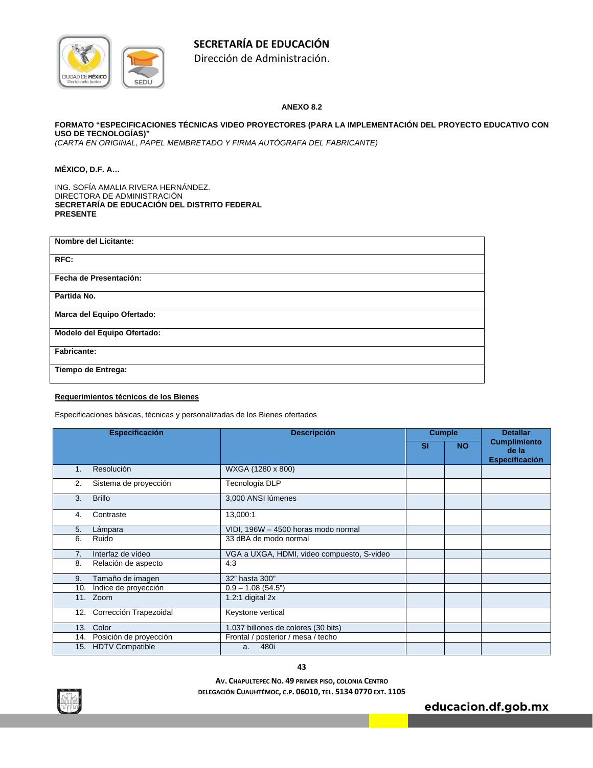**SECRETARÍA DE EDUCACIÓN**
Dirección de Administración.

**ANEXO 8.2**

**FORMATO "ESPECIFICACIONES TÉCNICAS VIDEO PROYECTORES (PARA LA IMPLEMENTACIÓN DEL PROYECTO EDUCATIVO CON USO DE TECNOLOGÍAS)"**
*(CARTA EN ORIGINAL, PAPEL MEMBRETADO Y FIRMA AUTÓGRAFA DEL FABRICANTE)*

**MÉXICO, D.F. A…**

ING. SOFÍA AMALIA RIVERA HERNÁNDEZ.
DIRECTORA DE ADMINISTRACIÓN
**SECRETARÍA DE EDUCACIÓN DEL DISTRITO FEDERAL**
**PRESENTE**

| |
|---|
| **Nombre del Licitante:** |
| **RFC:** |
| **Fecha de Presentación:** |
| **Partida No.** |
| **Marca del Equipo Ofertado:** |
| **Modelo del Equipo Ofertado:** |
| **Fabricante:** |
| **Tiempo de Entrega:** |

**Requerimientos técnicos de los Bienes**

Especificaciones básicas, técnicas y personalizadas de los Bienes ofertados

| Especificación | Descripción | Cumple | | Detallar Cumplimiento de la Especificación |
|---|---|---|---|---|
| | | SI | NO | |
| 1. Resolución | WXGA (1280 x 800) | | | |
| 2. Sistema de proyección | Tecnología DLP | | | |
| 3. Brillo | 3,000 ANSI lúmenes | | | |
| 4. Contraste | 13,000:1 | | | |
| 5. Lámpara | VIDI, 196W – 4500 horas modo normal | | | |
| 6. Ruido | 33 dBA de modo normal | | | |
| 7. Interfaz de vídeo | VGA a UXGA, HDMI, video compuesto, S-video | | | |
| 8. Relación de aspecto | 4:3 | | | |
| 9. Tamaño de imagen | 32" hasta 300" | | | |
| 10. Índice de proyección | 0.9 – 1.08 (54.5") | | | |
| 11. Zoom | 1.2:1 digital 2x | | | |
| 12. Corrección Trapezoidal | Keystone vertical | | | |
| 13. Color | 1.037 billones de colores (30 bits) | | | |
| 14. Posición de proyección | Frontal / posterior / mesa / techo | | | |
| 15. HDTV Compatible | a. 480i | | | |

**AV. CHAPULTEPEC NO. 49 PRIMER PISO, COLONIA CENTRO**
**DELEGACIÓN CUAUHTÉMOC, C.P. 06010, TEL. 5134 0770 EXT. 1105**

**educacion.df.gob.mx**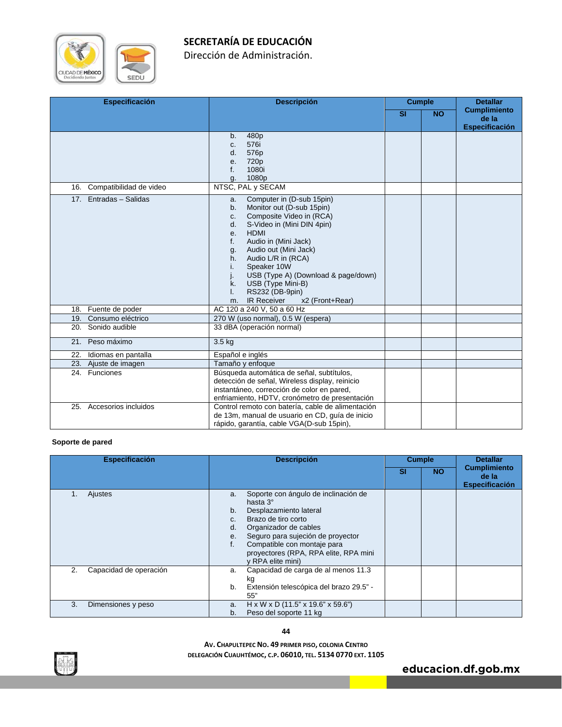| Especificación | Descripción | Cumple | | Detallar Cumplimiento de la Especificación |
|---|---|---|---|---|
| | | SI | NO | |
| | b. 480p<br>c. 576i<br>d. 576p<br>e. 720p<br>f. 1080i<br>g. 1080p | | | |
| 16. Compatibilidad de video | NTSC, PAL y SECAM | | | |
| 17. Entradas – Salidas | a. Computer in (D-sub 15pin)<br>b. Monitor out (D-sub 15pin)<br>c. Composite Video in (RCA)<br>d. S-Video in (Mini DIN 4pin)<br>e. HDMI<br>f. Audio in (Mini Jack)<br>g. Audio out (Mini Jack)<br>h. Audio L/R in (RCA)<br>i. Speaker 10W<br>j. USB (Type A) (Download & page/down)<br>k. USB (Type Mini-B)<br>l. RS232 (DB-9pin)<br>m. IR Receiver x2 (Front+Rear) | | | |
| 18. Fuente de poder | AC 120 a 240 V, 50 a 60 Hz | | | |
| 19. Consumo eléctrico | 270 W (uso normal), 0.5 W (espera) | | | |
| 20. Sonido audible | 33 dBA (operación normal) | | | |
| 21. Peso máximo | 3.5 kg | | | |
| 22. Idiomas en pantalla | Español e inglés | | | |
| 23. Ajuste de imagen | Tamaño y enfoque | | | |
| 24. Funciones | Búsqueda automática de señal, subtítulos, detección de señal, Wireless display, reinicio instantáneo, corrección de color en pared, enfriamiento, HDTV, cronómetro de presentación | | | |
| 25. Accesorios incluidos | Control remoto con batería, cable de alimentación de 13m, manual de usuario en CD, guía de inicio rápido, garantía, cable VGA(D-sub 15pin), | | | |

**Soporte de pared**

| Especificación | Descripción | Cumple | | Detallar Cumplimiento de la Especificación |
|---|---|---|---|---|
| | | SI | NO | |
| 1. Ajustes | a. Soporte con ángulo de inclinación de hasta 3°<br>b. Desplazamiento lateral<br>c. Brazo de tiro corto<br>d. Organizador de cables<br>e. Seguro para sujeción de proyector<br>f. Compatible con montaje para proyectores (RPA, RPA elite, RPA mini y RPA elite mini) | | | |
| 2. Capacidad de operación | a. Capacidad de carga de al menos 11.3 kg<br>b. Extensión telescópica del brazo 29.5" - 55" | | | |
| 3. Dimensiones y peso | a. H x W x D (11.5" x 19.6" x 59.6")<br>b. Peso del soporte 11 kg | | | |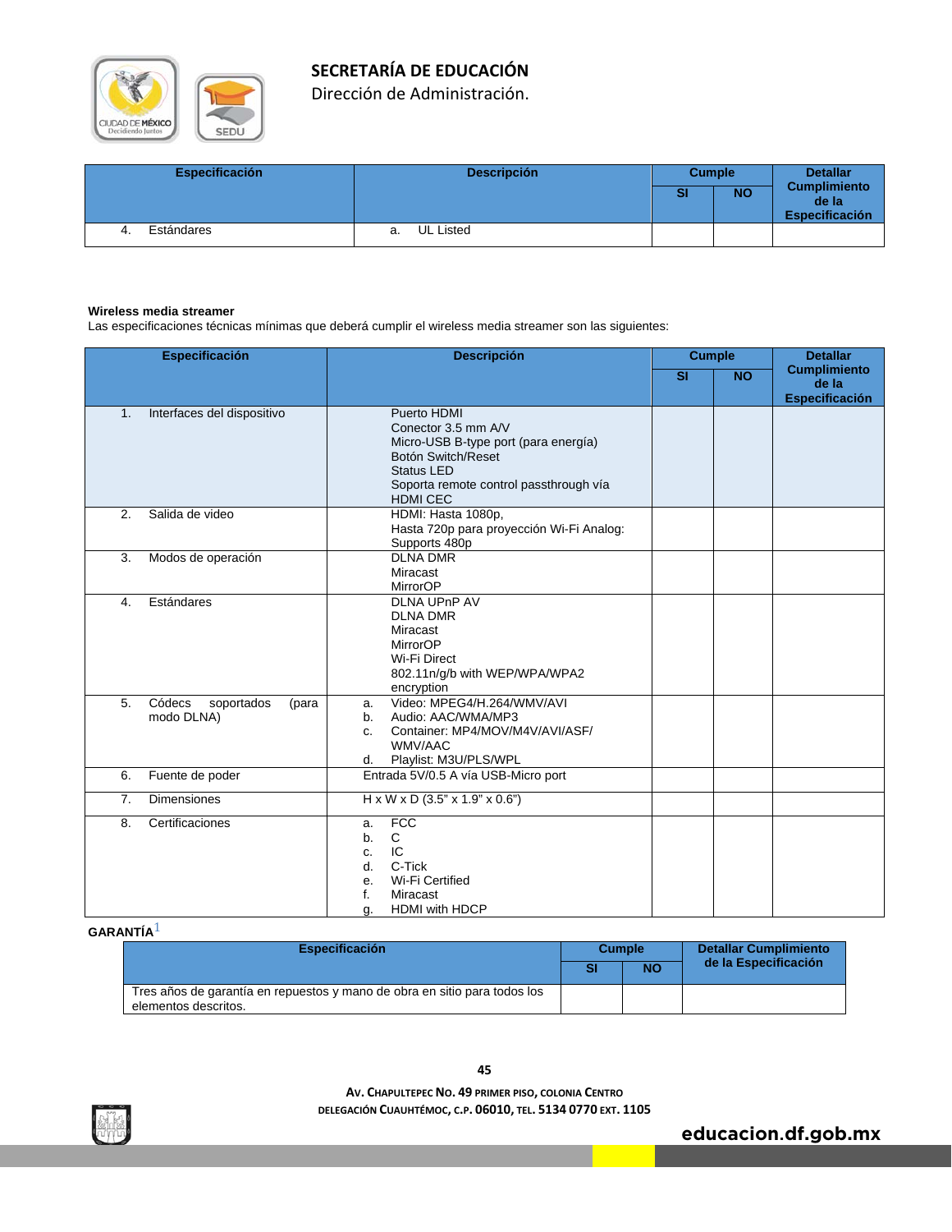| Especificación | Descripción | Cumple | | Detallar Cumplimiento de la Especificación |
|---|---|---|---|---|
| | | SI | NO | |
| 4. Estándares | a. UL Listed | | | |

**Wireless media streamer**

Las especificaciones técnicas mínimas que deberá cumplir el wireless media streamer son las siguientes:

| Especificación | Descripción | Cumple | | Detallar Cumplimiento de la Especificación |
|---|---|---|---|---|
| | | SI | NO | |
| 1. Interfaces del dispositivo | Puerto HDMI<br>Conector 3.5 mm A/V<br>Micro-USB B-type port (para energía)<br>Botón Switch/Reset<br>Status LED<br>Soporta remote control passthrough vía HDMI CEC | | | |
| 2. Salida de video | HDMI: Hasta 1080p,<br>Hasta 720p para proyección Wi-Fi Analog: Supports 480p | | | |
| 3. Modos de operación | DLNA DMR<br>Miracast<br>MirrorOP | | | |
| 4. Estándares | DLNA UPnP AV<br>DLNA DMR<br>Miracast<br>MirrorOP<br>Wi-Fi Direct<br>802.11n/g/b with WEP/WPA/WPA2 encryption | | | |
| 5. Códecs soportados (para modo DLNA) | a. Video: MPEG4/H.264/WMV/AVI<br>b. Audio: AAC/WMA/MP3<br>c. Container: MP4/MOV/M4V/AVI/ASF/ WMV/AAC<br>d. Playlist: M3U/PLS/WPL | | | |
| 6. Fuente de poder | Entrada 5V/0.5 A vía USB-Micro port | | | |
| 7. Dimensiones | H x W x D (3.5" x 1.9" x 0.6") | | | |
| 8. Certificaciones | a. FCC<br>b. C<br>c. IC<br>d. C-Tick<br>e. Wi-Fi Certified<br>f. Miracast<br>g. HDMI with HDCP | | | |

**GARANTÍA**[1]

| Especificación | Cumple | | Detallar Cumplimiento de la Especificación |
|---|---|---|---|
| | SI | NO | |
| Tres años de garantía en repuestos y mano de obra en sitio para todos los elementos descritos. | | | |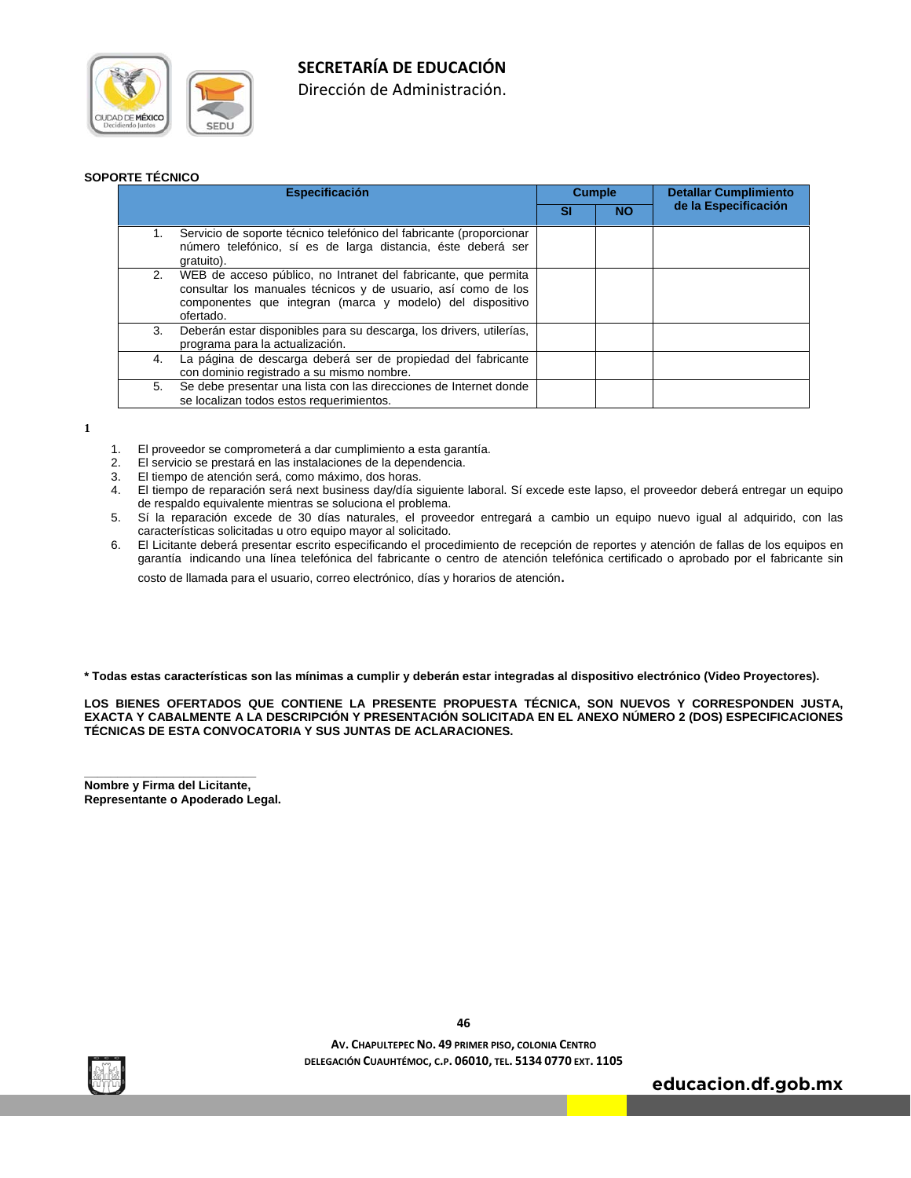**SOPORTE TÉCNICO**

| Especificación | Cumple | | Detallar Cumplimiento de la Especificación |
|---|---|---|---|
| | SI | NO | |
| 1. Servicio de soporte técnico telefónico del fabricante (proporcionar número telefónico, sí es de larga distancia, éste deberá ser gratuito). | | | |
| 2. WEB de acceso público, no Intranet del fabricante, que permita consultar los manuales técnicos y de usuario, así como de los componentes que integran (marca y modelo) del dispositivo ofertado. | | | |
| 3. Deberán estar disponibles para su descarga, los drivers, utilerías, programa para la actualización. | | | |
| 4. La página de descarga deberá ser de propiedad del fabricante con dominio registrado a su mismo nombre. | | | |
| 5. Se debe presentar una lista con las direcciones de Internet donde se localizan todos estos requerimientos. | | | |

1

1. El proveedor se comprometerá a dar cumplimiento a esta garantía.
2. El servicio se prestará en las instalaciones de la dependencia.
3. El tiempo de atención será, como máximo, dos horas.
4. El tiempo de reparación será next business day/día siguiente laboral. Sí excede este lapso, el proveedor deberá entregar un equipo de respaldo equivalente mientras se soluciona el problema.
5. Sí la reparación excede de 30 días naturales, el proveedor entregará a cambio un equipo nuevo igual al adquirido, con las características solicitadas u otro equipo mayor al solicitado.
6. El Licitante deberá presentar escrito especificando el procedimiento de recepción de reportes y atención de fallas de los equipos en garantía indicando una línea telefónica del fabricante o centro de atención telefónica certificado o aprobado por el fabricante sin costo de llamada para el usuario, correo electrónico, días y horarios de atención.

**\* Todas estas características son las mínimas a cumplir y deberán estar integradas al dispositivo electrónico (Video Proyectores).**

**LOS BIENES OFERTADOS QUE CONTIENE LA PRESENTE PROPUESTA TÉCNICA, SON NUEVOS Y CORRESPONDEN JUSTA, EXACTA Y CABALMENTE A LA DESCRIPCIÓN Y PRESENTACIÓN SOLICITADA EN EL ANEXO NÚMERO 2 (DOS) ESPECIFICACIONES TÉCNICAS DE ESTA CONVOCATORIA Y SUS JUNTAS DE ACLARACIONES.**

\_\_\_\_\_\_\_\_\_\_\_\_\_\_\_\_\_\_\_\_\_\_\_\_\_\_\_\_\_\_

**Nombre y Firma del Licitante,**
**Representante o Apoderado Legal.**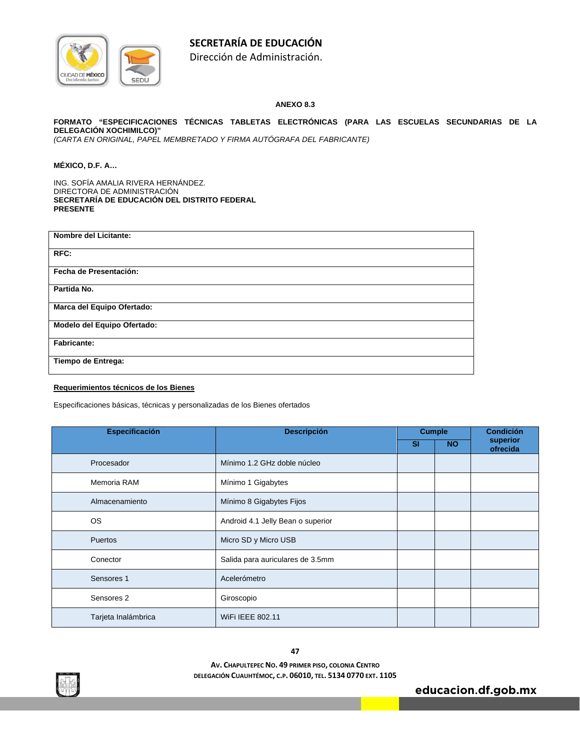**SECRETARÍA DE EDUCACIÓN**
Dirección de Administración.

**ANEXO 8.3**

**FORMATO "ESPECIFICACIONES TÉCNICAS TABLETAS ELECTRÓNICAS (PARA LAS ESCUELAS SECUNDARIAS DE LA DELEGACIÓN XOCHIMILCO)"**
*(CARTA EN ORIGINAL, PAPEL MEMBRETADO Y FIRMA AUTÓGRAFA DEL FABRICANTE)*

**MÉXICO, D.F. A…**

ING. SOFÍA AMALIA RIVERA HERNÁNDEZ.
DIRECTORA DE ADMINISTRACIÓN
**SECRETARÍA DE EDUCACIÓN DEL DISTRITO FEDERAL**
**PRESENTE**

| |
|---|
| **Nombre del Licitante:** |
| **RFC:** |
| **Fecha de Presentación:** |
| **Partida No.** |
| **Marca del Equipo Ofertado:** |
| **Modelo del Equipo Ofertado:** |
| **Fabricante:** |
| **Tiempo de Entrega:** |

**Requerimientos técnicos de los Bienes**

Especificaciones básicas, técnicas y personalizadas de los Bienes ofertados

| Especificación | Descripción | Cumple | | Condición superior ofrecida |
|---|---|---|---|---|
| | | SI | NO | |
| Procesador | Mínimo 1.2 GHz doble núcleo | | | |
| Memoria RAM | Mínimo 1 Gigabytes | | | |
| Almacenamiento | Mínimo 8 Gigabytes Fijos | | | |
| OS | Android 4.1 Jelly Bean o superior | | | |
| Puertos | Micro SD y Micro USB | | | |
| Conector | Salida para auriculares de 3.5mm | | | |
| Sensores 1 | Acelerómetro | | | |
| Sensores 2 | Giroscopio | | | |
| Tarjeta Inalámbrica | WiFi IEEE 802.11 | | | |

AV. CHAPULTEPEC NO. 49 PRIMER PISO, COLONIA CENTRO
DELEGACIÓN CUAUHTÉMOC, C.P. 06010, TEL. 5134 0770 EXT. 1105

educacion.df.gob.mx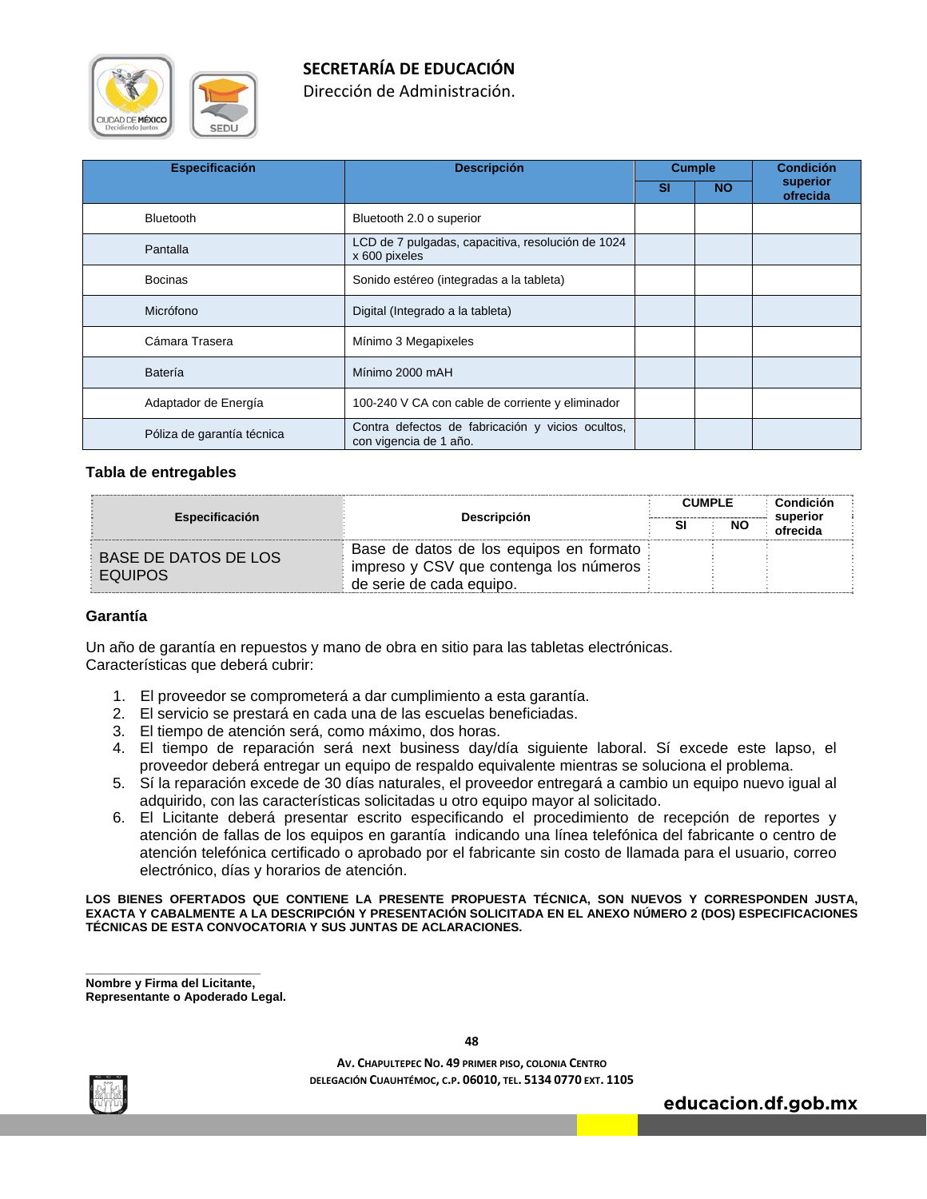**SECRETARÍA DE EDUCACIÓN**
Dirección de Administración.

| Especificación | Descripción | Cumple | | Condición superior ofrecida |
|---|---|---|---|---|
| | | SI | NO | |
| Bluetooth | Bluetooth 2.0 o superior | | | |
| Pantalla | LCD de 7 pulgadas, capacitiva, resolución de 1024 x 600 pixeles | | | |
| Bocinas | Sonido estéreo (integradas a la tableta) | | | |
| Micrófono | Digital (Integrado a la tableta) | | | |
| Cámara Trasera | Mínimo 3 Megapixeles | | | |
| Batería | Mínimo 2000 mAH | | | |
| Adaptador de Energía | 100-240 V CA con cable de corriente y eliminador | | | |
| Póliza de garantía técnica | Contra defectos de fabricación y vicios ocultos, con vigencia de 1 año. | | | |

**Tabla de entregables**

| Especificación | Descripción | CUMPLE | | Condición superior ofrecida |
|---|---|---|---|---|
| | | SI | NO | |
| BASE DE DATOS DE LOS EQUIPOS | Base de datos de los equipos en formato impreso y CSV que contenga los números de serie de cada equipo. | | | |

**Garantía**

Un año de garantía en repuestos y mano de obra en sitio para las tabletas electrónicas.
Características que deberá cubrir:

1. El proveedor se comprometerá a dar cumplimiento a esta garantía.
2. El servicio se prestará en cada una de las escuelas beneficiadas.
3. El tiempo de atención será, como máximo, dos horas.
4. El tiempo de reparación será next business day/día siguiente laboral. Sí excede este lapso, el proveedor deberá entregar un equipo de respaldo equivalente mientras se soluciona el problema.
5. Sí la reparación excede de 30 días naturales, el proveedor entregará a cambio un equipo nuevo igual al adquirido, con las características solicitadas u otro equipo mayor al solicitado.
6. El Licitante deberá presentar escrito especificando el procedimiento de recepción de reportes y atención de fallas de los equipos en garantía indicando una línea telefónica del fabricante o centro de atención telefónica certificado o aprobado por el fabricante sin costo de llamada para el usuario, correo electrónico, días y horarios de atención.

**LOS BIENES OFERTADOS QUE CONTIENE LA PRESENTE PROPUESTA TÉCNICA, SON NUEVOS Y CORRESPONDEN JUSTA, EXACTA Y CABALMENTE A LA DESCRIPCIÓN Y PRESENTACIÓN SOLICITADA EN EL ANEXO NÚMERO 2 (DOS) ESPECIFICACIONES TÉCNICAS DE ESTA CONVOCATORIA Y SUS JUNTAS DE ACLARACIONES.**

\_\_\_\_\_\_\_\_\_\_\_\_\_\_\_\_\_\_\_\_\_\_\_\_\_\_\_\_\_\_\_\_\_\_\_\_

**Nombre y Firma del Licitante,**
**Representante o Apoderado Legal.**

**AV. CHAPULTEPEC NO. 49 PRIMER PISO, COLONIA CENTRO**
**DELEGACIÓN CUAUHTÉMOC, C.P. 06010, TEL. 5134 0770 EXT. 1105**

**educacion.df.gob.mx**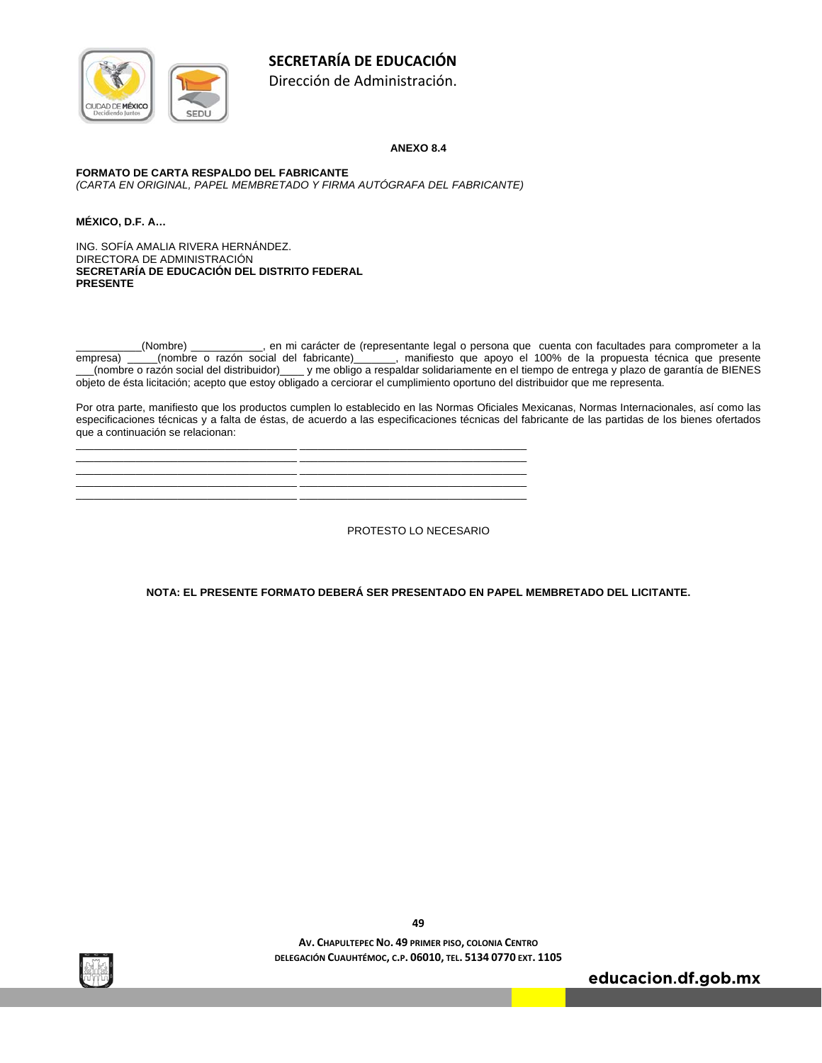**SECRETARÍA DE EDUCACIÓN**
Dirección de Administración.

**ANEXO 8.4**

**FORMATO DE CARTA RESPALDO DEL FABRICANTE**
*(CARTA EN ORIGINAL, PAPEL MEMBRETADO Y FIRMA AUTÓGRAFA DEL FABRICANTE)*

**MÉXICO, D.F. A…**

ING. SOFÍA AMALIA RIVERA HERNÁNDEZ.
DIRECTORA DE ADMINISTRACIÓN
**SECRETARÍA DE EDUCACIÓN DEL DISTRITO FEDERAL**
**PRESENTE**

___________(Nombre) ____________, en mi carácter de (representante legal o persona que cuenta con facultades para comprometer a la empresa) _____(nombre o razón social del fabricante)_______, manifiesto que apoyo el 100% de la propuesta técnica que presente ___(nombre o razón social del distribuidor)____ y me obligo a respaldar solidariamente en el tiempo de entrega y plazo de garantía de BIENES objeto de ésta licitación; acepto que estoy obligado a cerciorar el cumplimiento oportuno del distribuidor que me representa.

Por otra parte, manifiesto que los productos cumplen lo establecido en las Normas Oficiales Mexicanas, Normas Internacionales, así como las especificaciones técnicas y a falta de éstas, de acuerdo a las especificaciones técnicas del fabricante de las partidas de los bienes ofertados que a continuación se relacionan:

____________________________________ ____________________________________
____________________________________ ____________________________________
____________________________________ ____________________________________
____________________________________ ____________________________________
____________________________________ ____________________________________

PROTESTO LO NECESARIO

**NOTA: EL PRESENTE FORMATO DEBERÁ SER PRESENTADO EN PAPEL MEMBRETADO DEL LICITANTE.**

**AV. CHAPULTEPEC NO. 49 PRIMER PISO, COLONIA CENTRO**
**DELEGACIÓN CUAUHTÉMOC, C.P. 06010, TEL. 5134 0770 EXT. 1105**

**educacion.df.gob.mx**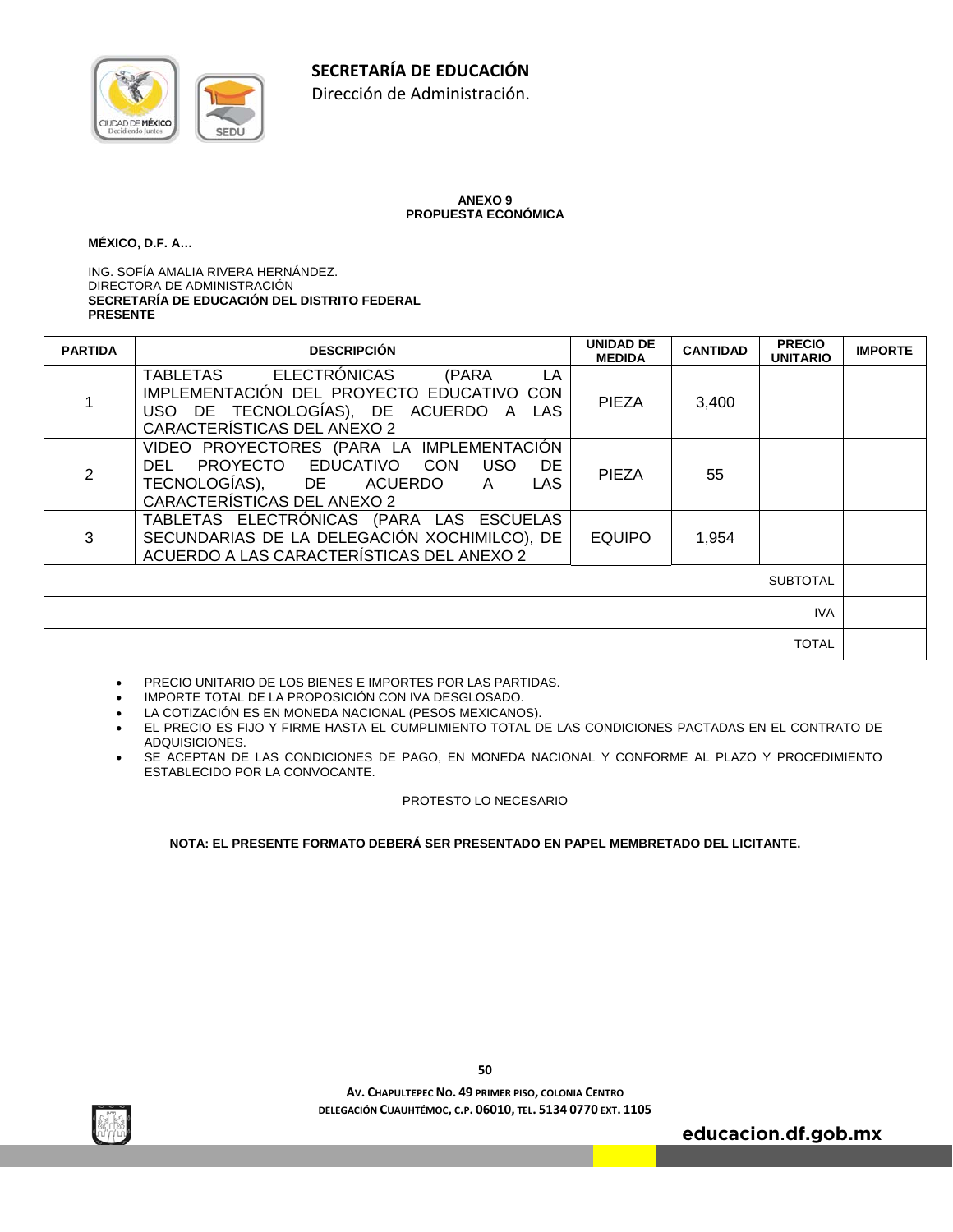**ANEXO 9**
**PROPUESTA ECONÓMICA**

**MÉXICO, D.F. A…**

ING. SOFÍA AMALIA RIVERA HERNÁNDEZ.
DIRECTORA DE ADMINISTRACIÓN
**SECRETARÍA DE EDUCACIÓN DEL DISTRITO FEDERAL**
**PRESENTE**

| PARTIDA | DESCRIPCIÓN | UNIDAD DE MEDIDA | CANTIDAD | PRECIO UNITARIO | IMPORTE |
|---|---|---|---|---|---|
| 1 | TABLETAS ELECTRÓNICAS (PARA LA IMPLEMENTACIÓN DEL PROYECTO EDUCATIVO CON USO DE TECNOLOGÍAS), DE ACUERDO A LAS CARACTERÍSTICAS DEL ANEXO 2 | PIEZA | 3,400 | | |
| 2 | VIDEO PROYECTORES (PARA LA IMPLEMENTACIÓN DEL PROYECTO EDUCATIVO CON USO DE TECNOLOGÍAS), DE ACUERDO A LAS CARACTERÍSTICAS DEL ANEXO 2 | PIEZA | 55 | | |
| 3 | TABLETAS ELECTRÓNICAS (PARA LAS ESCUELAS SECUNDARIAS DE LA DELEGACIÓN XOCHIMILCO), DE ACUERDO A LAS CARACTERÍSTICAS DEL ANEXO 2 | EQUIPO | 1,954 | | |
| | | | | SUBTOTAL | |
| | | | | IVA | |
| | | | | TOTAL | |

- PRECIO UNITARIO DE LOS BIENES E IMPORTES POR LAS PARTIDAS.
- IMPORTE TOTAL DE LA PROPOSICIÓN CON IVA DESGLOSADO.
- LA COTIZACIÓN ES EN MONEDA NACIONAL (PESOS MEXICANOS).
- EL PRECIO ES FIJO Y FIRME HASTA EL CUMPLIMIENTO TOTAL DE LAS CONDICIONES PACTADAS EN EL CONTRATO DE ADQUISICIONES.
- SE ACEPTAN DE LAS CONDICIONES DE PAGO, EN MONEDA NACIONAL Y CONFORME AL PLAZO Y PROCEDIMIENTO ESTABLECIDO POR LA CONVOCANTE.

PROTESTO LO NECESARIO

**NOTA: EL PRESENTE FORMATO DEBERÁ SER PRESENTADO EN PAPEL MEMBRETADO DEL LICITANTE.**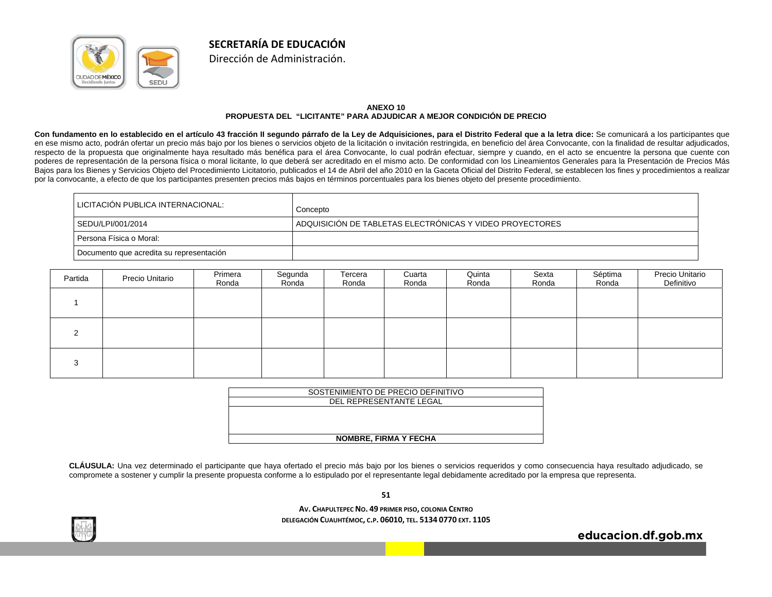**SECRETARÍA DE EDUCACIÓN**
Dirección de Administración.

**ANEXO 10**
**PROPUESTA DEL "LICITANTE" PARA ADJUDICAR A MEJOR CONDICIÓN DE PRECIO**

**Con fundamento en lo establecido en el artículo 43 fracción II segundo párrafo de la Ley de Adquisiciones, para el Distrito Federal que a la letra dice:** Se comunicará a los participantes que en ese mismo acto, podrán ofertar un precio más bajo por los bienes o servicios objeto de la licitación o invitación restringida, en beneficio del área Convocante, con la finalidad de resultar adjudicados, respecto de la propuesta que originalmente haya resultado más benéfica para el área Convocante, lo cual podrán efectuar, siempre y cuando, en el acto se encuentre la persona que cuente con poderes de representación de la persona física o moral licitante, lo que deberá ser acreditado en el mismo acto. De conformidad con los Lineamientos Generales para la Presentación de Precios Más Bajos para los Bienes y Servicios Objeto del Procedimiento Licitatorio, publicados el 14 de Abril del año 2010 en la Gaceta Oficial del Distrito Federal, se establecen los fines y procedimientos a realizar por la convocante, a efecto de que los participantes presenten precios más bajos en términos porcentuales para los bienes objeto del presente procedimiento.

| LICITACIÓN PUBLICA INTERNACIONAL: | Concepto |
|---|---|
| SEDU/LPI/001/2014 | ADQUISICIÓN DE TABLETAS ELECTRÓNICAS Y VIDEO PROYECTORES |
| Persona Física o Moral: | |
| Documento que acredita su representación | |

| Partida | Precio Unitario | Primera Ronda | Segunda Ronda | Tercera Ronda | Cuarta Ronda | Quinta Ronda | Sexta Ronda | Séptima Ronda | Precio Unitario Definitivo |
|---|---|---|---|---|---|---|---|---|---|
| 1 | | | | | | | | | |
| 2 | | | | | | | | | |
| 3 | | | | | | | | | |

| SOSTENIMIENTO DE PRECIO DEFINITIVO |
|---|
| DEL REPRESENTANTE LEGAL |
| |
| **NOMBRE, FIRMA Y FECHA** |

**CLÁUSULA:** Una vez determinado el participante que haya ofertado el precio más bajo por los bienes o servicios requeridos y como consecuencia haya resultado adjudicado, se compromete a sostener y cumplir la presente propuesta conforme a lo estipulado por el representante legal debidamente acreditado por la empresa que representa.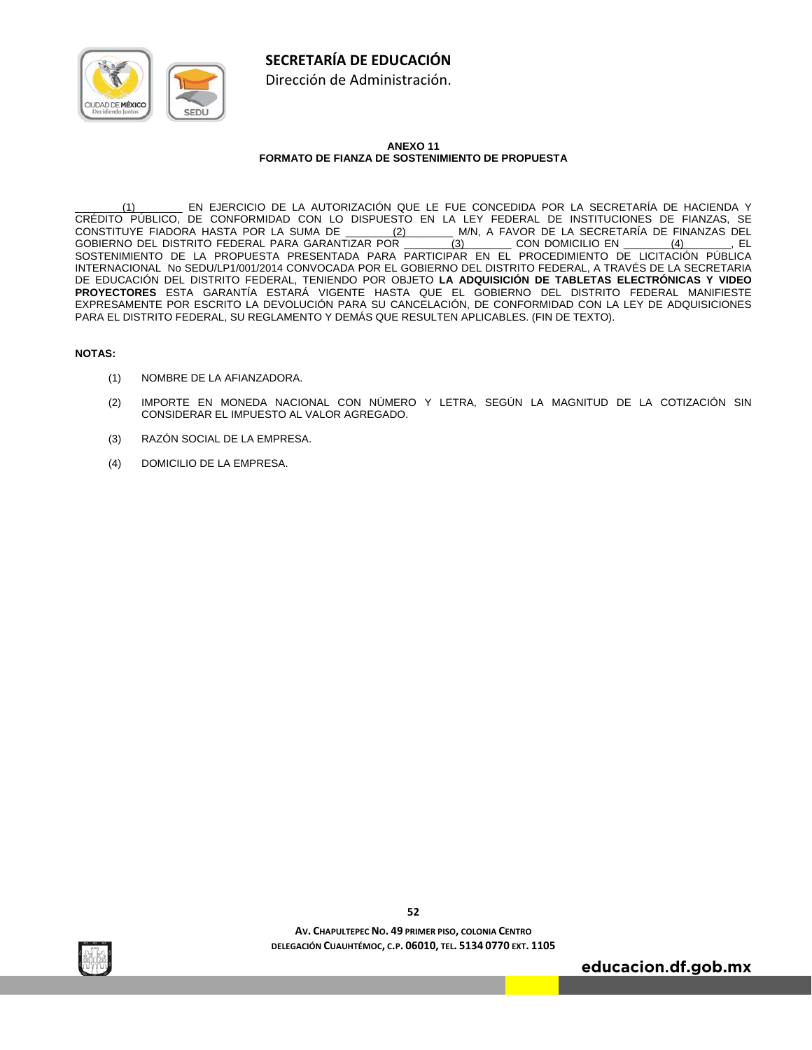**ANEXO 11**
**FORMATO DE FIANZA DE SOSTENIMIENTO DE PROPUESTA**

________(1)________ EN EJERCICIO DE LA AUTORIZACIÓN QUE LE FUE CONCEDIDA POR LA SECRETARÍA DE HACIENDA Y CRÉDITO PÚBLICO, DE CONFORMIDAD CON LO DISPUESTO EN LA LEY FEDERAL DE INSTITUCIONES DE FIANZAS, SE CONSTITUYE FIADORA HASTA POR LA SUMA DE ________(2)________ M/N, A FAVOR DE LA SECRETARÍA DE FINANZAS DEL GOBIERNO DEL DISTRITO FEDERAL PARA GARANTIZAR POR ________(3)________ CON DOMICILIO EN ________(4)________, EL SOSTENIMIENTO DE LA PROPUESTA PRESENTADA PARA PARTICIPAR EN EL PROCEDIMIENTO DE LICITACIÓN PÚBLICA INTERNACIONAL No SEDU/LP1/001/2014 CONVOCADA POR EL GOBIERNO DEL DISTRITO FEDERAL, A TRAVÉS DE LA SECRETARIA DE EDUCACIÓN DEL DISTRITO FEDERAL, TENIENDO POR OBJETO **LA ADQUISICIÓN DE TABLETAS ELECTRÓNICAS Y VIDEO PROYECTORES** ESTA GARANTÍA ESTARÁ VIGENTE HASTA QUE EL GOBIERNO DEL DISTRITO FEDERAL MANIFIESTE EXPRESAMENTE POR ESCRITO LA DEVOLUCIÓN PARA SU CANCELACIÓN, DE CONFORMIDAD CON LA LEY DE ADQUISICIONES PARA EL DISTRITO FEDERAL, SU REGLAMENTO Y DEMÁS QUE RESULTEN APLICABLES. (FIN DE TEXTO).

**NOTAS:**

(1) NOMBRE DE LA AFIANZADORA.

(2) IMPORTE EN MONEDA NACIONAL CON NÚMERO Y LETRA, SEGÚN LA MAGNITUD DE LA COTIZACIÓN SIN CONSIDERAR EL IMPUESTO AL VALOR AGREGADO.

(3) RAZÓN SOCIAL DE LA EMPRESA.

(4) DOMICILIO DE LA EMPRESA.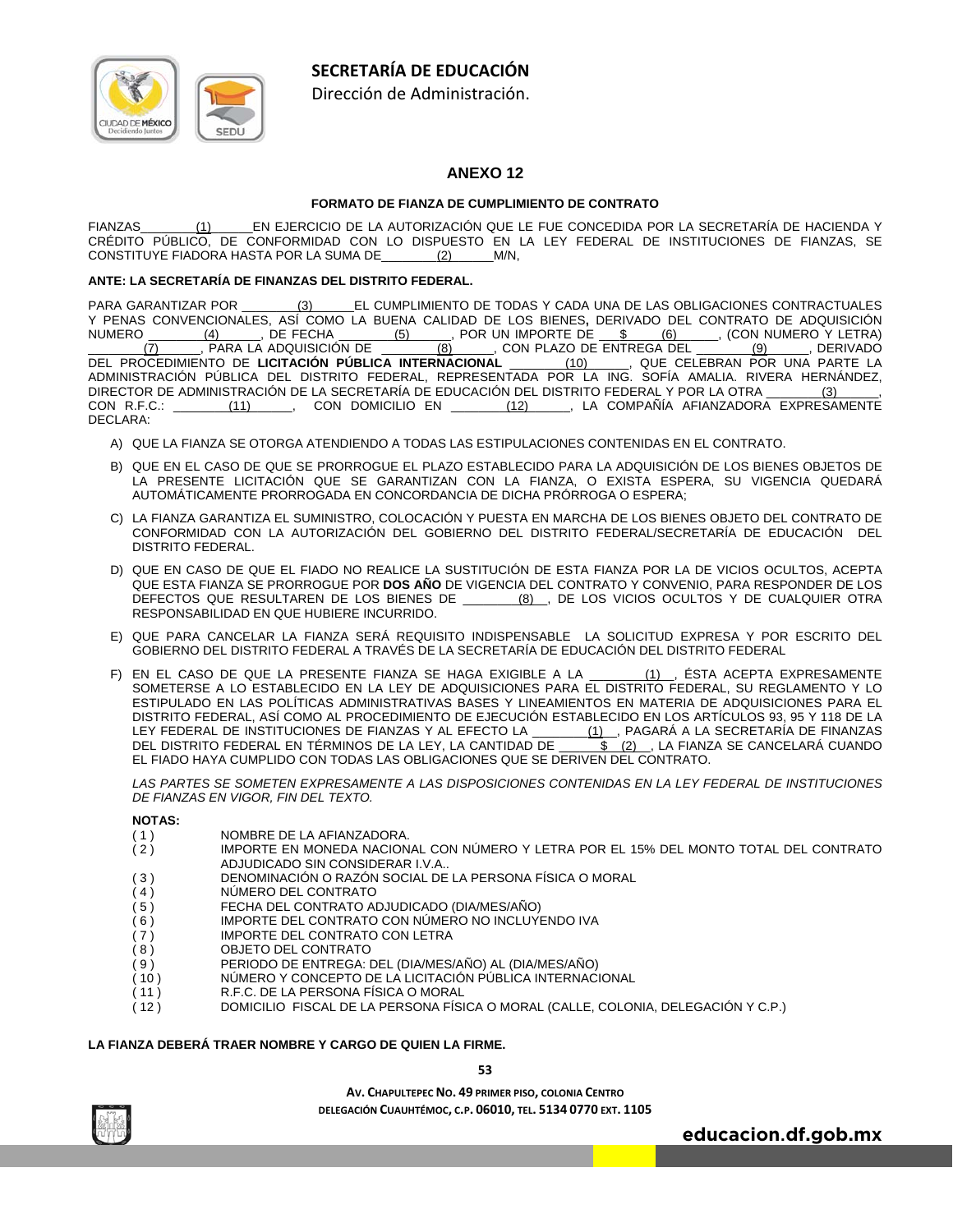## ANEXO 12

### FORMATO DE FIANZA DE CUMPLIMIENTO DE CONTRATO

FIANZAS ______(1)______ EN EJERCICIO DE LA AUTORIZACIÓN QUE LE FUE CONCEDIDA POR LA SECRETARÍA DE HACIENDA Y CRÉDITO PÚBLICO, DE CONFORMIDAD CON LO DISPUESTO EN LA LEY FEDERAL DE INSTITUCIONES DE FIANZAS, SE CONSTITUYE FIADORA HASTA POR LA SUMA DE ______(2)______ M/N,

**ANTE: LA SECRETARÍA DE FINANZAS DEL DISTRITO FEDERAL.**

PARA GARANTIZAR POR ______(3)______ EL CUMPLIMIENTO DE TODAS Y CADA UNA DE LAS OBLIGACIONES CONTRACTUALES Y PENAS CONVENCIONALES, ASÍ COMO LA BUENA CALIDAD DE LOS BIENES**,** DERIVADO DEL CONTRATO DE ADQUISICIÓN NUMERO ______(4)______, DE FECHA ______(5)______, POR UN IMPORTE DE ___$____(6)______, (CON NUMERO Y LETRA) ______(7)______, PARA LA ADQUISICIÓN DE ______(8)______, CON PLAZO DE ENTREGA DEL ______(9)______, DERIVADO DEL PROCEDIMIENTO DE **LICITACIÓN PÚBLICA INTERNACIONAL** ______(10)______, QUE CELEBRAN POR UNA PARTE LA ADMINISTRACIÓN PÚBLICA DEL DISTRITO FEDERAL, REPRESENTADA POR LA ING. SOFÍA AMALIA. RIVERA HERNÁNDEZ, DIRECTOR DE ADMINISTRACIÓN DE LA SECRETARÍA DE EDUCACIÓN DEL DISTRITO FEDERAL Y POR LA OTRA ______(3)______, CON R.F.C.: ______(11)______, CON DOMICILIO EN ______(12)______, LA COMPAÑÍA AFIANZADORA EXPRESAMENTE DECLARA:

A) QUE LA FIANZA SE OTORGA ATENDIENDO A TODAS LAS ESTIPULACIONES CONTENIDAS EN EL CONTRATO.

B) QUE EN EL CASO DE QUE SE PRORROGUE EL PLAZO ESTABLECIDO PARA LA ADQUISICIÓN DE LOS BIENES OBJETOS DE LA PRESENTE LICITACIÓN QUE SE GARANTIZAN CON LA FIANZA, O EXISTA ESPERA, SU VIGENCIA QUEDARÁ AUTOMÁTICAMENTE PRORROGADA EN CONCORDANCIA DE DICHA PRÓRROGA O ESPERA;

C) LA FIANZA GARANTIZA EL SUMINISTRO, COLOCACIÓN Y PUESTA EN MARCHA DE LOS BIENES OBJETO DEL CONTRATO DE CONFORMIDAD CON LA AUTORIZACIÓN DEL GOBIERNO DEL DISTRITO FEDERAL/SECRETARÍA DE EDUCACIÓN DEL DISTRITO FEDERAL.

D) QUE EN CASO DE QUE EL FIADO NO REALICE LA SUSTITUCIÓN DE ESTA FIANZA POR LA DE VICIOS OCULTOS, ACEPTA QUE ESTA FIANZA SE PRORROGUE POR **DOS AÑO** DE VIGENCIA DEL CONTRATO Y CONVENIO, PARA RESPONDER DE LOS DEFECTOS QUE RESULTAREN DE LOS BIENES DE ______(8)__, DE LOS VICIOS OCULTOS Y DE CUALQUIER OTRA RESPONSABILIDAD EN QUE HUBIERE INCURRIDO.

E) QUE PARA CANCELAR LA FIANZA SERÁ REQUISITO INDISPENSABLE LA SOLICITUD EXPRESA Y POR ESCRITO DEL GOBIERNO DEL DISTRITO FEDERAL A TRAVÉS DE LA SECRETARÍA DE EDUCACIÓN DEL DISTRITO FEDERAL

F) EN EL CASO DE QUE LA PRESENTE FIANZA SE HAGA EXIGIBLE A LA ______(1)__, ÉSTA ACEPTA EXPRESAMENTE SOMETERSE A LO ESTABLECIDO EN LA LEY DE ADQUISICIONES PARA EL DISTRITO FEDERAL, SU REGLAMENTO Y LO ESTIPULADO EN LAS POLÍTICAS ADMINISTRATIVAS BASES Y LINEAMIENTOS EN MATERIA DE ADQUISICIONES PARA EL DISTRITO FEDERAL, ASÍ COMO AL PROCEDIMIENTO DE EJECUCIÓN ESTABLECIDO EN LOS ARTÍCULOS 93, 95 Y 118 DE LA LEY FEDERAL DE INSTITUCIONES DE FIANZAS Y AL EFECTO LA ______(1)__, PAGARÁ A LA SECRETARÍA DE FINANZAS DEL DISTRITO FEDERAL EN TÉRMINOS DE LA LEY, LA CANTIDAD DE _____$__(2)__, LA FIANZA SE CANCELARÁ CUANDO EL FIADO HAYA CUMPLIDO CON TODAS LAS OBLIGACIONES QUE SE DERIVEN DEL CONTRATO.

*LAS PARTES SE SOMETEN EXPRESAMENTE A LAS DISPOSICIONES CONTENIDAS EN LA LEY FEDERAL DE INSTITUCIONES DE FIANZAS EN VIGOR, FIN DEL TEXTO.*

**NOTAS:**

( 1 ) NOMBRE DE LA AFIANZADORA.
( 2 ) IMPORTE EN MONEDA NACIONAL CON NÚMERO Y LETRA POR EL 15% DEL MONTO TOTAL DEL CONTRATO ADJUDICADO SIN CONSIDERAR I.V.A..
( 3 ) DENOMINACIÓN O RAZÓN SOCIAL DE LA PERSONA FÍSICA O MORAL
( 4 ) NÚMERO DEL CONTRATO
( 5 ) FECHA DEL CONTRATO ADJUDICADO (DIA/MES/AÑO)
( 6 ) IMPORTE DEL CONTRATO CON NÚMERO NO INCLUYENDO IVA
( 7 ) IMPORTE DEL CONTRATO CON LETRA
( 8 ) OBJETO DEL CONTRATO
( 9 ) PERIODO DE ENTREGA: DEL (DIA/MES/AÑO) AL (DIA/MES/AÑO)
( 10 ) NÚMERO Y CONCEPTO DE LA LICITACIÓN PÚBLICA INTERNACIONAL
( 11 ) R.F.C. DE LA PERSONA FÍSICA O MORAL
( 12 ) DOMICILIO FISCAL DE LA PERSONA FÍSICA O MORAL (CALLE, COLONIA, DELEGACIÓN Y C.P.)

**LA FIANZA DEBERÁ TRAER NOMBRE Y CARGO DE QUIEN LA FIRME.**